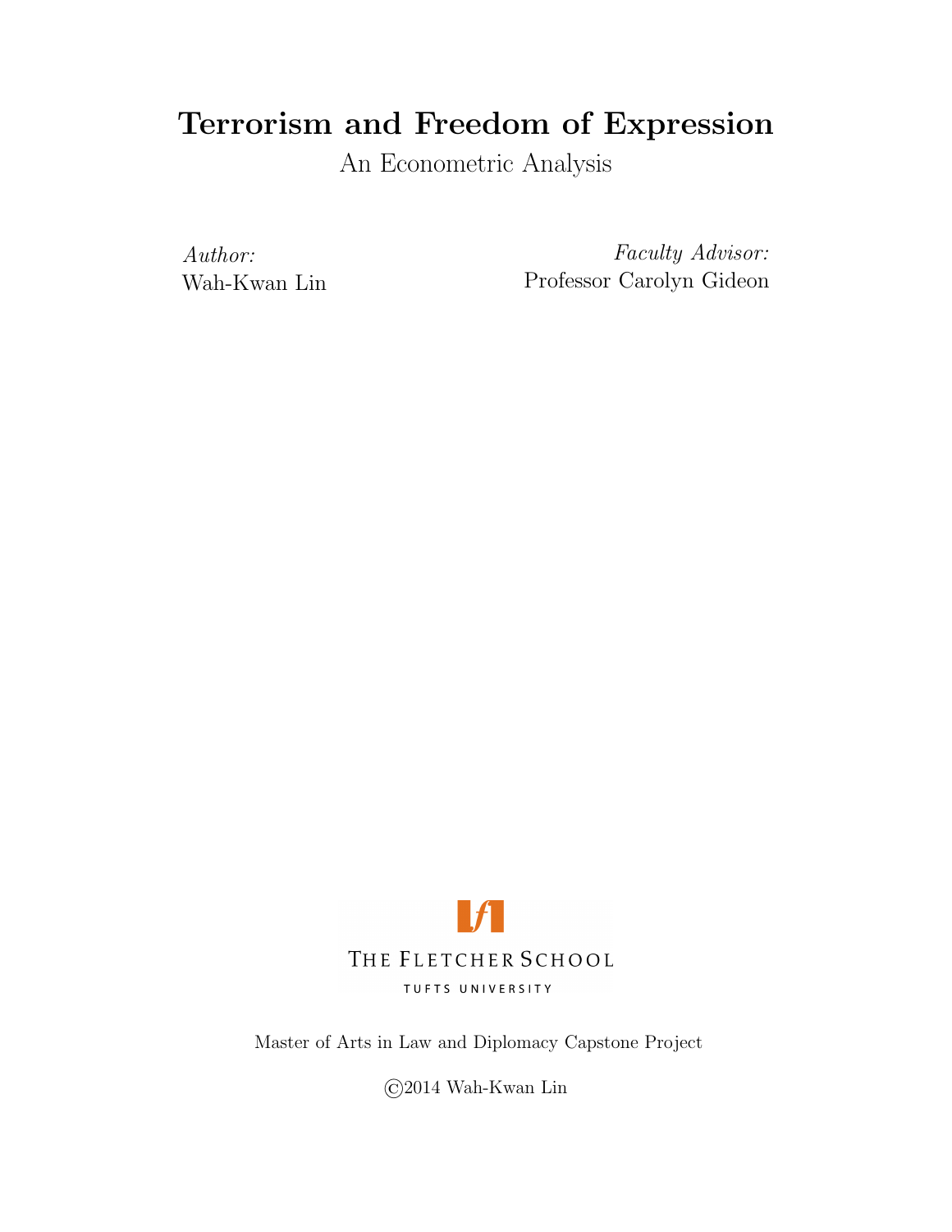# Terrorism and Freedom of Expression

An Econometric Analysis

*Author:*
Wah-Kwan Lin

*Faculty Advisor:*
Professor Carolyn Gideon

THE FLETCHER SCHOOL

TUFTS UNIVERSITY

Master of Arts in Law and Diplomacy Capstone Project

©2014 Wah-Kwan Lin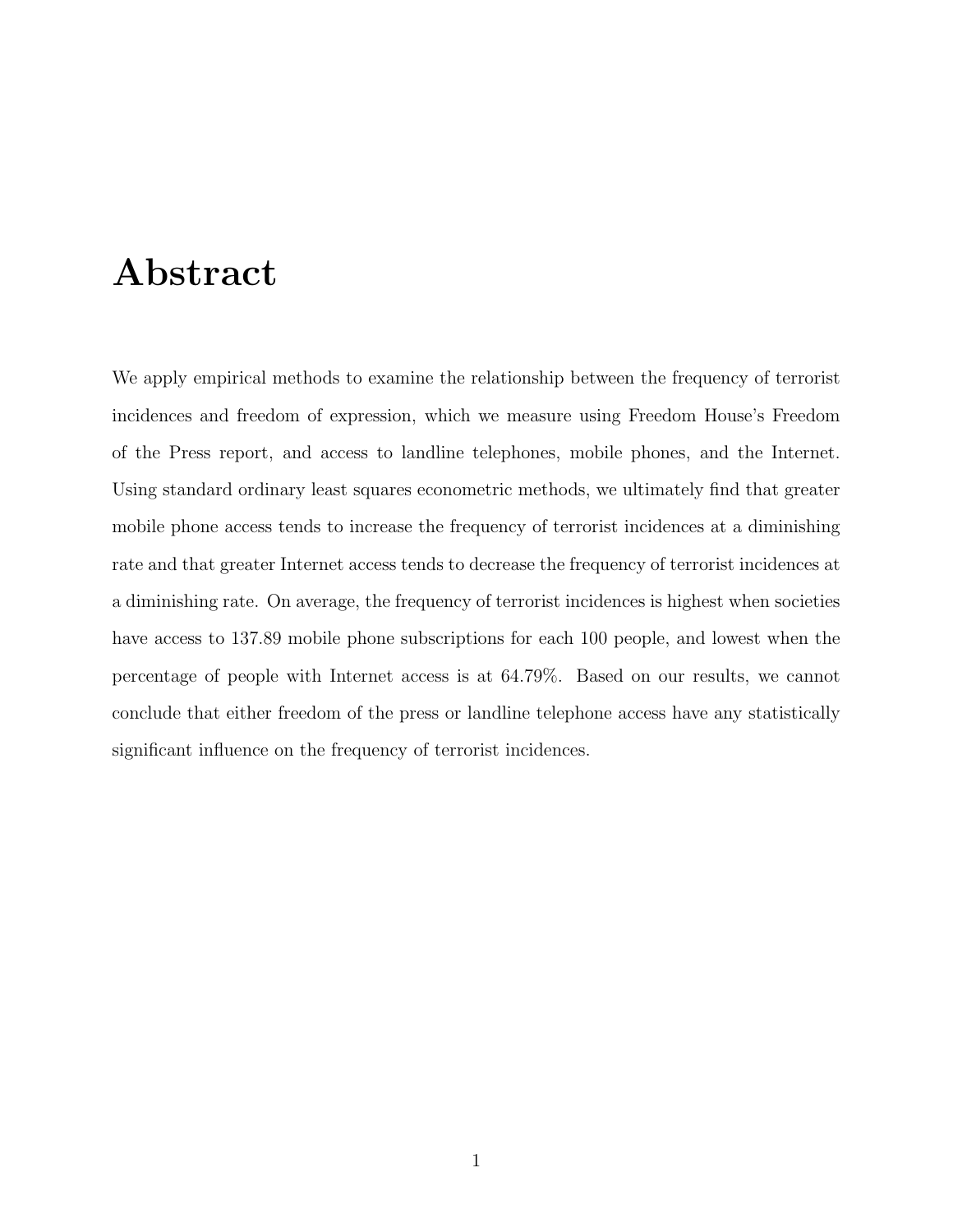# Abstract

We apply empirical methods to examine the relationship between the frequency of terrorist incidences and freedom of expression, which we measure using Freedom House's Freedom of the Press report, and access to landline telephones, mobile phones, and the Internet. Using standard ordinary least squares econometric methods, we ultimately find that greater mobile phone access tends to increase the frequency of terrorist incidences at a diminishing rate and that greater Internet access tends to decrease the frequency of terrorist incidences at a diminishing rate. On average, the frequency of terrorist incidences is highest when societies have access to 137.89 mobile phone subscriptions for each 100 people, and lowest when the percentage of people with Internet access is at 64.79%. Based on our results, we cannot conclude that either freedom of the press or landline telephone access have any statistically significant influence on the frequency of terrorist incidences.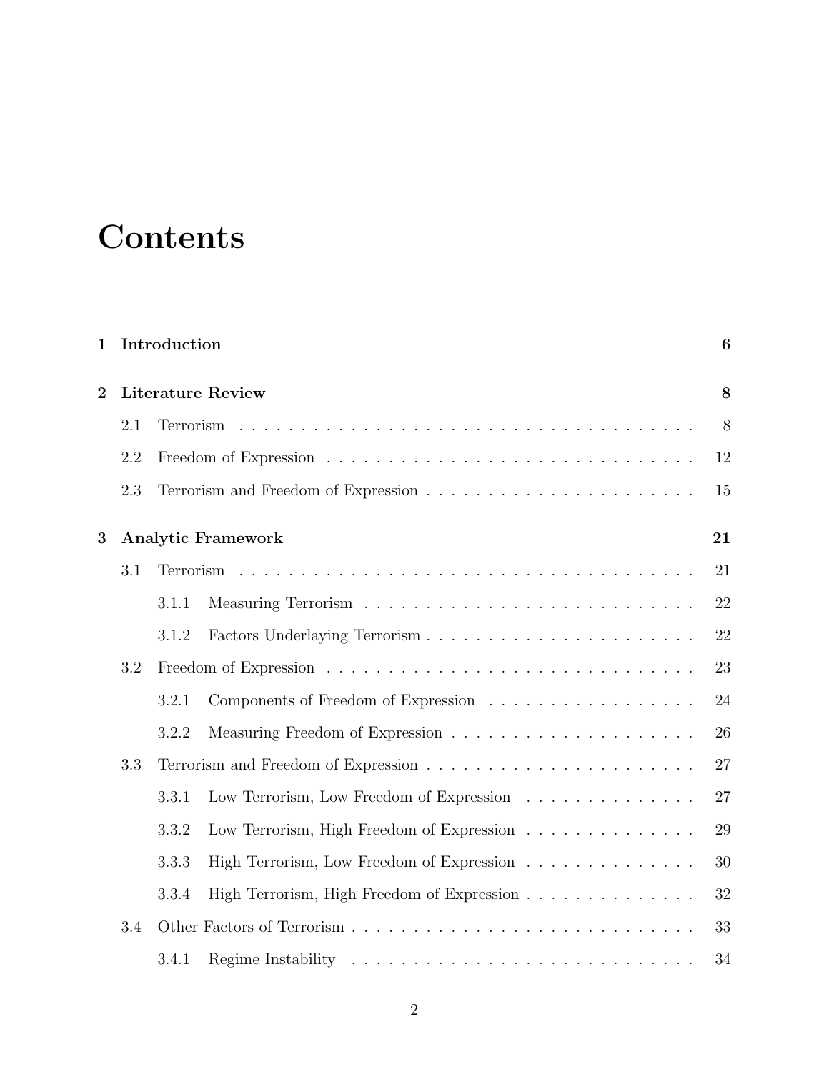# Contents

**1 Introduction** **6**

**2 Literature Review** **8**

- 2.1 Terrorism . . . . . . . . . . . . . . . . . . . . . . . . . . . . . . . . . . . . . . 8
- 2.2 Freedom of Expression . . . . . . . . . . . . . . . . . . . . . . . . . . . . . . 12
- 2.3 Terrorism and Freedom of Expression . . . . . . . . . . . . . . . . . . . . . . 15

**3 Analytic Framework** **21**

- 3.1 Terrorism . . . . . . . . . . . . . . . . . . . . . . . . . . . . . . . . . . . . . . 21
  - 3.1.1 Measuring Terrorism . . . . . . . . . . . . . . . . . . . . . . . . . . . 22
  - 3.1.2 Factors Underlaying Terrorism . . . . . . . . . . . . . . . . . . . . . . 22
- 3.2 Freedom of Expression . . . . . . . . . . . . . . . . . . . . . . . . . . . . . . 23
  - 3.2.1 Components of Freedom of Expression . . . . . . . . . . . . . . . . . 24
  - 3.2.2 Measuring Freedom of Expression . . . . . . . . . . . . . . . . . . . . 26
- 3.3 Terrorism and Freedom of Expression . . . . . . . . . . . . . . . . . . . . . . 27
  - 3.3.1 Low Terrorism, Low Freedom of Expression . . . . . . . . . . . . . . 27
  - 3.3.2 Low Terrorism, High Freedom of Expression . . . . . . . . . . . . . . 29
  - 3.3.3 High Terrorism, Low Freedom of Expression . . . . . . . . . . . . . . 30
  - 3.3.4 High Terrorism, High Freedom of Expression . . . . . . . . . . . . . . 32
- 3.4 Other Factors of Terrorism . . . . . . . . . . . . . . . . . . . . . . . . . . . . 33
  - 3.4.1 Regime Instability . . . . . . . . . . . . . . . . . . . . . . . . . . . . . 34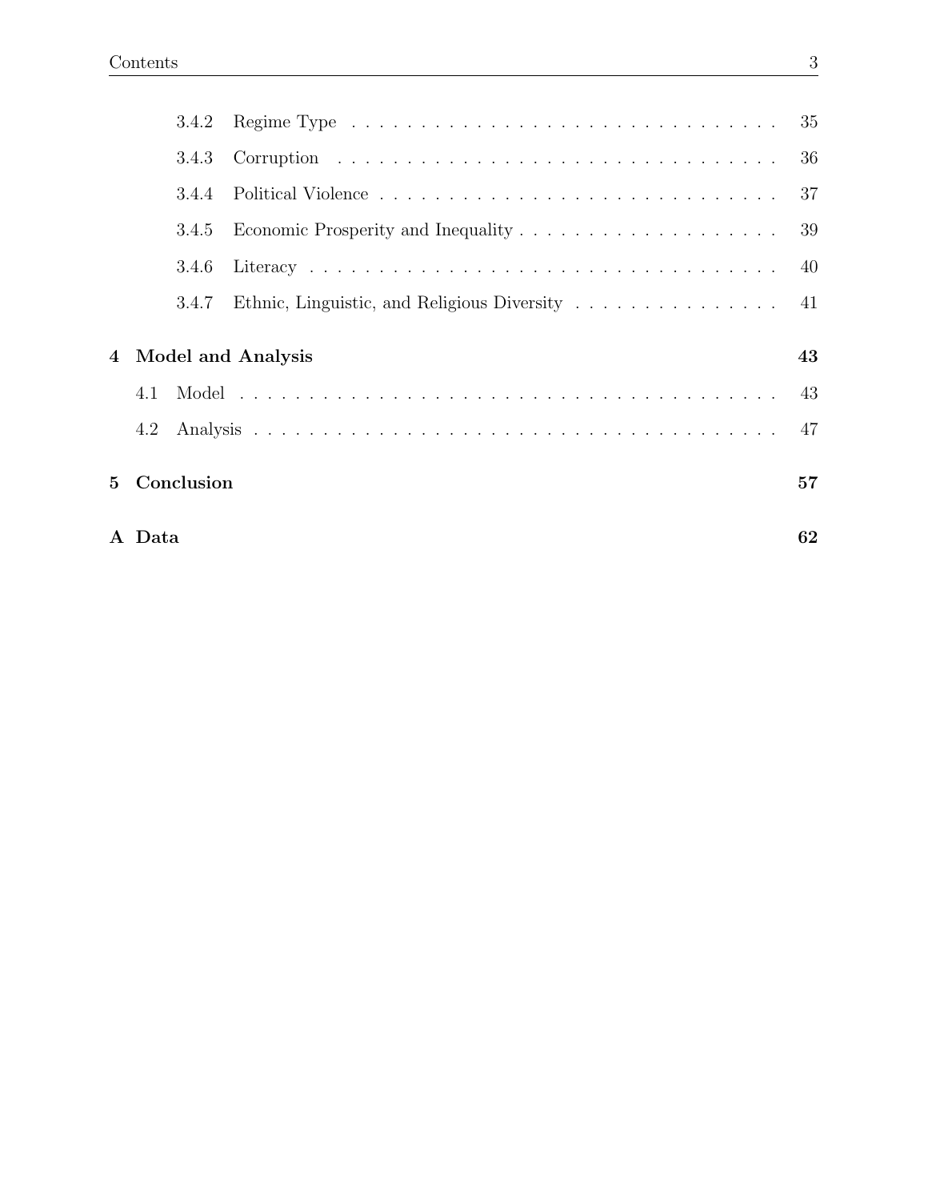3.4.2 Regime Type . . . . . . . . . . . . . . . . . . . . . . . . . . . . . . . 35

3.4.3 Corruption . . . . . . . . . . . . . . . . . . . . . . . . . . . . . . . 36

3.4.4 Political Violence . . . . . . . . . . . . . . . . . . . . . . . . . . . . 37

3.4.5 Economic Prosperity and Inequality . . . . . . . . . . . . . . . . . . 39

3.4.6 Literacy . . . . . . . . . . . . . . . . . . . . . . . . . . . . . . . . . 40

3.4.7 Ethnic, Linguistic, and Religious Diversity . . . . . . . . . . . . . . . 41

**4 Model and Analysis** **43**

4.1 Model . . . . . . . . . . . . . . . . . . . . . . . . . . . . . . . . . . . . . 43

4.2 Analysis . . . . . . . . . . . . . . . . . . . . . . . . . . . . . . . . . . . . 47

**5 Conclusion** **57**

**A Data** **62**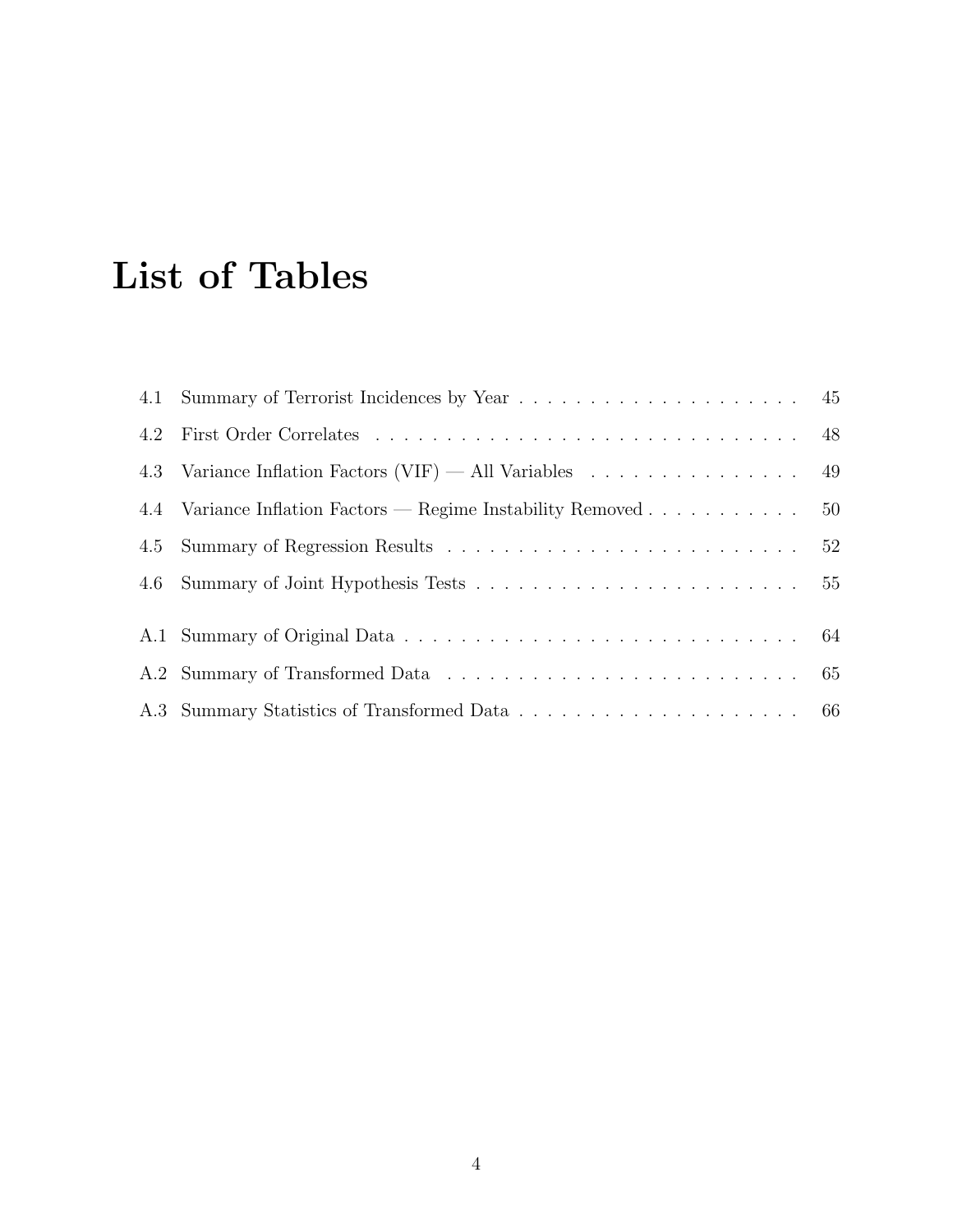# List of Tables

4.1 Summary of Terrorist Incidences by Year . . . . . . . . . . . . . . . . . . . . . 45

4.2 First Order Correlates . . . . . . . . . . . . . . . . . . . . . . . . . . . . . . . . 48

4.3 Variance Inflation Factors (VIF) — All Variables . . . . . . . . . . . . . . . . 49

4.4 Variance Inflation Factors — Regime Instability Removed . . . . . . . . . . . 50

4.5 Summary of Regression Results . . . . . . . . . . . . . . . . . . . . . . . . . . 52

4.6 Summary of Joint Hypothesis Tests . . . . . . . . . . . . . . . . . . . . . . . . 55

A.1 Summary of Original Data . . . . . . . . . . . . . . . . . . . . . . . . . . . . . 64

A.2 Summary of Transformed Data . . . . . . . . . . . . . . . . . . . . . . . . . . 65

A.3 Summary Statistics of Transformed Data . . . . . . . . . . . . . . . . . . . . . 66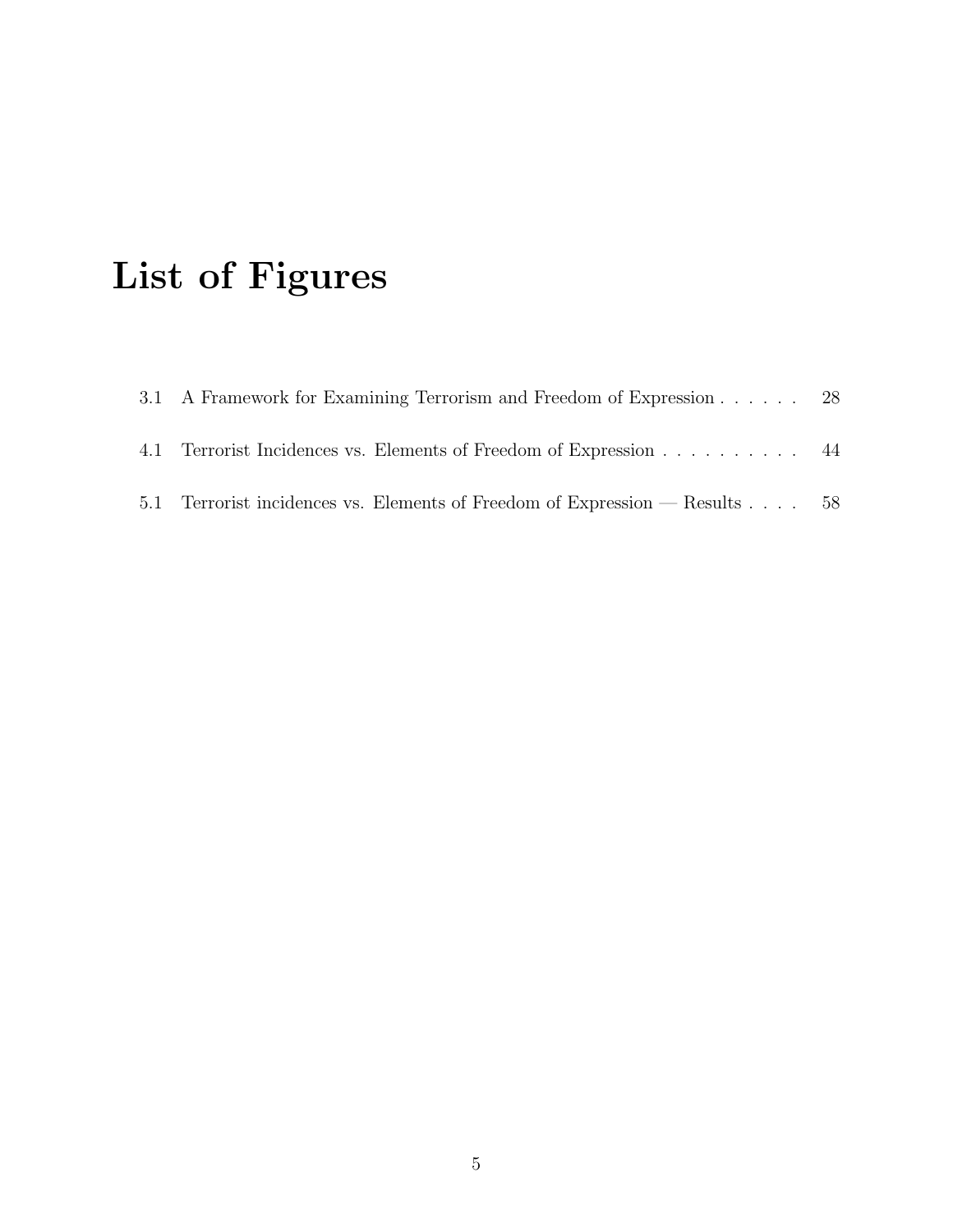# List of Figures

3.1 A Framework for Examining Terrorism and Freedom of Expression . . . . . . 28

4.1 Terrorist Incidences vs. Elements of Freedom of Expression . . . . . . . . . . 44

5.1 Terrorist incidences vs. Elements of Freedom of Expression — Results . . . . 58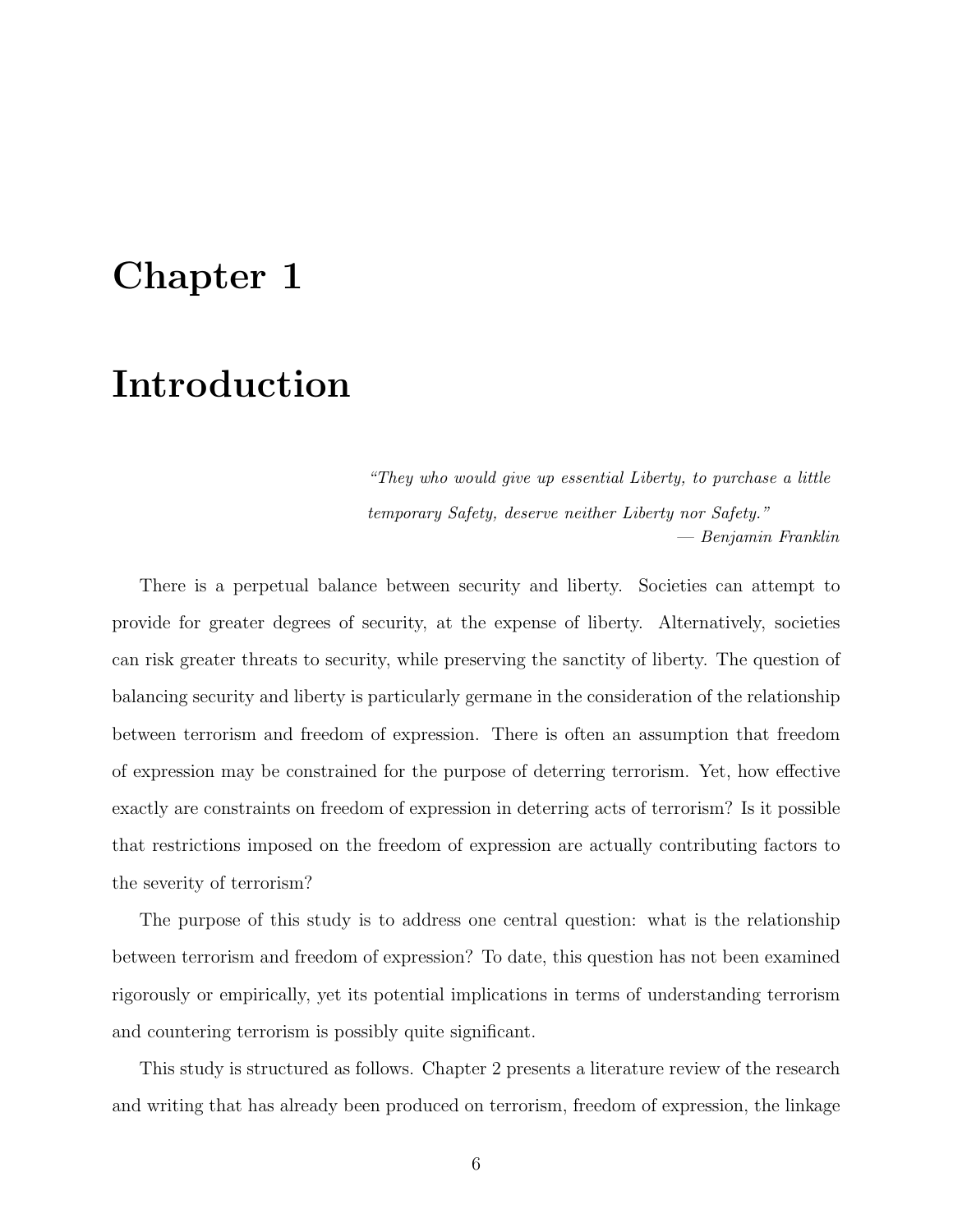# Chapter 1

# Introduction

> *"They who would give up essential Liberty, to purchase a little temporary Safety, deserve neither Liberty nor Safety."*
>
> — *Benjamin Franklin*

There is a perpetual balance between security and liberty. Societies can attempt to provide for greater degrees of security, at the expense of liberty. Alternatively, societies can risk greater threats to security, while preserving the sanctity of liberty. The question of balancing security and liberty is particularly germane in the consideration of the relationship between terrorism and freedom of expression. There is often an assumption that freedom of expression may be constrained for the purpose of deterring terrorism. Yet, how effective exactly are constraints on freedom of expression in deterring acts of terrorism? Is it possible that restrictions imposed on the freedom of expression are actually contributing factors to the severity of terrorism?

The purpose of this study is to address one central question: what is the relationship between terrorism and freedom of expression? To date, this question has not been examined rigorously or empirically, yet its potential implications in terms of understanding terrorism and countering terrorism is possibly quite significant.

This study is structured as follows. Chapter 2 presents a literature review of the research and writing that has already been produced on terrorism, freedom of expression, the linkage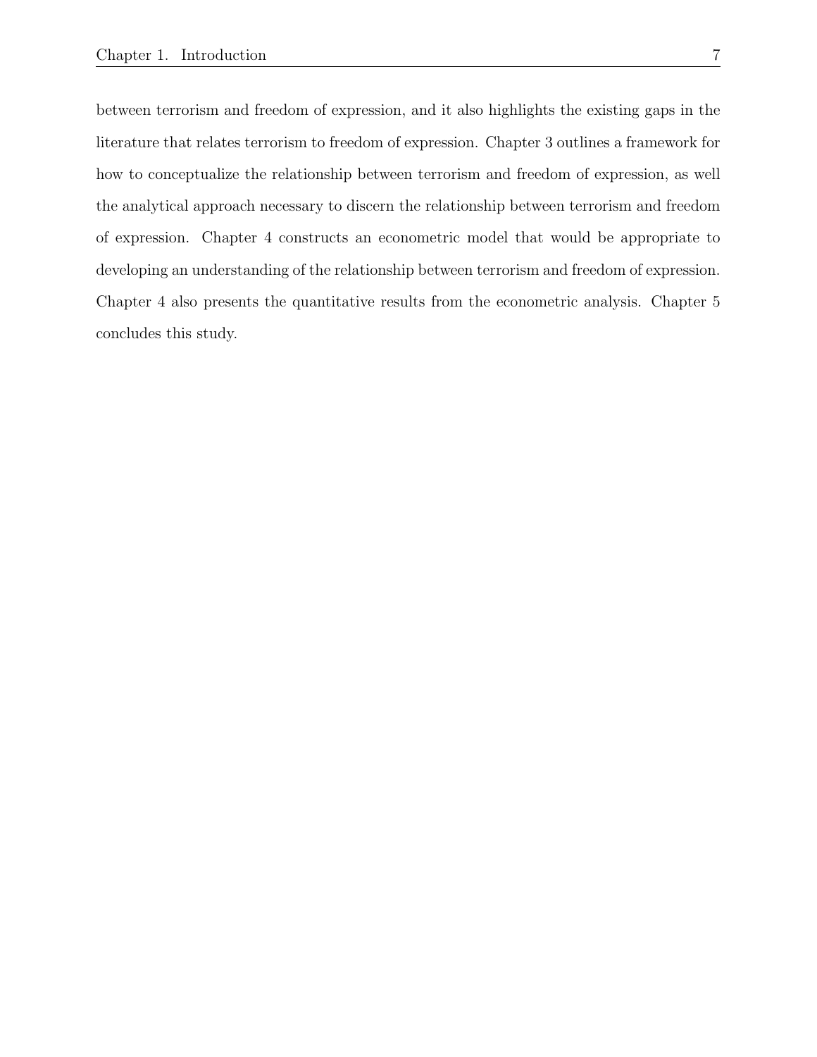between terrorism and freedom of expression, and it also highlights the existing gaps in the literature that relates terrorism to freedom of expression. Chapter 3 outlines a framework for how to conceptualize the relationship between terrorism and freedom of expression, as well the analytical approach necessary to discern the relationship between terrorism and freedom of expression. Chapter 4 constructs an econometric model that would be appropriate to developing an understanding of the relationship between terrorism and freedom of expression. Chapter 4 also presents the quantitative results from the econometric analysis. Chapter 5 concludes this study.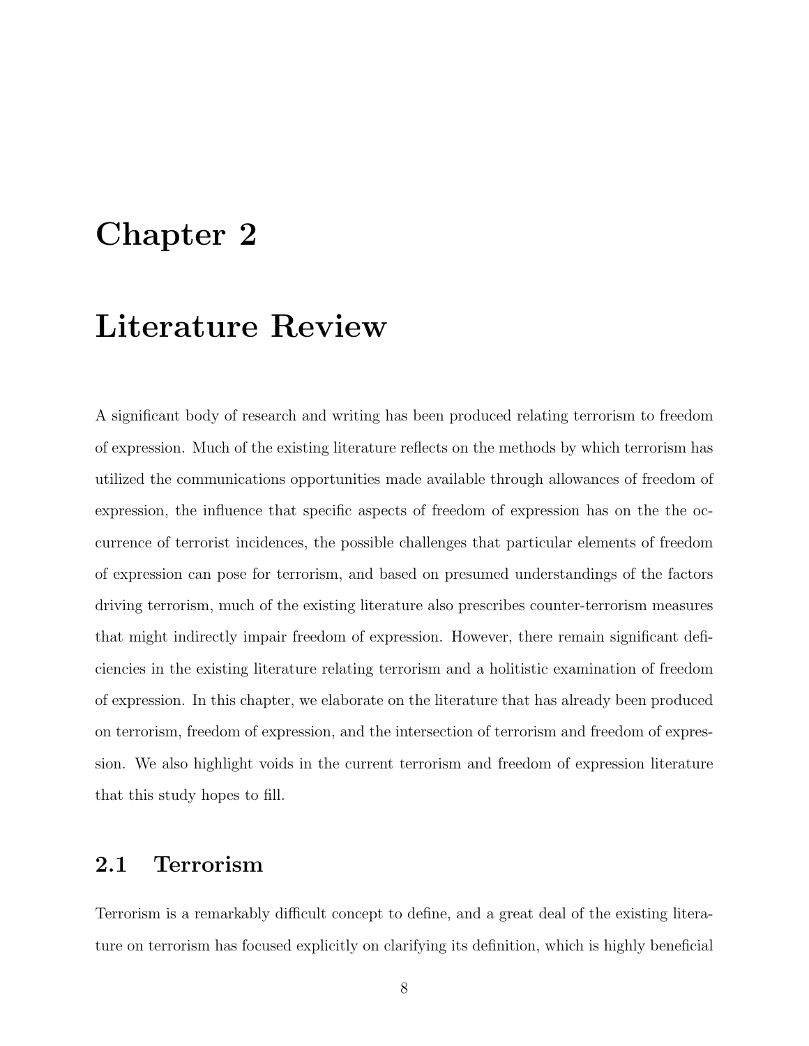# Chapter 2

# Literature Review

A significant body of research and writing has been produced relating terrorism to freedom of expression. Much of the existing literature reflects on the methods by which terrorism has utilized the communications opportunities made available through allowances of freedom of expression, the influence that specific aspects of freedom of expression has on the the occurrence of terrorist incidences, the possible challenges that particular elements of freedom of expression can pose for terrorism, and based on presumed understandings of the factors driving terrorism, much of the existing literature also prescribes counter-terrorism measures that might indirectly impair freedom of expression. However, there remain significant deficiencies in the existing literature relating terrorism and a holitistic examination of freedom of expression. In this chapter, we elaborate on the literature that has already been produced on terrorism, freedom of expression, and the intersection of terrorism and freedom of expression. We also highlight voids in the current terrorism and freedom of expression literature that this study hopes to fill.

## 2.1 Terrorism

Terrorism is a remarkably difficult concept to define, and a great deal of the existing literature on terrorism has focused explicitly on clarifying its definition, which is highly beneficial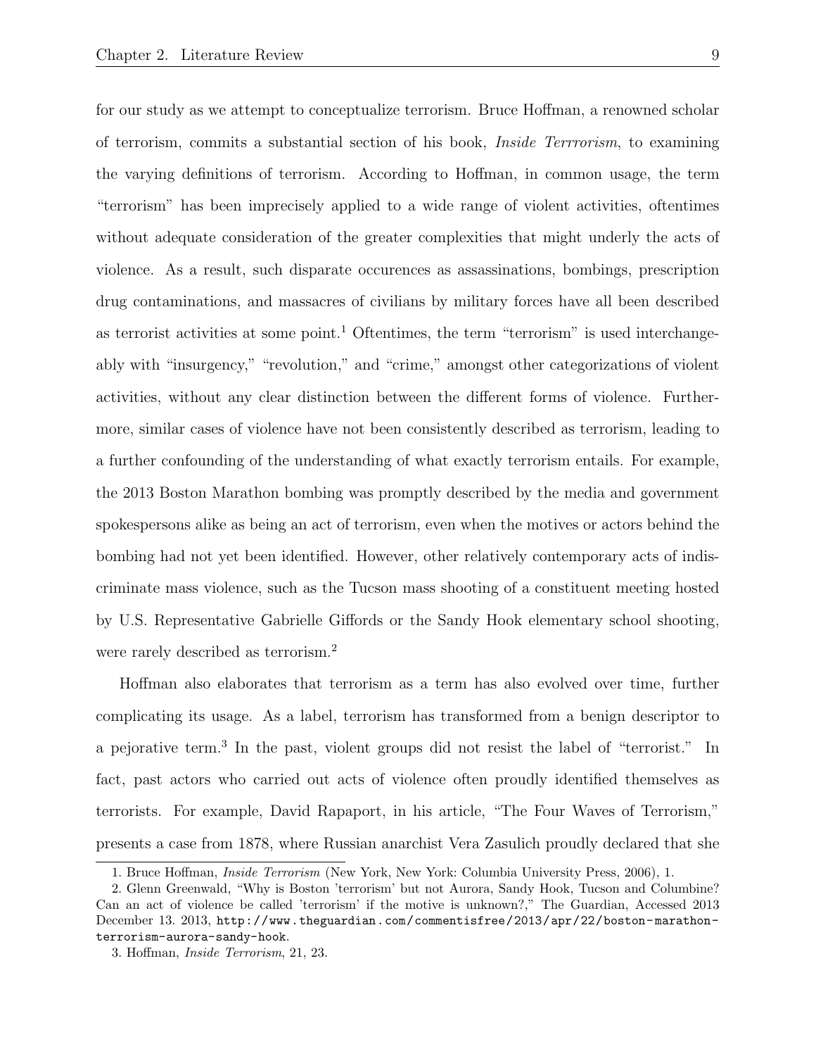for our study as we attempt to conceptualize terrorism. Bruce Hoffman, a renowned scholar of terrorism, commits a substantial section of his book, *Inside Terrrorism*, to examining the varying definitions of terrorism. According to Hoffman, in common usage, the term "terrorism" has been imprecisely applied to a wide range of violent activities, oftentimes without adequate consideration of the greater complexities that might underly the acts of violence. As a result, such disparate occurences as assassinations, bombings, prescription drug contaminations, and massacres of civilians by military forces have all been described as terrorist activities at some point.[1] Oftentimes, the term "terrorism" is used interchangeably with "insurgency," "revolution," and "crime," amongst other categorizations of violent activities, without any clear distinction between the different forms of violence. Furthermore, similar cases of violence have not been consistently described as terrorism, leading to a further confounding of the understanding of what exactly terrorism entails. For example, the 2013 Boston Marathon bombing was promptly described by the media and government spokespersons alike as being an act of terrorism, even when the motives or actors behind the bombing had not yet been identified. However, other relatively contemporary acts of indiscriminate mass violence, such as the Tucson mass shooting of a constituent meeting hosted by U.S. Representative Gabrielle Giffords or the Sandy Hook elementary school shooting, were rarely described as terrorism.[2]

Hoffman also elaborates that terrorism as a term has also evolved over time, further complicating its usage. As a label, terrorism has transformed from a benign descriptor to a pejorative term.[3] In the past, violent groups did not resist the label of "terrorist." In fact, past actors who carried out acts of violence often proudly identified themselves as terrorists. For example, David Rapaport, in his article, "The Four Waves of Terrorism," presents a case from 1878, where Russian anarchist Vera Zasulich proudly declared that she

1. Bruce Hoffman, *Inside Terrorism* (New York, New York: Columbia University Press, 2006), 1.

2. Glenn Greenwald, "Why is Boston 'terrorism' but not Aurora, Sandy Hook, Tucson and Columbine? Can an act of violence be called 'terrorism' if the motive is unknown?," The Guardian, Accessed 2013 December 13. 2013, http://www.theguardian.com/commentisfree/2013/apr/22/boston-marathon-terrorism-aurora-sandy-hook.

3. Hoffman, *Inside Terrorism*, 21, 23.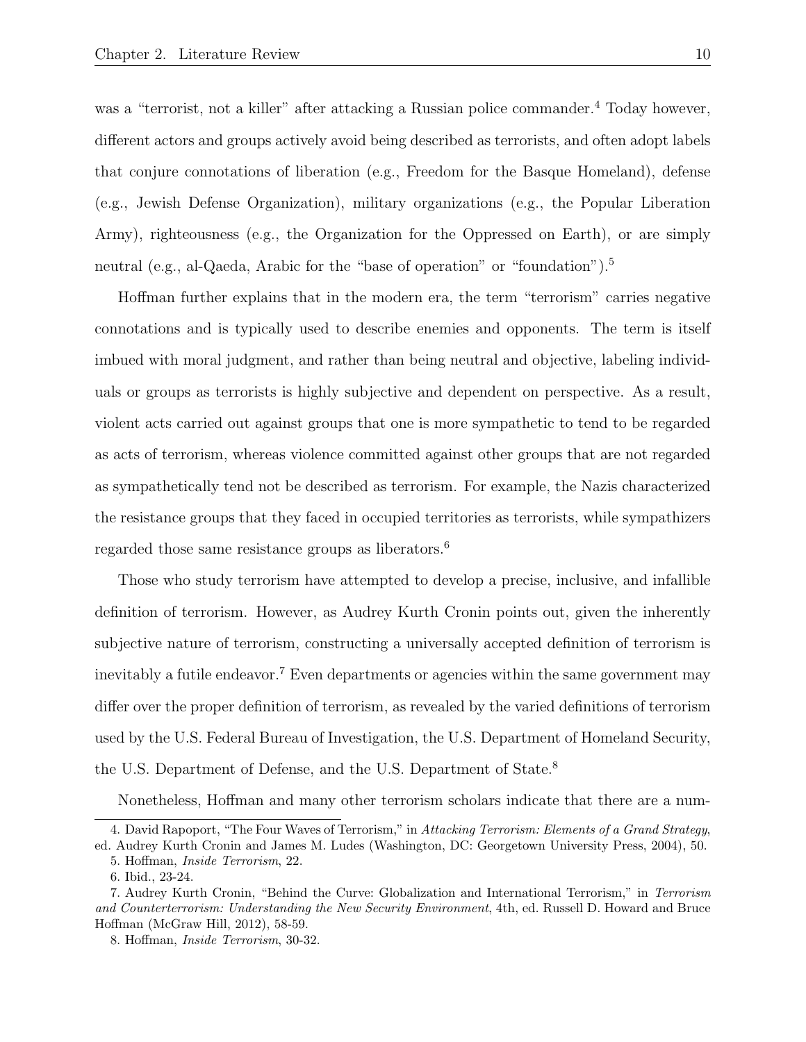was a "terrorist, not a killer" after attacking a Russian police commander.[4] Today however, different actors and groups actively avoid being described as terrorists, and often adopt labels that conjure connotations of liberation (e.g., Freedom for the Basque Homeland), defense (e.g., Jewish Defense Organization), military organizations (e.g., the Popular Liberation Army), righteousness (e.g., the Organization for the Oppressed on Earth), or are simply neutral (e.g., al-Qaeda, Arabic for the "base of operation" or "foundation").[5]

Hoffman further explains that in the modern era, the term "terrorism" carries negative connotations and is typically used to describe enemies and opponents. The term is itself imbued with moral judgment, and rather than being neutral and objective, labeling individuals or groups as terrorists is highly subjective and dependent on perspective. As a result, violent acts carried out against groups that one is more sympathetic to tend to be regarded as acts of terrorism, whereas violence committed against other groups that are not regarded as sympathetically tend not be described as terrorism. For example, the Nazis characterized the resistance groups that they faced in occupied territories as terrorists, while sympathizers regarded those same resistance groups as liberators.[6]

Those who study terrorism have attempted to develop a precise, inclusive, and infallible definition of terrorism. However, as Audrey Kurth Cronin points out, given the inherently subjective nature of terrorism, constructing a universally accepted definition of terrorism is inevitably a futile endeavor.[7] Even departments or agencies within the same government may differ over the proper definition of terrorism, as revealed by the varied definitions of terrorism used by the U.S. Federal Bureau of Investigation, the U.S. Department of Homeland Security, the U.S. Department of Defense, and the U.S. Department of State.[8]

Nonetheless, Hoffman and many other terrorism scholars indicate that there are a num-

4. David Rapoport, "The Four Waves of Terrorism," in *Attacking Terrorism: Elements of a Grand Strategy*, ed. Audrey Kurth Cronin and James M. Ludes (Washington, DC: Georgetown University Press, 2004), 50.

5. Hoffman, *Inside Terrorism*, 22.

6. Ibid., 23-24.

7. Audrey Kurth Cronin, "Behind the Curve: Globalization and International Terrorism," in *Terrorism and Counterterrorism: Understanding the New Security Environment*, 4th, ed. Russell D. Howard and Bruce Hoffman (McGraw Hill, 2012), 58-59.

8. Hoffman, *Inside Terrorism*, 30-32.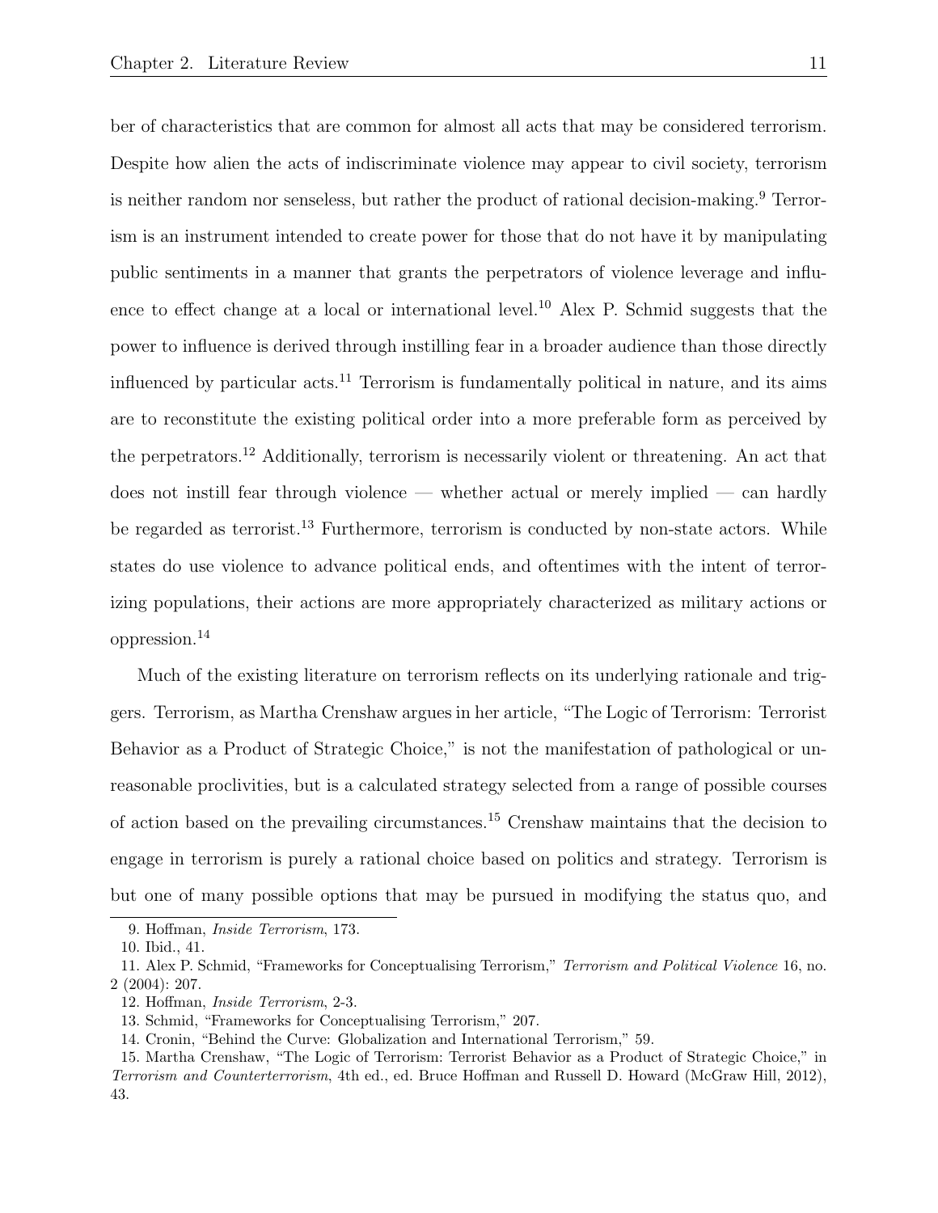ber of characteristics that are common for almost all acts that may be considered terrorism. Despite how alien the acts of indiscriminate violence may appear to civil society, terrorism is neither random nor senseless, but rather the product of rational decision-making.[9] Terrorism is an instrument intended to create power for those that do not have it by manipulating public sentiments in a manner that grants the perpetrators of violence leverage and influence to effect change at a local or international level.[10] Alex P. Schmid suggests that the power to influence is derived through instilling fear in a broader audience than those directly influenced by particular acts.[11] Terrorism is fundamentally political in nature, and its aims are to reconstitute the existing political order into a more preferable form as perceived by the perpetrators.[12] Additionally, terrorism is necessarily violent or threatening. An act that does not instill fear through violence — whether actual or merely implied — can hardly be regarded as terrorist.[13] Furthermore, terrorism is conducted by non-state actors. While states do use violence to advance political ends, and oftentimes with the intent of terrorizing populations, their actions are more appropriately characterized as military actions or oppression.[14]

Much of the existing literature on terrorism reflects on its underlying rationale and triggers. Terrorism, as Martha Crenshaw argues in her article, "The Logic of Terrorism: Terrorist Behavior as a Product of Strategic Choice," is not the manifestation of pathological or unreasonable proclivities, but is a calculated strategy selected from a range of possible courses of action based on the prevailing circumstances.[15] Crenshaw maintains that the decision to engage in terrorism is purely a rational choice based on politics and strategy. Terrorism is but one of many possible options that may be pursued in modifying the status quo, and

9. Hoffman, *Inside Terrorism*, 173.

10. Ibid., 41.

11. Alex P. Schmid, "Frameworks for Conceptualising Terrorism," *Terrorism and Political Violence* 16, no. 2 (2004): 207.

12. Hoffman, *Inside Terrorism*, 2-3.

13. Schmid, "Frameworks for Conceptualising Terrorism," 207.

14. Cronin, "Behind the Curve: Globalization and International Terrorism," 59.

15. Martha Crenshaw, "The Logic of Terrorism: Terrorist Behavior as a Product of Strategic Choice," in *Terrorism and Counterterrorism*, 4th ed., ed. Bruce Hoffman and Russell D. Howard (McGraw Hill, 2012), 43.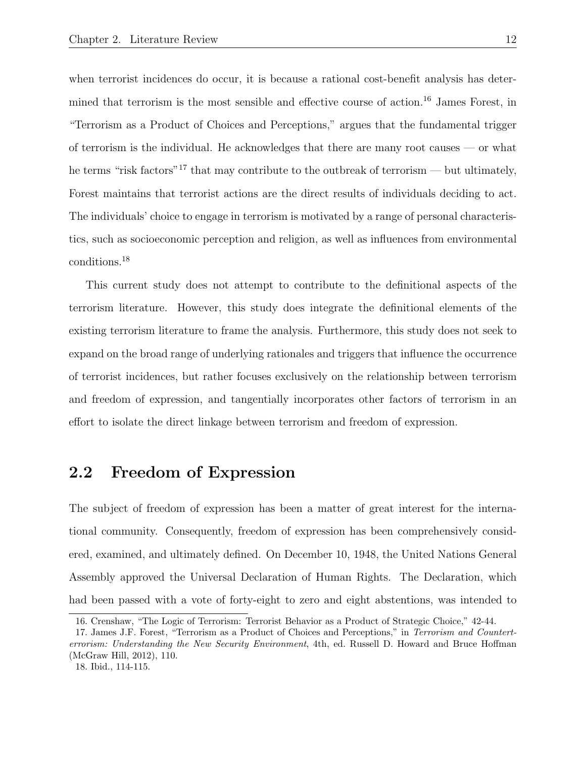when terrorist incidences do occur, it is because a rational cost-benefit analysis has determined that terrorism is the most sensible and effective course of action.[16] James Forest, in "Terrorism as a Product of Choices and Perceptions," argues that the fundamental trigger of terrorism is the individual. He acknowledges that there are many root causes — or what he terms "risk factors"[17] that may contribute to the outbreak of terrorism — but ultimately, Forest maintains that terrorist actions are the direct results of individuals deciding to act. The individuals' choice to engage in terrorism is motivated by a range of personal characteristics, such as socioeconomic perception and religion, as well as influences from environmental conditions.[18]

This current study does not attempt to contribute to the definitional aspects of the terrorism literature. However, this study does integrate the definitional elements of the existing terrorism literature to frame the analysis. Furthermore, this study does not seek to expand on the broad range of underlying rationales and triggers that influence the occurrence of terrorist incidences, but rather focuses exclusively on the relationship between terrorism and freedom of expression, and tangentially incorporates other factors of terrorism in an effort to isolate the direct linkage between terrorism and freedom of expression.

## 2.2 Freedom of Expression

The subject of freedom of expression has been a matter of great interest for the international community. Consequently, freedom of expression has been comprehensively considered, examined, and ultimately defined. On December 10, 1948, the United Nations General Assembly approved the Universal Declaration of Human Rights. The Declaration, which had been passed with a vote of forty-eight to zero and eight abstentions, was intended to

16. Crenshaw, "The Logic of Terrorism: Terrorist Behavior as a Product of Strategic Choice," 42-44.

17. James J.F. Forest, "Terrorism as a Product of Choices and Perceptions," in *Terrorism and Counterterrorism: Understanding the New Security Environment*, 4th, ed. Russell D. Howard and Bruce Hoffman (McGraw Hill, 2012), 110.

18. Ibid., 114-115.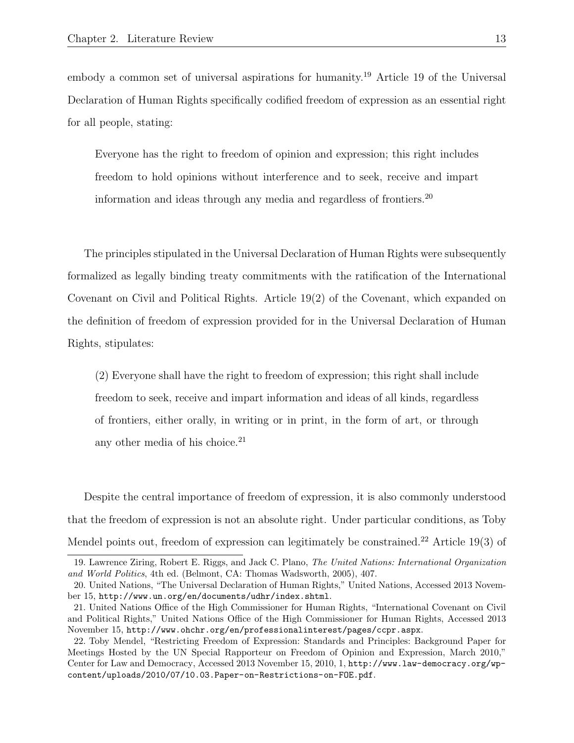embody a common set of universal aspirations for humanity.[19] Article 19 of the Universal Declaration of Human Rights specifically codified freedom of expression as an essential right for all people, stating:

> Everyone has the right to freedom of opinion and expression; this right includes freedom to hold opinions without interference and to seek, receive and impart information and ideas through any media and regardless of frontiers.[20]

The principles stipulated in the Universal Declaration of Human Rights were subsequently formalized as legally binding treaty commitments with the ratification of the International Covenant on Civil and Political Rights. Article 19(2) of the Covenant, which expanded on the definition of freedom of expression provided for in the Universal Declaration of Human Rights, stipulates:

> (2) Everyone shall have the right to freedom of expression; this right shall include freedom to seek, receive and impart information and ideas of all kinds, regardless of frontiers, either orally, in writing or in print, in the form of art, or through any other media of his choice.[21]

Despite the central importance of freedom of expression, it is also commonly understood that the freedom of expression is not an absolute right. Under particular conditions, as Toby Mendel points out, freedom of expression can legitimately be constrained.[22] Article 19(3) of

---

19. Lawrence Ziring, Robert E. Riggs, and Jack C. Plano, *The United Nations: International Organization and World Politics*, 4th ed. (Belmont, CA: Thomas Wadsworth, 2005), 407.

20. United Nations, "The Universal Declaration of Human Rights," United Nations, Accessed 2013 November 15, `http://www.un.org/en/documents/udhr/index.shtml`.

21. United Nations Office of the High Commissioner for Human Rights, "International Covenant on Civil and Political Rights," United Nations Office of the High Commissioner for Human Rights, Accessed 2013 November 15, `http://www.ohchr.org/en/professionalinterest/pages/ccpr.aspx`.

22. Toby Mendel, "Restricting Freedom of Expression: Standards and Principles: Background Paper for Meetings Hosted by the UN Special Rapporteur on Freedom of Opinion and Expression, March 2010," Center for Law and Democracy, Accessed 2013 November 15, 2010, 1, `http://www.law-democracy.org/wp-content/uploads/2010/07/10.03.Paper-on-Restrictions-on-FOE.pdf`.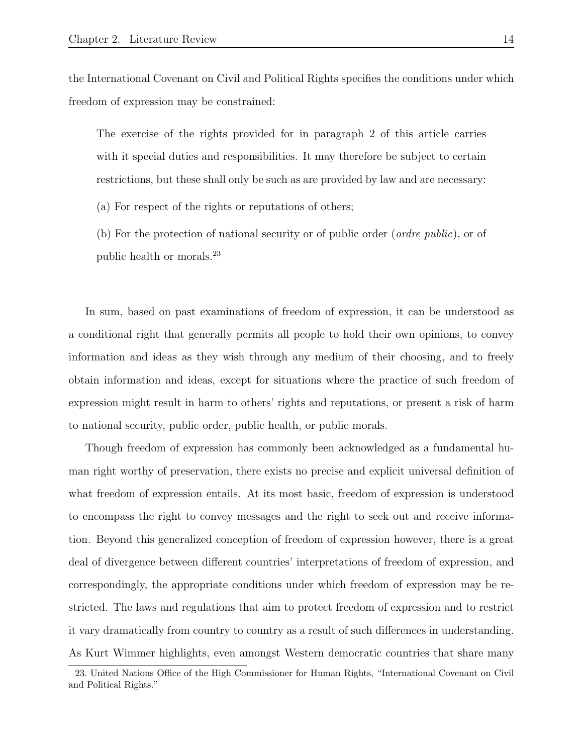the International Covenant on Civil and Political Rights specifies the conditions under which freedom of expression may be constrained:

> The exercise of the rights provided for in paragraph 2 of this article carries with it special duties and responsibilities. It may therefore be subject to certain restrictions, but these shall only be such as are provided by law and are necessary:
>
> (a) For respect of the rights or reputations of others;
>
> (b) For the protection of national security or of public order (*ordre public*), or of public health or morals.[23]

In sum, based on past examinations of freedom of expression, it can be understood as a conditional right that generally permits all people to hold their own opinions, to convey information and ideas as they wish through any medium of their choosing, and to freely obtain information and ideas, except for situations where the practice of such freedom of expression might result in harm to others' rights and reputations, or present a risk of harm to national security, public order, public health, or public morals.

Though freedom of expression has commonly been acknowledged as a fundamental human right worthy of preservation, there exists no precise and explicit universal definition of what freedom of expression entails. At its most basic, freedom of expression is understood to encompass the right to convey messages and the right to seek out and receive information. Beyond this generalized conception of freedom of expression however, there is a great deal of divergence between different countries' interpretations of freedom of expression, and correspondingly, the appropriate conditions under which freedom of expression may be restricted. The laws and regulations that aim to protect freedom of expression and to restrict it vary dramatically from country to country as a result of such differences in understanding. As Kurt Wimmer highlights, even amongst Western democratic countries that share many

23. United Nations Office of the High Commissioner for Human Rights, "International Covenant on Civil and Political Rights."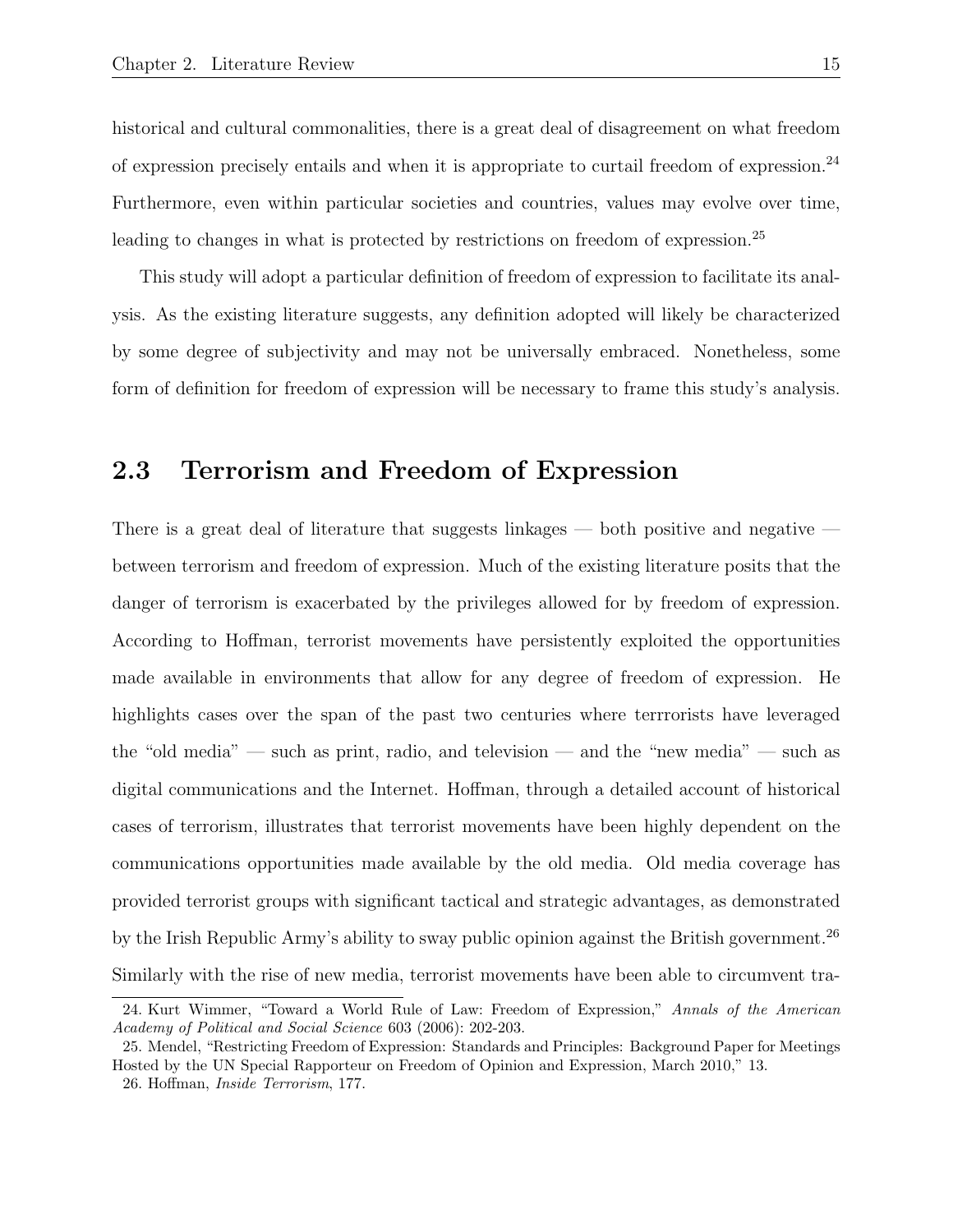historical and cultural commonalities, there is a great deal of disagreement on what freedom of expression precisely entails and when it is appropriate to curtail freedom of expression.[24] Furthermore, even within particular societies and countries, values may evolve over time, leading to changes in what is protected by restrictions on freedom of expression.[25]

This study will adopt a particular definition of freedom of expression to facilitate its analysis. As the existing literature suggests, any definition adopted will likely be characterized by some degree of subjectivity and may not be universally embraced. Nonetheless, some form of definition for freedom of expression will be necessary to frame this study's analysis.

## 2.3 Terrorism and Freedom of Expression

There is a great deal of literature that suggests linkages — both positive and negative — between terrorism and freedom of expression. Much of the existing literature posits that the danger of terrorism is exacerbated by the privileges allowed for by freedom of expression. According to Hoffman, terrorist movements have persistently exploited the opportunities made available in environments that allow for any degree of freedom of expression. He highlights cases over the span of the past two centuries where terrrorists have leveraged the "old media" — such as print, radio, and television — and the "new media" — such as digital communications and the Internet. Hoffman, through a detailed account of historical cases of terrorism, illustrates that terrorist movements have been highly dependent on the communications opportunities made available by the old media. Old media coverage has provided terrorist groups with significant tactical and strategic advantages, as demonstrated by the Irish Republic Army's ability to sway public opinion against the British government.[26] Similarly with the rise of new media, terrorist movements have been able to circumvent tra-

24. Kurt Wimmer, "Toward a World Rule of Law: Freedom of Expression," *Annals of the American Academy of Political and Social Science* 603 (2006): 202-203.

25. Mendel, "Restricting Freedom of Expression: Standards and Principles: Background Paper for Meetings Hosted by the UN Special Rapporteur on Freedom of Opinion and Expression, March 2010," 13.

26. Hoffman, *Inside Terrorism*, 177.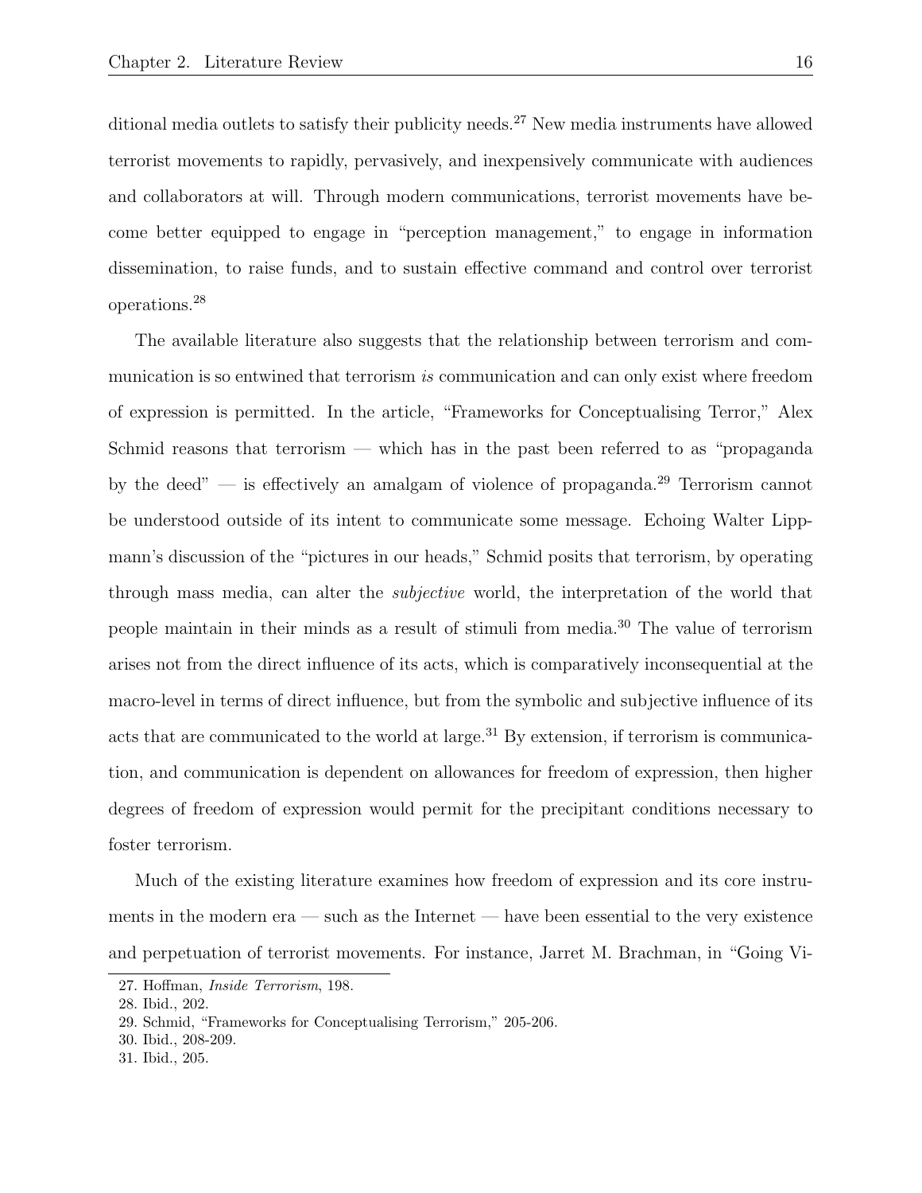ditional media outlets to satisfy their publicity needs.[27] New media instruments have allowed terrorist movements to rapidly, pervasively, and inexpensively communicate with audiences and collaborators at will. Through modern communications, terrorist movements have become better equipped to engage in "perception management," to engage in information dissemination, to raise funds, and to sustain effective command and control over terrorist operations.[28]

The available literature also suggests that the relationship between terrorism and communication is so entwined that terrorism *is* communication and can only exist where freedom of expression is permitted. In the article, "Frameworks for Conceptualising Terror," Alex Schmid reasons that terrorism — which has in the past been referred to as "propaganda by the deed" — is effectively an amalgam of violence of propaganda.[29] Terrorism cannot be understood outside of its intent to communicate some message. Echoing Walter Lippmann's discussion of the "pictures in our heads," Schmid posits that terrorism, by operating through mass media, can alter the *subjective* world, the interpretation of the world that people maintain in their minds as a result of stimuli from media.[30] The value of terrorism arises not from the direct influence of its acts, which is comparatively inconsequential at the macro-level in terms of direct influence, but from the symbolic and subjective influence of its acts that are communicated to the world at large.[31] By extension, if terrorism is communication, and communication is dependent on allowances for freedom of expression, then higher degrees of freedom of expression would permit for the precipitant conditions necessary to foster terrorism.

Much of the existing literature examines how freedom of expression and its core instruments in the modern era — such as the Internet — have been essential to the very existence and perpetuation of terrorist movements. For instance, Jarret M. Brachman, in "Going Vi-

27. Hoffman, *Inside Terrorism*, 198.
28. Ibid., 202.
29. Schmid, "Frameworks for Conceptualising Terrorism," 205-206.
30. Ibid., 208-209.
31. Ibid., 205.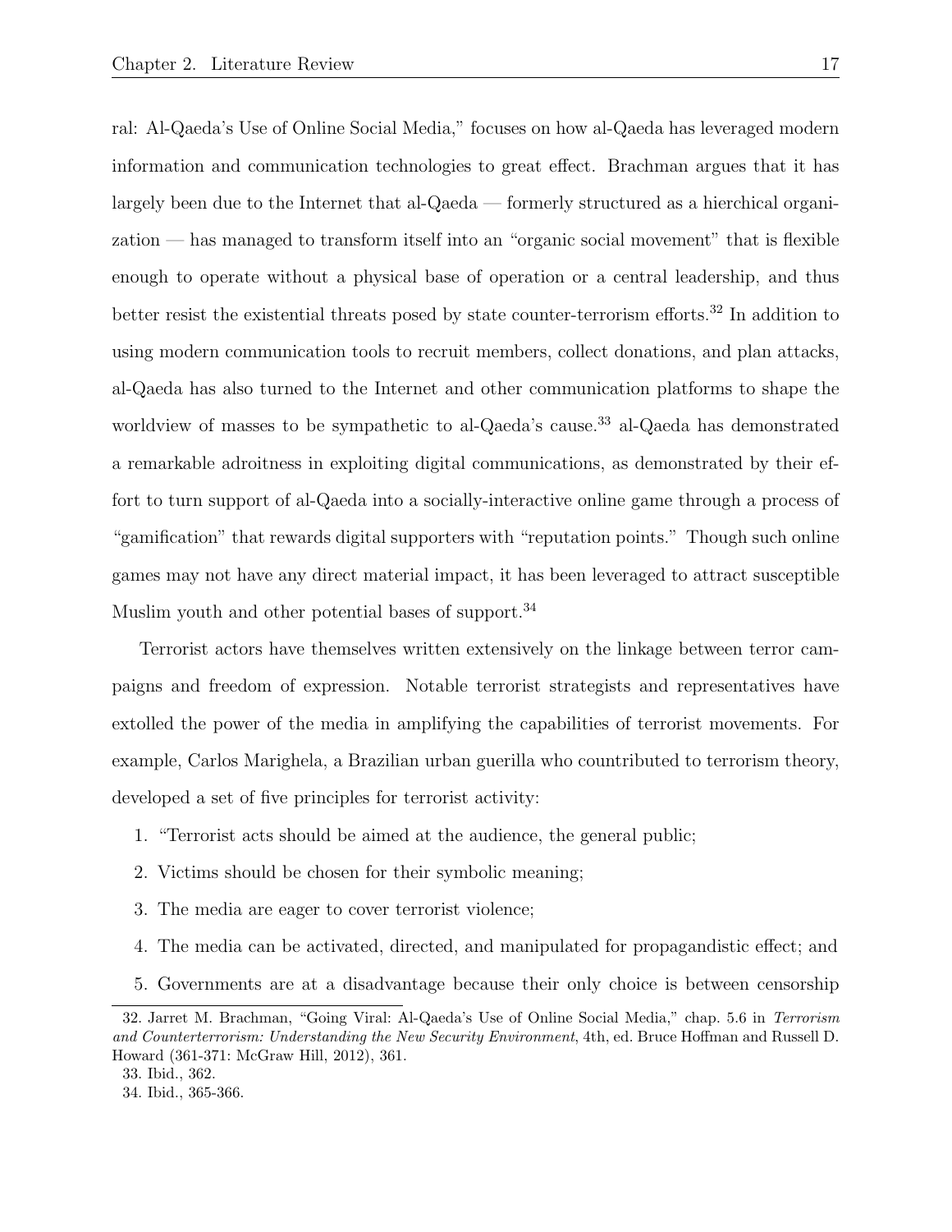ral: Al-Qaeda's Use of Online Social Media," focuses on how al-Qaeda has leveraged modern information and communication technologies to great effect. Brachman argues that it has largely been due to the Internet that al-Qaeda — formerly structured as a hierchical organization — has managed to transform itself into an "organic social movement" that is flexible enough to operate without a physical base of operation or a central leadership, and thus better resist the existential threats posed by state counter-terrorism efforts.[32] In addition to using modern communication tools to recruit members, collect donations, and plan attacks, al-Qaeda has also turned to the Internet and other communication platforms to shape the worldview of masses to be sympathetic to al-Qaeda's cause.[33] al-Qaeda has demonstrated a remarkable adroitness in exploiting digital communications, as demonstrated by their effort to turn support of al-Qaeda into a socially-interactive online game through a process of "gamification" that rewards digital supporters with "reputation points." Though such online games may not have any direct material impact, it has been leveraged to attract susceptible Muslim youth and other potential bases of support.[34]

Terrorist actors have themselves written extensively on the linkage between terror campaigns and freedom of expression. Notable terrorist strategists and representatives have extolled the power of the media in amplifying the capabilities of terrorist movements. For example, Carlos Marighela, a Brazilian urban guerilla who countributed to terrorism theory, developed a set of five principles for terrorist activity:

1. "Terrorist acts should be aimed at the audience, the general public;
2. Victims should be chosen for their symbolic meaning;
3. The media are eager to cover terrorist violence;
4. The media can be activated, directed, and manipulated for propagandistic effect; and
5. Governments are at a disadvantage because their only choice is between censorship

32. Jarret M. Brachman, "Going Viral: Al-Qaeda's Use of Online Social Media," chap. 5.6 in *Terrorism and Counterterrorism: Understanding the New Security Environment*, 4th, ed. Bruce Hoffman and Russell D. Howard (361-371: McGraw Hill, 2012), 361.

33. Ibid., 362.

34. Ibid., 365-366.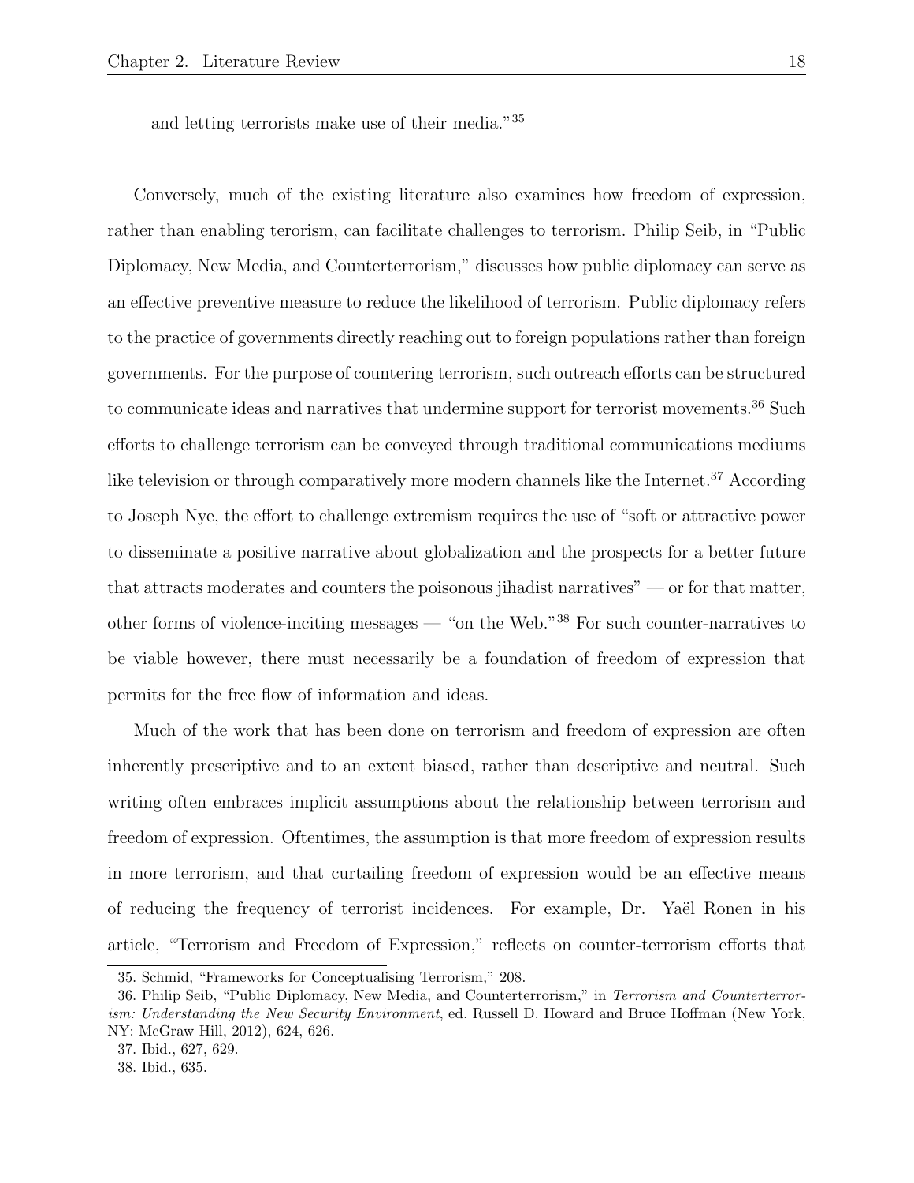and letting terrorists make use of their media."[35]

Conversely, much of the existing literature also examines how freedom of expression, rather than enabling terorism, can facilitate challenges to terrorism. Philip Seib, in "Public Diplomacy, New Media, and Counterterrorism," discusses how public diplomacy can serve as an effective preventive measure to reduce the likelihood of terrorism. Public diplomacy refers to the practice of governments directly reaching out to foreign populations rather than foreign governments. For the purpose of countering terrorism, such outreach efforts can be structured to communicate ideas and narratives that undermine support for terrorist movements.[36] Such efforts to challenge terrorism can be conveyed through traditional communications mediums like television or through comparatively more modern channels like the Internet.[37] According to Joseph Nye, the effort to challenge extremism requires the use of "soft or attractive power to disseminate a positive narrative about globalization and the prospects for a better future that attracts moderates and counters the poisonous jihadist narratives" — or for that matter, other forms of violence-inciting messages — "on the Web."[38] For such counter-narratives to be viable however, there must necessarily be a foundation of freedom of expression that permits for the free flow of information and ideas.

Much of the work that has been done on terrorism and freedom of expression are often inherently prescriptive and to an extent biased, rather than descriptive and neutral. Such writing often embraces implicit assumptions about the relationship between terrorism and freedom of expression. Oftentimes, the assumption is that more freedom of expression results in more terrorism, and that curtailing freedom of expression would be an effective means of reducing the frequency of terrorist incidences. For example, Dr. Yaël Ronen in his article, "Terrorism and Freedom of Expression," reflects on counter-terrorism efforts that

35. Schmid, "Frameworks for Conceptualising Terrorism," 208.

36. Philip Seib, "Public Diplomacy, New Media, and Counterterrorism," in *Terrorism and Counterterrorism: Understanding the New Security Environment*, ed. Russell D. Howard and Bruce Hoffman (New York, NY: McGraw Hill, 2012), 624, 626.

37. Ibid., 627, 629.

38. Ibid., 635.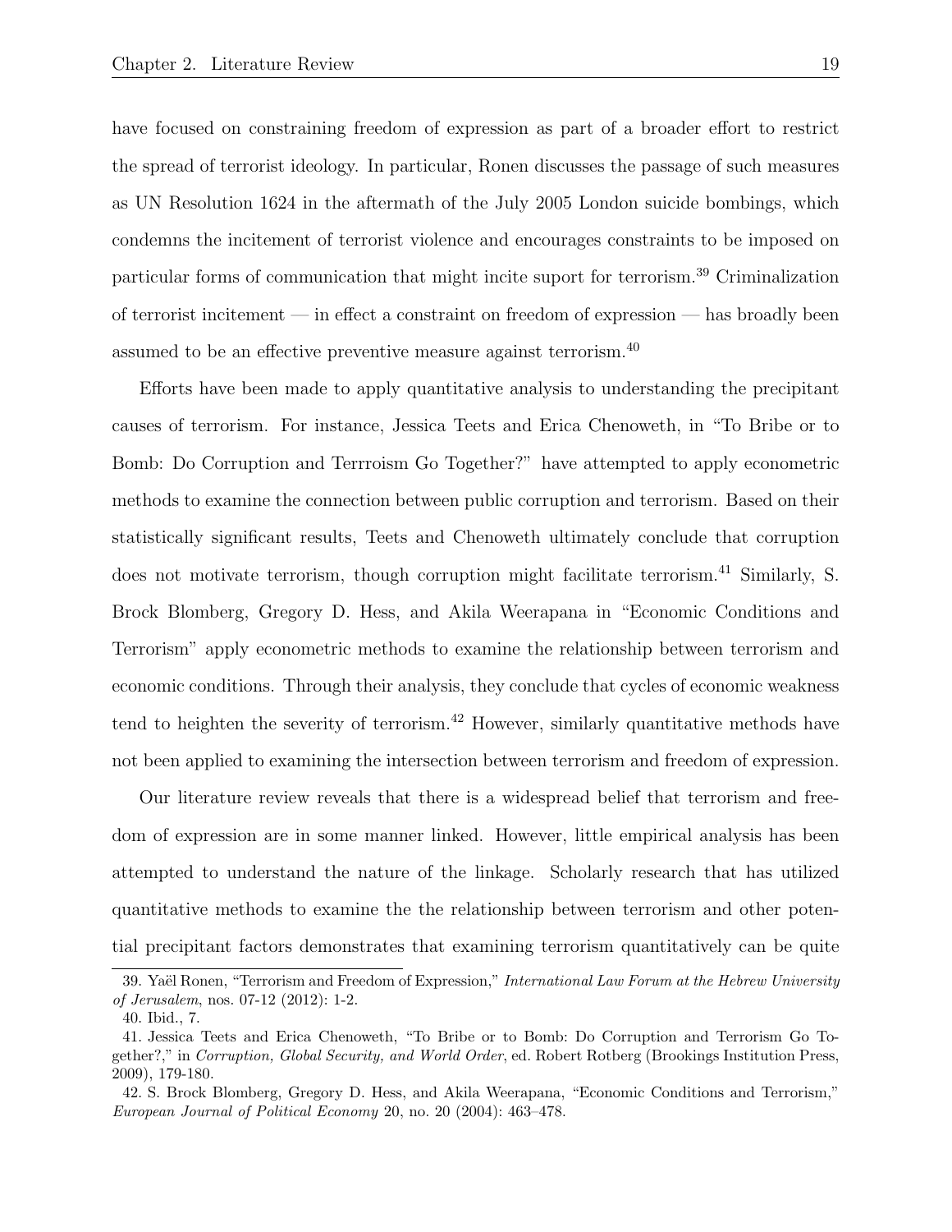have focused on constraining freedom of expression as part of a broader effort to restrict the spread of terrorist ideology. In particular, Ronen discusses the passage of such measures as UN Resolution 1624 in the aftermath of the July 2005 London suicide bombings, which condemns the incitement of terrorist violence and encourages constraints to be imposed on particular forms of communication that might incite suport for terrorism.[39] Criminalization of terrorist incitement — in effect a constraint on freedom of expression — has broadly been assumed to be an effective preventive measure against terrorism.[40]

Efforts have been made to apply quantitative analysis to understanding the precipitant causes of terrorism. For instance, Jessica Teets and Erica Chenoweth, in "To Bribe or to Bomb: Do Corruption and Terrroism Go Together?" have attempted to apply econometric methods to examine the connection between public corruption and terrorism. Based on their statistically significant results, Teets and Chenoweth ultimately conclude that corruption does not motivate terrorism, though corruption might facilitate terrorism.[41] Similarly, S. Brock Blomberg, Gregory D. Hess, and Akila Weerapana in "Economic Conditions and Terrorism" apply econometric methods to examine the relationship between terrorism and economic conditions. Through their analysis, they conclude that cycles of economic weakness tend to heighten the severity of terrorism.[42] However, similarly quantitative methods have not been applied to examining the intersection between terrorism and freedom of expression.

Our literature review reveals that there is a widespread belief that terrorism and freedom of expression are in some manner linked. However, little empirical analysis has been attempted to understand the nature of the linkage. Scholarly research that has utilized quantitative methods to examine the the relationship between terrorism and other potential precipitant factors demonstrates that examining terrorism quantitatively can be quite

39. Yaël Ronen, "Terrorism and Freedom of Expression," *International Law Forum at the Hebrew University of Jerusalem*, nos. 07-12 (2012): 1-2.

40. Ibid., 7.

41. Jessica Teets and Erica Chenoweth, "To Bribe or to Bomb: Do Corruption and Terrorism Go Together?," in *Corruption, Global Security, and World Order*, ed. Robert Rotberg (Brookings Institution Press, 2009), 179-180.

42. S. Brock Blomberg, Gregory D. Hess, and Akila Weerapana, "Economic Conditions and Terrorism," *European Journal of Political Economy* 20, no. 20 (2004): 463–478.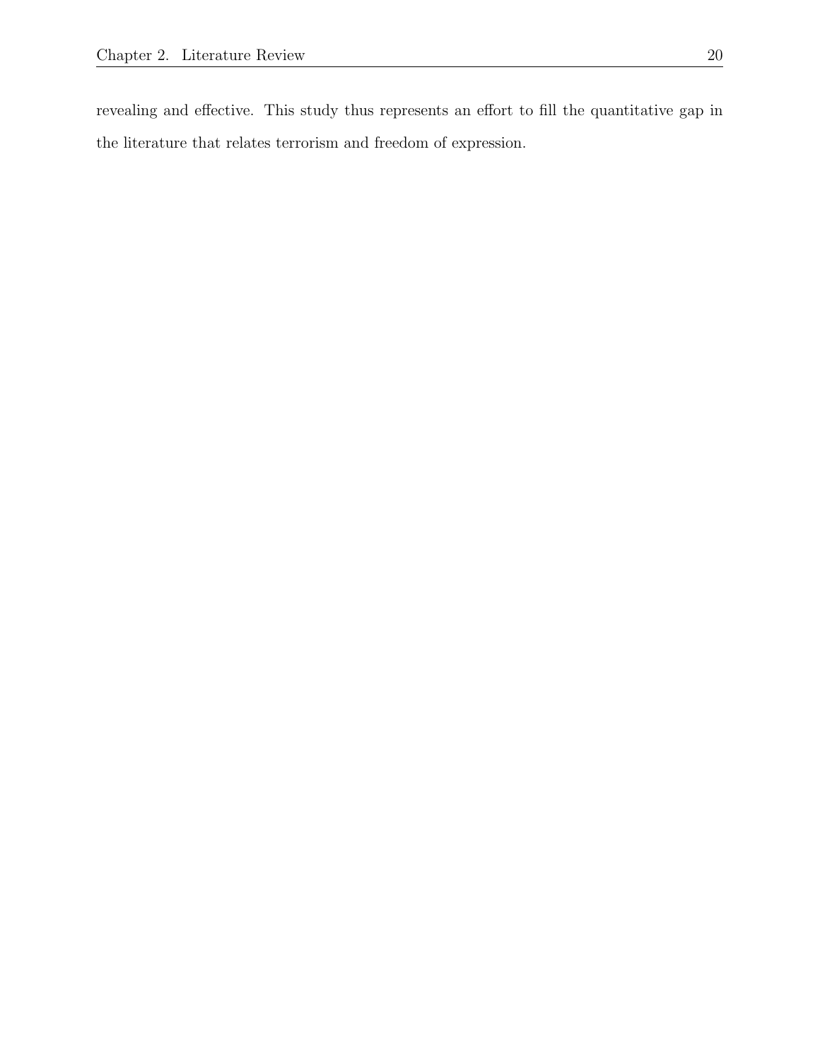revealing and effective. This study thus represents an effort to fill the quantitative gap in the literature that relates terrorism and freedom of expression.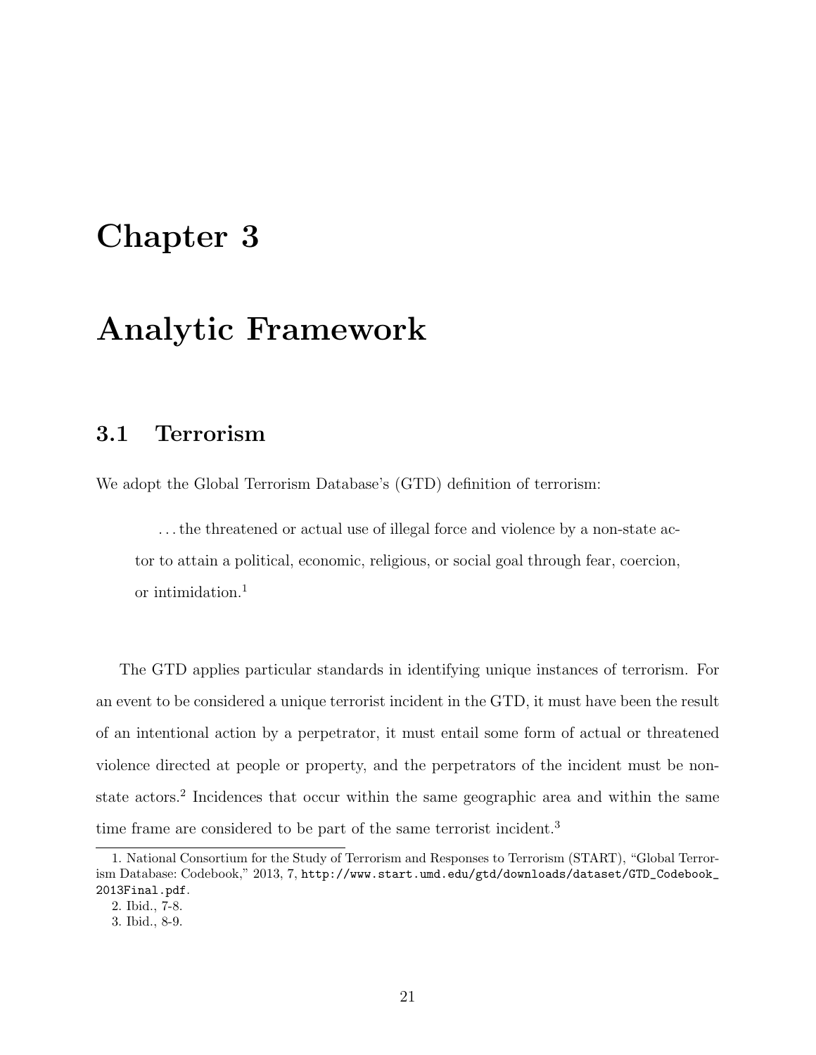# Chapter 3

# Analytic Framework

## 3.1 Terrorism

We adopt the Global Terrorism Database's (GTD) definition of terrorism:

> ...the threatened or actual use of illegal force and violence by a non-state actor to attain a political, economic, religious, or social goal through fear, coercion, or intimidation.[1]

The GTD applies particular standards in identifying unique instances of terrorism. For an event to be considered a unique terrorist incident in the GTD, it must have been the result of an intentional action by a perpetrator, it must entail some form of actual or threatened violence directed at people or property, and the perpetrators of the incident must be non-state actors.[2] Incidences that occur within the same geographic area and within the same time frame are considered to be part of the same terrorist incident.[3]

1. National Consortium for the Study of Terrorism and Responses to Terrorism (START), "Global Terrorism Database: Codebook," 2013, 7, http://www.start.umd.edu/gtd/downloads/dataset/GTD_Codebook_2013Final.pdf.
2. Ibid., 7-8.
3. Ibid., 8-9.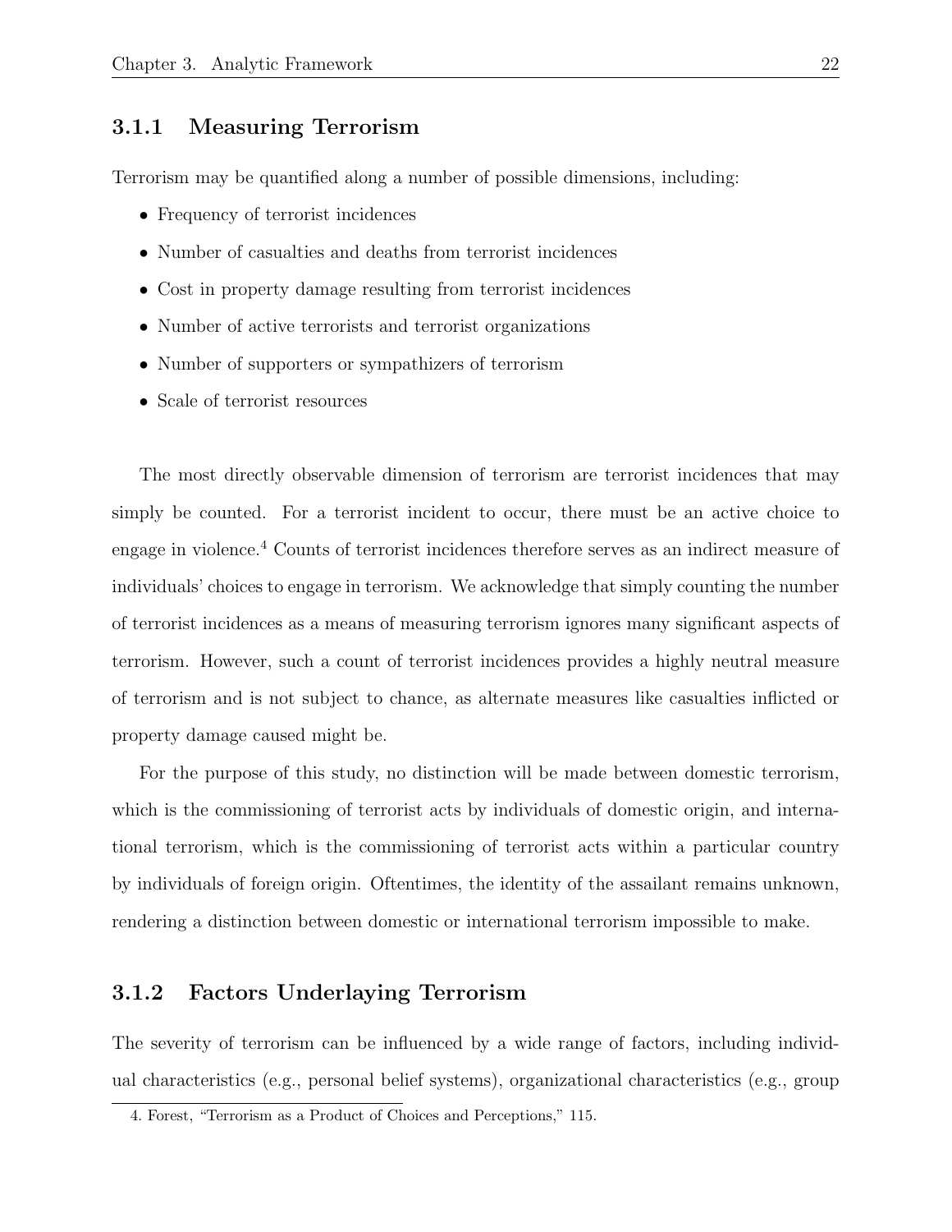### 3.1.1 Measuring Terrorism

Terrorism may be quantified along a number of possible dimensions, including:

- Frequency of terrorist incidences
- Number of casualties and deaths from terrorist incidences
- Cost in property damage resulting from terrorist incidences
- Number of active terrorists and terrorist organizations
- Number of supporters or sympathizers of terrorism
- Scale of terrorist resources

The most directly observable dimension of terrorism are terrorist incidences that may simply be counted. For a terrorist incident to occur, there must be an active choice to engage in violence.[4] Counts of terrorist incidences therefore serves as an indirect measure of individuals' choices to engage in terrorism. We acknowledge that simply counting the number of terrorist incidences as a means of measuring terrorism ignores many significant aspects of terrorism. However, such a count of terrorist incidences provides a highly neutral measure of terrorism and is not subject to chance, as alternate measures like casualties inflicted or property damage caused might be.

For the purpose of this study, no distinction will be made between domestic terrorism, which is the commissioning of terrorist acts by individuals of domestic origin, and international terrorism, which is the commissioning of terrorist acts within a particular country by individuals of foreign origin. Oftentimes, the identity of the assailant remains unknown, rendering a distinction between domestic or international terrorism impossible to make.

### 3.1.2 Factors Underlaying Terrorism

The severity of terrorism can be influenced by a wide range of factors, including individual characteristics (e.g., personal belief systems), organizational characteristics (e.g., group

4. Forest, "Terrorism as a Product of Choices and Perceptions," 115.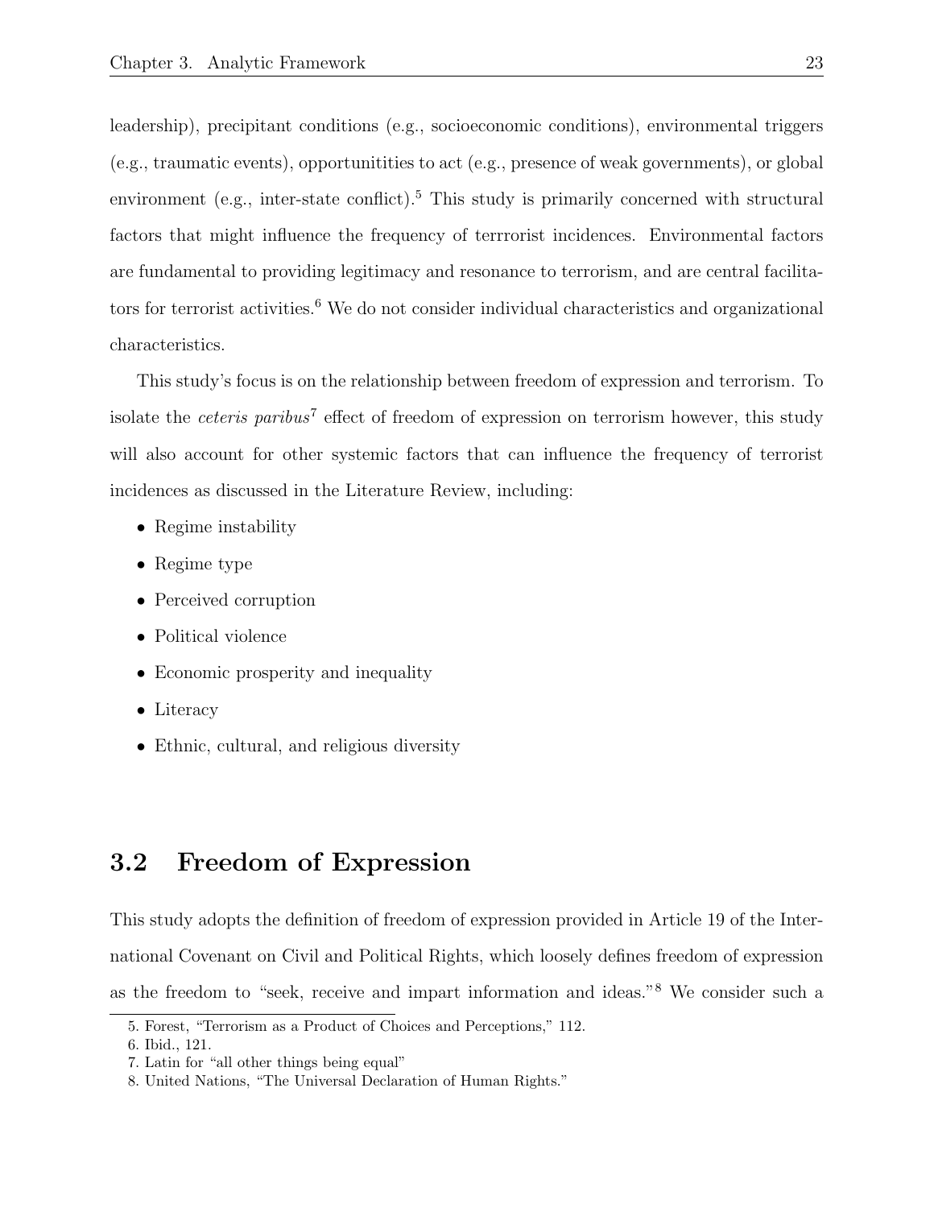leadership), precipitant conditions (e.g., socioeconomic conditions), environmental triggers (e.g., traumatic events), opportunitities to act (e.g., presence of weak governments), or global environment (e.g., inter-state conflict).[5] This study is primarily concerned with structural factors that might influence the frequency of terrrorist incidences. Environmental factors are fundamental to providing legitimacy and resonance to terrorism, and are central facilitators for terrorist activities.[6] We do not consider individual characteristics and organizational characteristics.

This study's focus is on the relationship between freedom of expression and terrorism. To isolate the *ceteris paribus*[7] effect of freedom of expression on terrorism however, this study will also account for other systemic factors that can influence the frequency of terrorist incidences as discussed in the Literature Review, including:

- Regime instability
- Regime type
- Perceived corruption
- Political violence
- Economic prosperity and inequality
- Literacy
- Ethnic, cultural, and religious diversity

## 3.2 Freedom of Expression

This study adopts the definition of freedom of expression provided in Article 19 of the International Covenant on Civil and Political Rights, which loosely defines freedom of expression as the freedom to "seek, receive and impart information and ideas."[8] We consider such a

5. Forest, "Terrorism as a Product of Choices and Perceptions," 112.
6. Ibid., 121.
7. Latin for "all other things being equal"
8. United Nations, "The Universal Declaration of Human Rights."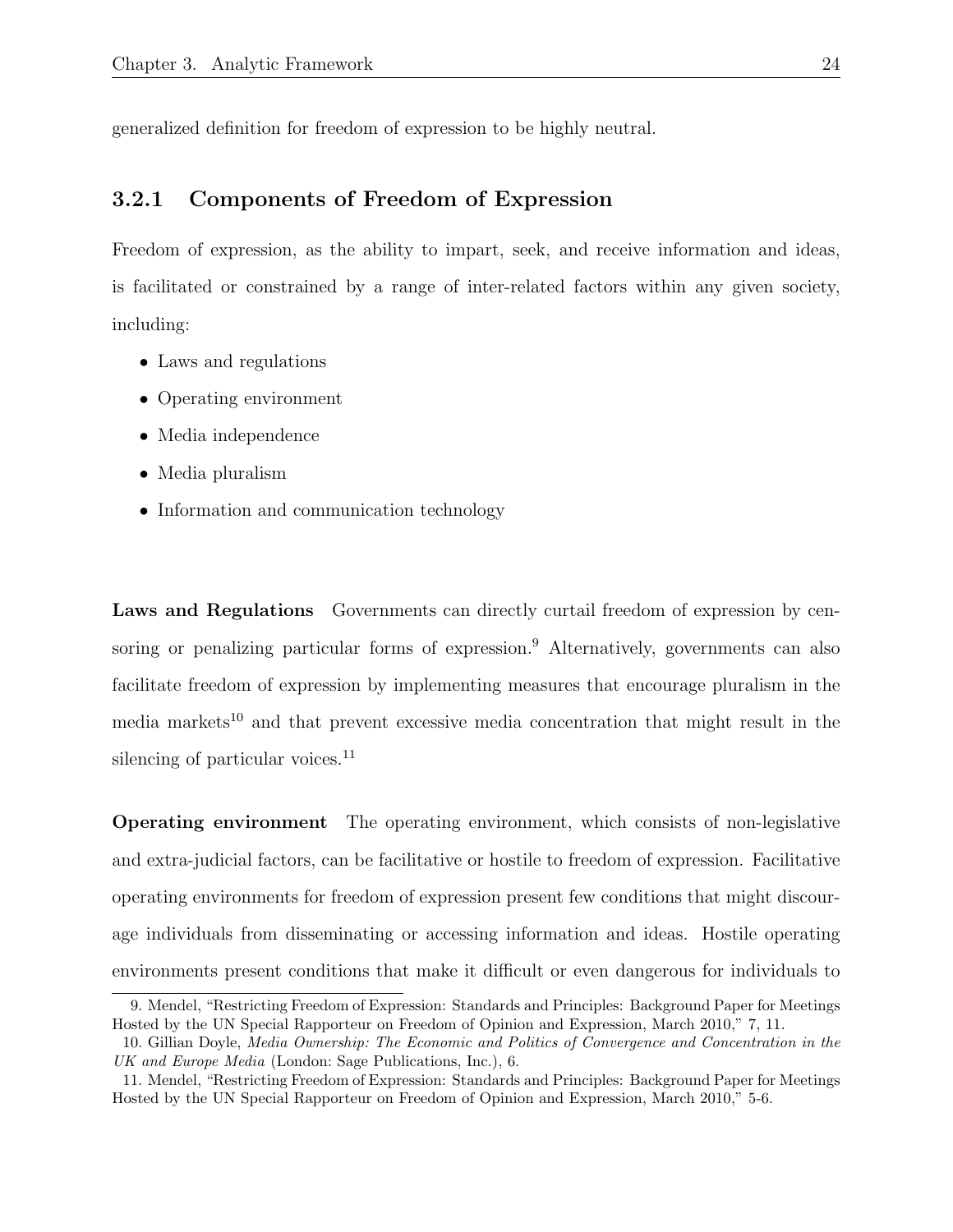generalized definition for freedom of expression to be highly neutral.

### 3.2.1 Components of Freedom of Expression

Freedom of expression, as the ability to impart, seek, and receive information and ideas, is facilitated or constrained by a range of inter-related factors within any given society, including:

- Laws and regulations
- Operating environment
- Media independence
- Media pluralism
- Information and communication technology

**Laws and Regulations** Governments can directly curtail freedom of expression by censoring or penalizing particular forms of expression.[9] Alternatively, governments can also facilitate freedom of expression by implementing measures that encourage pluralism in the media markets[10] and that prevent excessive media concentration that might result in the silencing of particular voices.[11]

**Operating environment** The operating environment, which consists of non-legislative and extra-judicial factors, can be facilitative or hostile to freedom of expression. Facilitative operating environments for freedom of expression present few conditions that might discourage individuals from disseminating or accessing information and ideas. Hostile operating environments present conditions that make it difficult or even dangerous for individuals to

9. Mendel, "Restricting Freedom of Expression: Standards and Principles: Background Paper for Meetings Hosted by the UN Special Rapporteur on Freedom of Opinion and Expression, March 2010," 7, 11.

10. Gillian Doyle, *Media Ownership: The Economic and Politics of Convergence and Concentration in the UK and Europe Media* (London: Sage Publications, Inc.), 6.

11. Mendel, "Restricting Freedom of Expression: Standards and Principles: Background Paper for Meetings Hosted by the UN Special Rapporteur on Freedom of Opinion and Expression, March 2010," 5-6.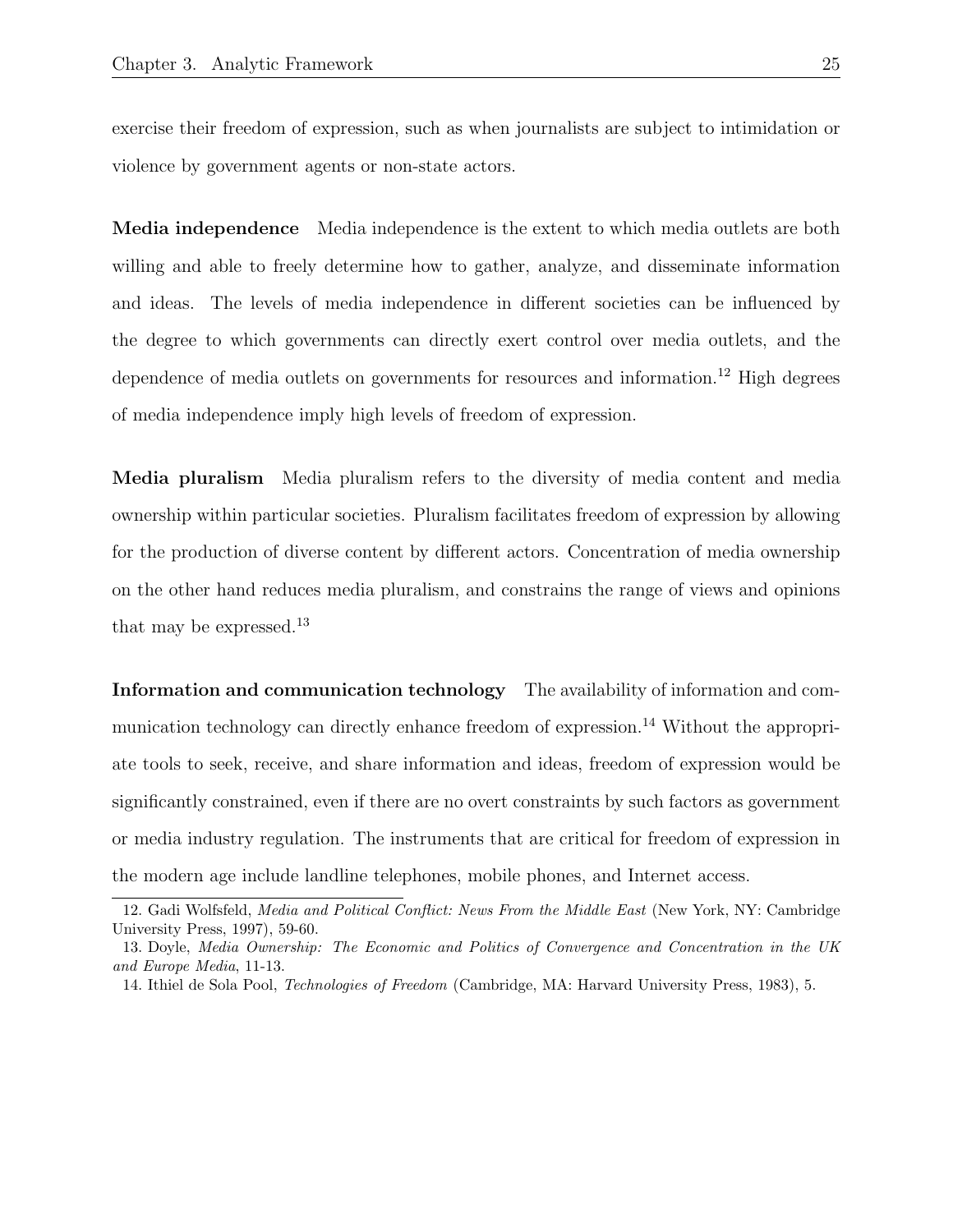exercise their freedom of expression, such as when journalists are subject to intimidation or violence by government agents or non-state actors.

**Media independence** Media independence is the extent to which media outlets are both willing and able to freely determine how to gather, analyze, and disseminate information and ideas. The levels of media independence in different societies can be influenced by the degree to which governments can directly exert control over media outlets, and the dependence of media outlets on governments for resources and information.[12] High degrees of media independence imply high levels of freedom of expression.

**Media pluralism** Media pluralism refers to the diversity of media content and media ownership within particular societies. Pluralism facilitates freedom of expression by allowing for the production of diverse content by different actors. Concentration of media ownership on the other hand reduces media pluralism, and constrains the range of views and opinions that may be expressed.[13]

**Information and communication technology** The availability of information and communication technology can directly enhance freedom of expression.[14] Without the appropriate tools to seek, receive, and share information and ideas, freedom of expression would be significantly constrained, even if there are no overt constraints by such factors as government or media industry regulation. The instruments that are critical for freedom of expression in the modern age include landline telephones, mobile phones, and Internet access.

---

12. Gadi Wolfsfeld, *Media and Political Conflict: News From the Middle East* (New York, NY: Cambridge University Press, 1997), 59-60.

13. Doyle, *Media Ownership: The Economic and Politics of Convergence and Concentration in the UK and Europe Media*, 11-13.

14. Ithiel de Sola Pool, *Technologies of Freedom* (Cambridge, MA: Harvard University Press, 1983), 5.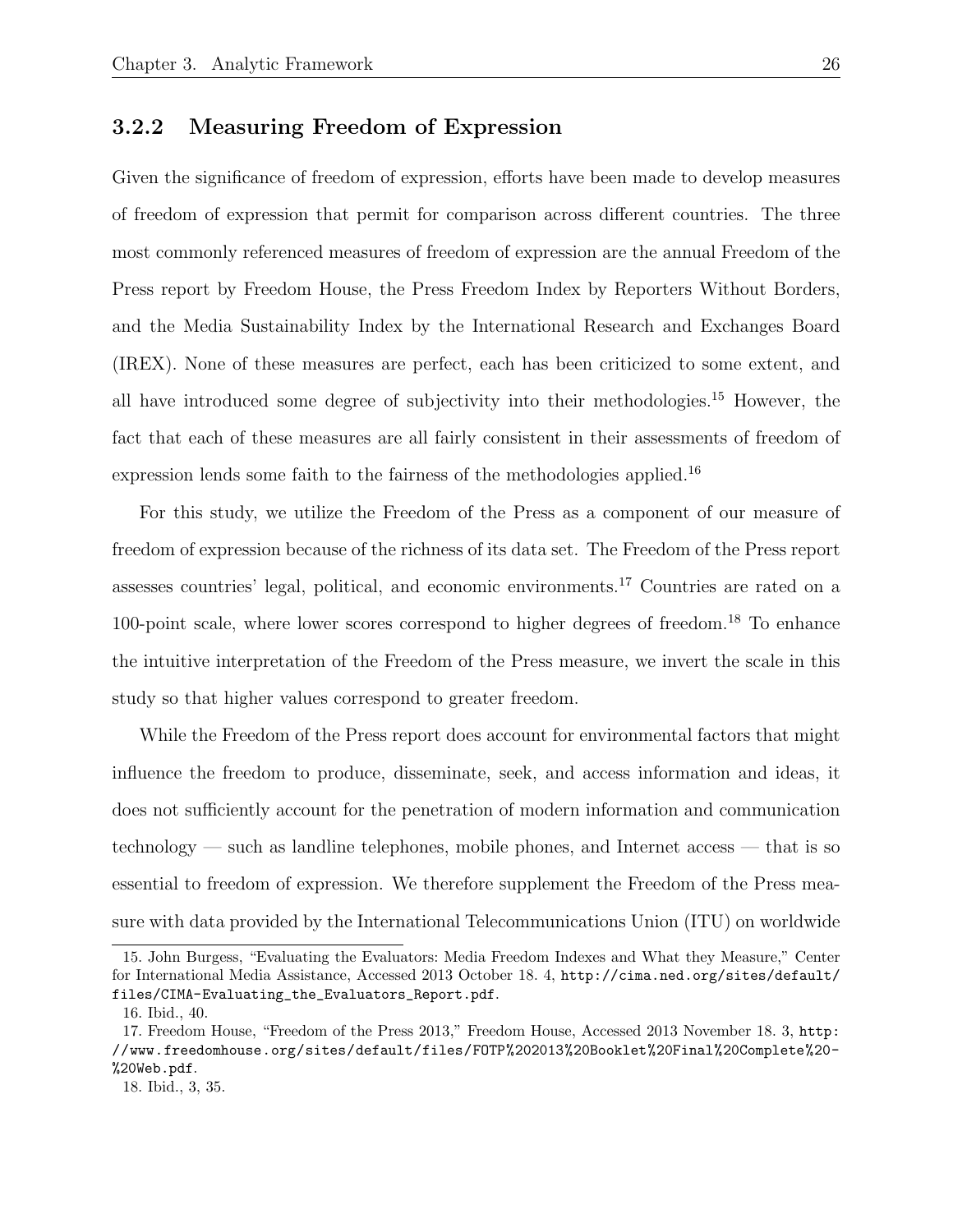### 3.2.2 Measuring Freedom of Expression

Given the significance of freedom of expression, efforts have been made to develop measures of freedom of expression that permit for comparison across different countries. The three most commonly referenced measures of freedom of expression are the annual Freedom of the Press report by Freedom House, the Press Freedom Index by Reporters Without Borders, and the Media Sustainability Index by the International Research and Exchanges Board (IREX). None of these measures are perfect, each has been criticized to some extent, and all have introduced some degree of subjectivity into their methodologies.[15] However, the fact that each of these measures are all fairly consistent in their assessments of freedom of expression lends some faith to the fairness of the methodologies applied.[16]

For this study, we utilize the Freedom of the Press as a component of our measure of freedom of expression because of the richness of its data set. The Freedom of the Press report assesses countries' legal, political, and economic environments.[17] Countries are rated on a 100-point scale, where lower scores correspond to higher degrees of freedom.[18] To enhance the intuitive interpretation of the Freedom of the Press measure, we invert the scale in this study so that higher values correspond to greater freedom.

While the Freedom of the Press report does account for environmental factors that might influence the freedom to produce, disseminate, seek, and access information and ideas, it does not sufficiently account for the penetration of modern information and communication technology — such as landline telephones, mobile phones, and Internet access — that is so essential to freedom of expression. We therefore supplement the Freedom of the Press measure with data provided by the International Telecommunications Union (ITU) on worldwide

---

15. John Burgess, "Evaluating the Evaluators: Media Freedom Indexes and What they Measure," Center for International Media Assistance, Accessed 2013 October 18. 4, http://cima.ned.org/sites/default/files/CIMA-Evaluating_the_Evaluators_Report.pdf.

16. Ibid., 40.

17. Freedom House, "Freedom of the Press 2013," Freedom House, Accessed 2013 November 18. 3, http://www.freedomhouse.org/sites/default/files/FOTP%202013%20Booklet%20Final%20Complete%20-%20Web.pdf.

18. Ibid., 3, 35.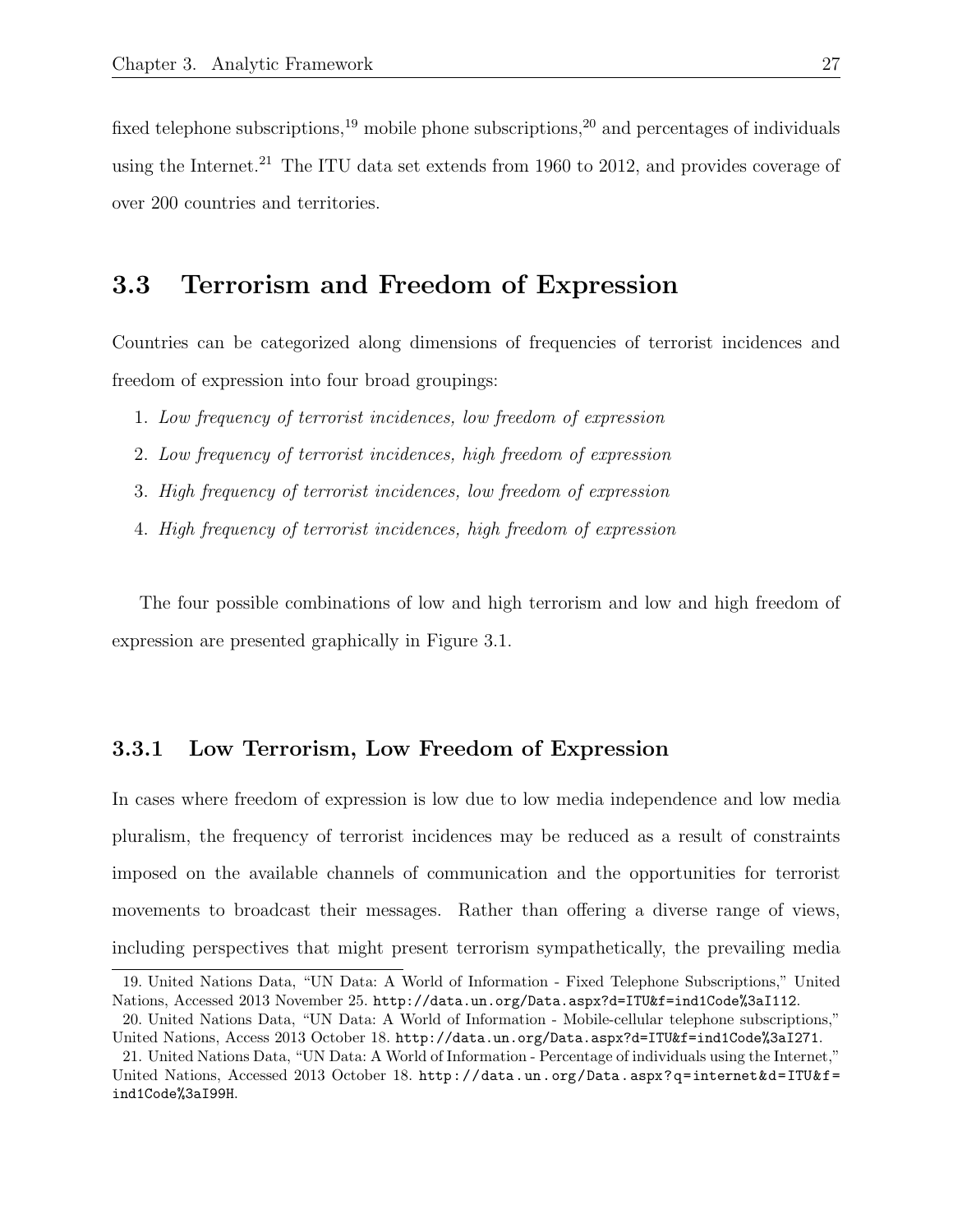fixed telephone subscriptions,[19] mobile phone subscriptions,[20] and percentages of individuals using the Internet.[21] The ITU data set extends from 1960 to 2012, and provides coverage of over 200 countries and territories.

## 3.3 Terrorism and Freedom of Expression

Countries can be categorized along dimensions of frequencies of terrorist incidences and freedom of expression into four broad groupings:

1. *Low frequency of terrorist incidences, low freedom of expression*
2. *Low frequency of terrorist incidences, high freedom of expression*
3. *High frequency of terrorist incidences, low freedom of expression*
4. *High frequency of terrorist incidences, high freedom of expression*

The four possible combinations of low and high terrorism and low and high freedom of expression are presented graphically in Figure 3.1.

### 3.3.1 Low Terrorism, Low Freedom of Expression

In cases where freedom of expression is low due to low media independence and low media pluralism, the frequency of terrorist incidences may be reduced as a result of constraints imposed on the available channels of communication and the opportunities for terrorist movements to broadcast their messages. Rather than offering a diverse range of views, including perspectives that might present terrorism sympathetically, the prevailing media

19. United Nations Data, "UN Data: A World of Information - Fixed Telephone Subscriptions," United Nations, Accessed 2013 November 25. http://data.un.org/Data.aspx?d=ITU&f=ind1Code%3aI112.

20. United Nations Data, "UN Data: A World of Information - Mobile-cellular telephone subscriptions," United Nations, Access 2013 October 18. http://data.un.org/Data.aspx?d=ITU&f=ind1Code%3aI271.

21. United Nations Data, "UN Data: A World of Information - Percentage of individuals using the Internet," United Nations, Accessed 2013 October 18. http://data.un.org/Data.aspx?q=internet&d=ITU&f=ind1Code%3aI99H.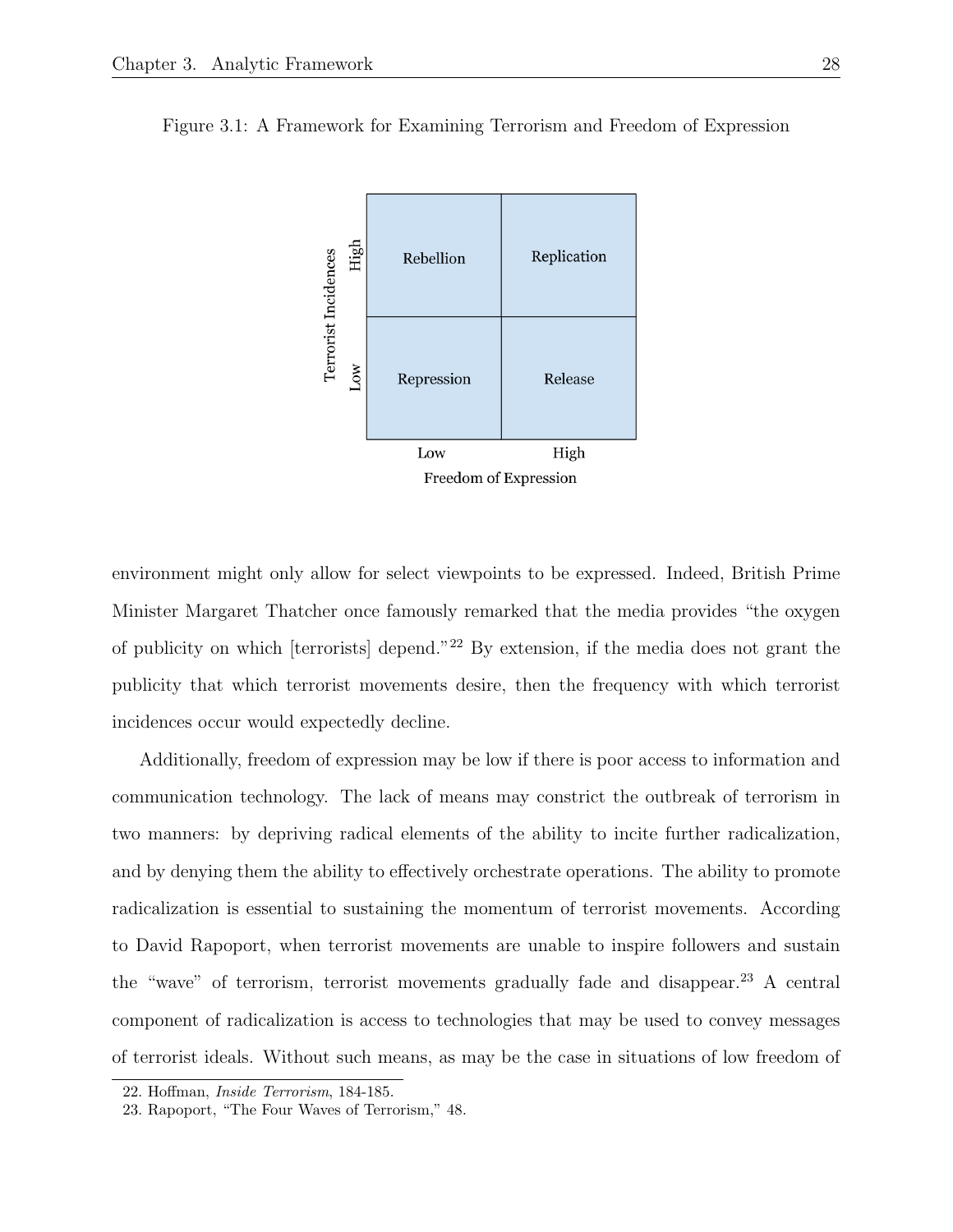Figure 3.1: A Framework for Examining Terrorism and Freedom of Expression

| Terrorist Incidences | Freedom of Expression: Low | Freedom of Expression: High |
|---|---|---|
| High | Rebellion | Replication |
| Low | Repression | Release |

environment might only allow for select viewpoints to be expressed. Indeed, British Prime Minister Margaret Thatcher once famously remarked that the media provides "the oxygen of publicity on which [terrorists] depend."[22] By extension, if the media does not grant the publicity that which terrorist movements desire, then the frequency with which terrorist incidences occur would expectedly decline.

Additionally, freedom of expression may be low if there is poor access to information and communication technology. The lack of means may constrict the outbreak of terrorism in two manners: by depriving radical elements of the ability to incite further radicalization, and by denying them the ability to effectively orchestrate operations. The ability to promote radicalization is essential to sustaining the momentum of terrorist movements. According to David Rapoport, when terrorist movements are unable to inspire followers and sustain the "wave" of terrorism, terrorist movements gradually fade and disappear.[23] A central component of radicalization is access to technologies that may be used to convey messages of terrorist ideals. Without such means, as may be the case in situations of low freedom of

22. Hoffman, *Inside Terrorism*, 184-185.
23. Rapoport, "The Four Waves of Terrorism," 48.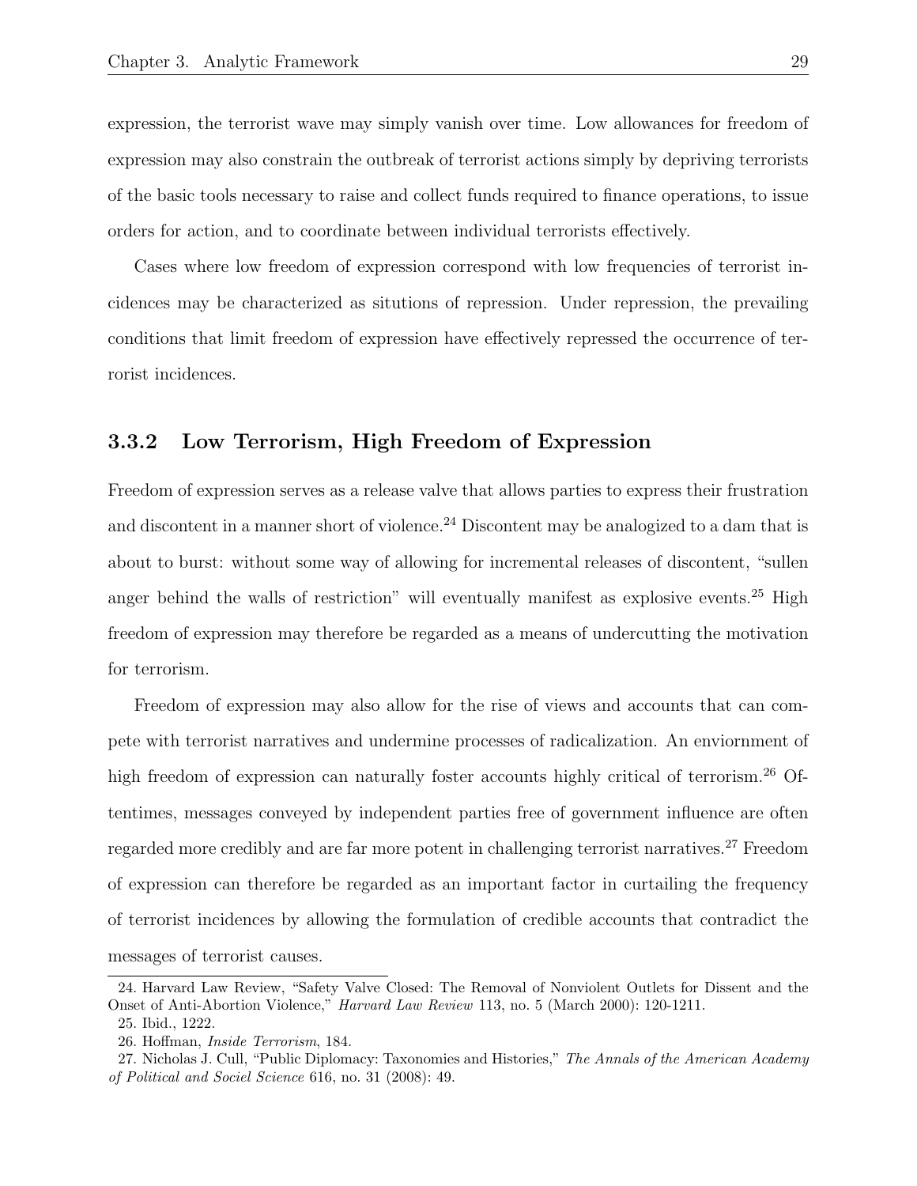expression, the terrorist wave may simply vanish over time. Low allowances for freedom of expression may also constrain the outbreak of terrorist actions simply by depriving terrorists of the basic tools necessary to raise and collect funds required to finance operations, to issue orders for action, and to coordinate between individual terrorists effectively.

Cases where low freedom of expression correspond with low frequencies of terrorist incidences may be characterized as situtions of repression. Under repression, the prevailing conditions that limit freedom of expression have effectively repressed the occurrence of terrorist incidences.

### 3.3.2 Low Terrorism, High Freedom of Expression

Freedom of expression serves as a release valve that allows parties to express their frustration and discontent in a manner short of violence.[24] Discontent may be analogized to a dam that is about to burst: without some way of allowing for incremental releases of discontent, "sullen anger behind the walls of restriction" will eventually manifest as explosive events.[25] High freedom of expression may therefore be regarded as a means of undercutting the motivation for terrorism.

Freedom of expression may also allow for the rise of views and accounts that can compete with terrorist narratives and undermine processes of radicalization. An enviornment of high freedom of expression can naturally foster accounts highly critical of terrorism.[26] Oftentimes, messages conveyed by independent parties free of government influence are often regarded more credibly and are far more potent in challenging terrorist narratives.[27] Freedom of expression can therefore be regarded as an important factor in curtailing the frequency of terrorist incidences by allowing the formulation of credible accounts that contradict the messages of terrorist causes.

24. Harvard Law Review, "Safety Valve Closed: The Removal of Nonviolent Outlets for Dissent and the Onset of Anti-Abortion Violence," *Harvard Law Review* 113, no. 5 (March 2000): 120-1211.

25. Ibid., 1222.

26. Hoffman, *Inside Terrorism*, 184.

27. Nicholas J. Cull, "Public Diplomacy: Taxonomies and Histories," *The Annals of the American Academy of Political and Sociel Science* 616, no. 31 (2008): 49.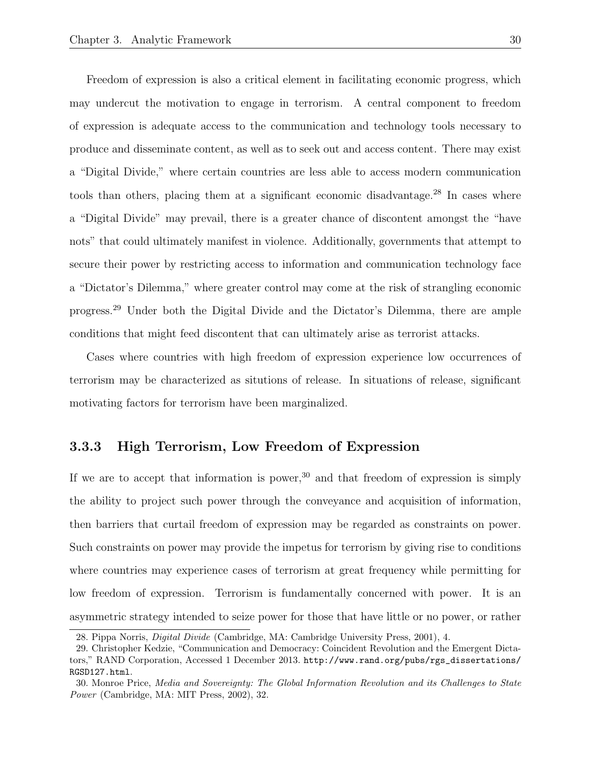Freedom of expression is also a critical element in facilitating economic progress, which may undercut the motivation to engage in terrorism. A central component to freedom of expression is adequate access to the communication and technology tools necessary to produce and disseminate content, as well as to seek out and access content. There may exist a "Digital Divide," where certain countries are less able to access modern communication tools than others, placing them at a significant economic disadvantage.[28] In cases where a "Digital Divide" may prevail, there is a greater chance of discontent amongst the "have nots" that could ultimately manifest in violence. Additionally, governments that attempt to secure their power by restricting access to information and communication technology face a "Dictator's Dilemma," where greater control may come at the risk of strangling economic progress.[29] Under both the Digital Divide and the Dictator's Dilemma, there are ample conditions that might feed discontent that can ultimately arise as terrorist attacks.

Cases where countries with high freedom of expression experience low occurrences of terrorism may be characterized as situtions of release. In situations of release, significant motivating factors for terrorism have been marginalized.

### 3.3.3 High Terrorism, Low Freedom of Expression

If we are to accept that information is power,[30] and that freedom of expression is simply the ability to project such power through the conveyance and acquisition of information, then barriers that curtail freedom of expression may be regarded as constraints on power. Such constraints on power may provide the impetus for terrorism by giving rise to conditions where countries may experience cases of terrorism at great frequency while permitting for low freedom of expression. Terrorism is fundamentally concerned with power. It is an asymmetric strategy intended to seize power for those that have little or no power, or rather

28. Pippa Norris, *Digital Divide* (Cambridge, MA: Cambridge University Press, 2001), 4.

29. Christopher Kedzie, "Communication and Democracy: Coincident Revolution and the Emergent Dictators," RAND Corporation, Accessed 1 December 2013. http://www.rand.org/pubs/rgs_dissertations/RGSD127.html.

30. Monroe Price, *Media and Sovereignty: The Global Information Revolution and its Challenges to State Power* (Cambridge, MA: MIT Press, 2002), 32.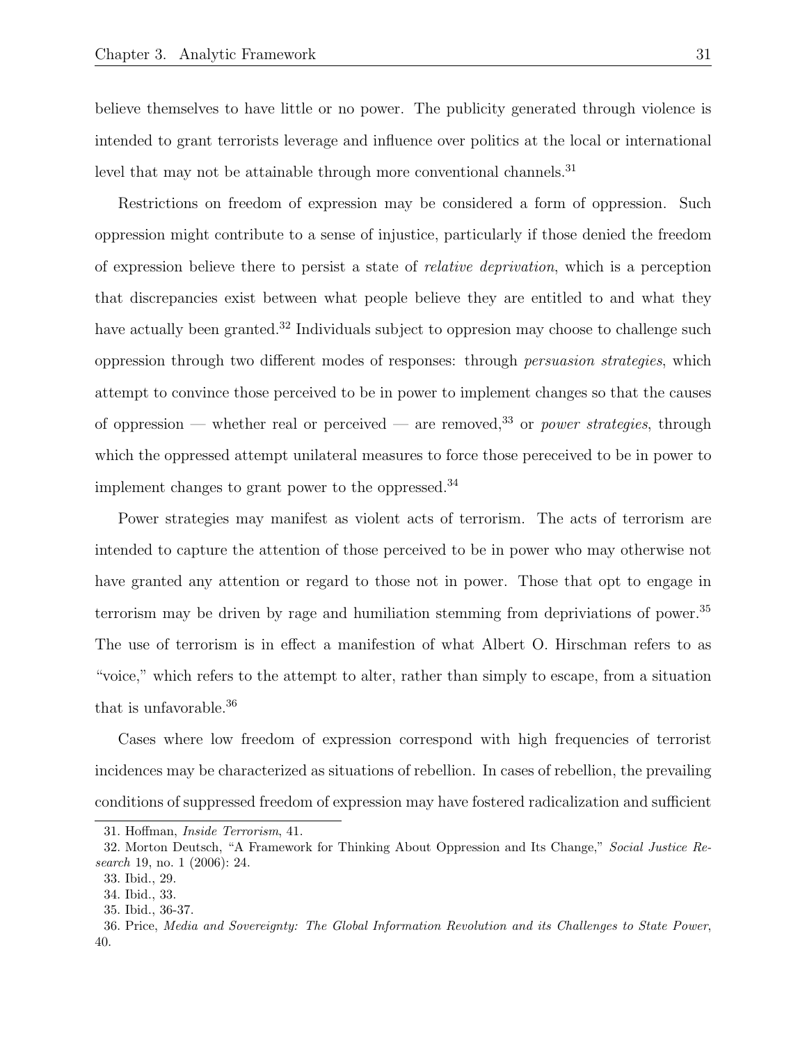believe themselves to have little or no power. The publicity generated through violence is intended to grant terrorists leverage and influence over politics at the local or international level that may not be attainable through more conventional channels.[31]

Restrictions on freedom of expression may be considered a form of oppression. Such oppression might contribute to a sense of injustice, particularly if those denied the freedom of expression believe there to persist a state of *relative deprivation*, which is a perception that discrepancies exist between what people believe they are entitled to and what they have actually been granted.[32] Individuals subject to oppresion may choose to challenge such oppression through two different modes of responses: through *persuasion strategies*, which attempt to convince those perceived to be in power to implement changes so that the causes of oppression — whether real or perceived — are removed,[33] or *power strategies*, through which the oppressed attempt unilateral measures to force those pereceived to be in power to implement changes to grant power to the oppressed.[34]

Power strategies may manifest as violent acts of terrorism. The acts of terrorism are intended to capture the attention of those perceived to be in power who may otherwise not have granted any attention or regard to those not in power. Those that opt to engage in terrorism may be driven by rage and humiliation stemming from depriviations of power.[35] The use of terrorism is in effect a manifestion of what Albert O. Hirschman refers to as "voice," which refers to the attempt to alter, rather than simply to escape, from a situation that is unfavorable.[36]

Cases where low freedom of expression correspond with high frequencies of terrorist incidences may be characterized as situations of rebellion. In cases of rebellion, the prevailing conditions of suppressed freedom of expression may have fostered radicalization and sufficient

---

31. Hoffman, *Inside Terrorism*, 41.

32. Morton Deutsch, "A Framework for Thinking About Oppression and Its Change," *Social Justice Research* 19, no. 1 (2006): 24.

33. Ibid., 29.

34. Ibid., 33.

35. Ibid., 36-37.

36. Price, *Media and Sovereignty: The Global Information Revolution and its Challenges to State Power*, 40.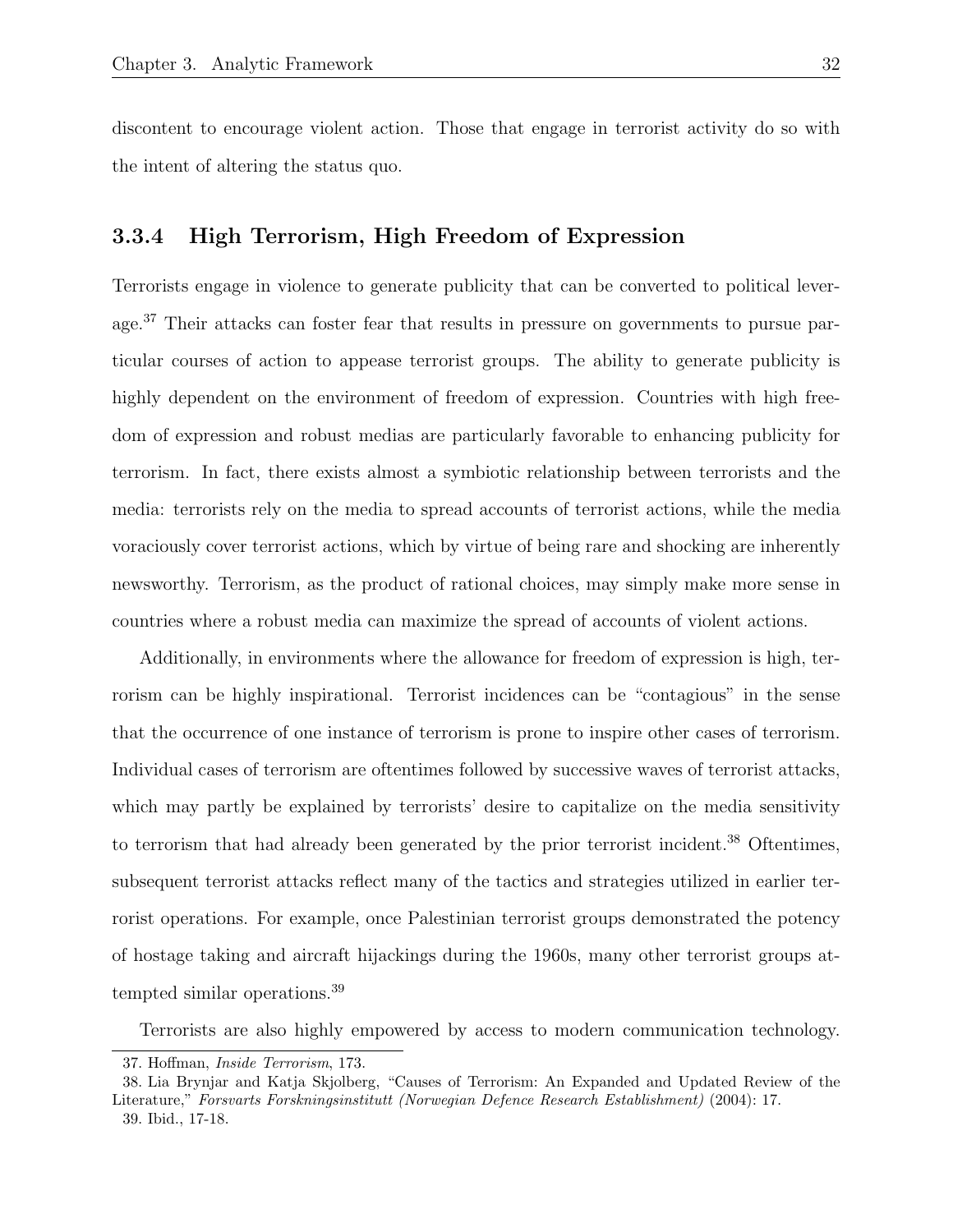discontent to encourage violent action. Those that engage in terrorist activity do so with the intent of altering the status quo.

### 3.3.4 High Terrorism, High Freedom of Expression

Terrorists engage in violence to generate publicity that can be converted to political leverage.[37] Their attacks can foster fear that results in pressure on governments to pursue particular courses of action to appease terrorist groups. The ability to generate publicity is highly dependent on the environment of freedom of expression. Countries with high freedom of expression and robust medias are particularly favorable to enhancing publicity for terrorism. In fact, there exists almost a symbiotic relationship between terrorists and the media: terrorists rely on the media to spread accounts of terrorist actions, while the media voraciously cover terrorist actions, which by virtue of being rare and shocking are inherently newsworthy. Terrorism, as the product of rational choices, may simply make more sense in countries where a robust media can maximize the spread of accounts of violent actions.

Additionally, in environments where the allowance for freedom of expression is high, terrorism can be highly inspirational. Terrorist incidences can be "contagious" in the sense that the occurrence of one instance of terrorism is prone to inspire other cases of terrorism. Individual cases of terrorism are oftentimes followed by successive waves of terrorist attacks, which may partly be explained by terrorists' desire to capitalize on the media sensitivity to terrorism that had already been generated by the prior terrorist incident.[38] Oftentimes, subsequent terrorist attacks reflect many of the tactics and strategies utilized in earlier terrorist operations. For example, once Palestinian terrorist groups demonstrated the potency of hostage taking and aircraft hijackings during the 1960s, many other terrorist groups attempted similar operations.[39]

Terrorists are also highly empowered by access to modern communication technology.

---

37. Hoffman, *Inside Terrorism*, 173.

38. Lia Brynjar and Katja Skjolberg, "Causes of Terrorism: An Expanded and Updated Review of the Literature," *Forsvarts Forskningsinstitutt (Norwegian Defence Research Establishment)* (2004): 17.

39. Ibid., 17-18.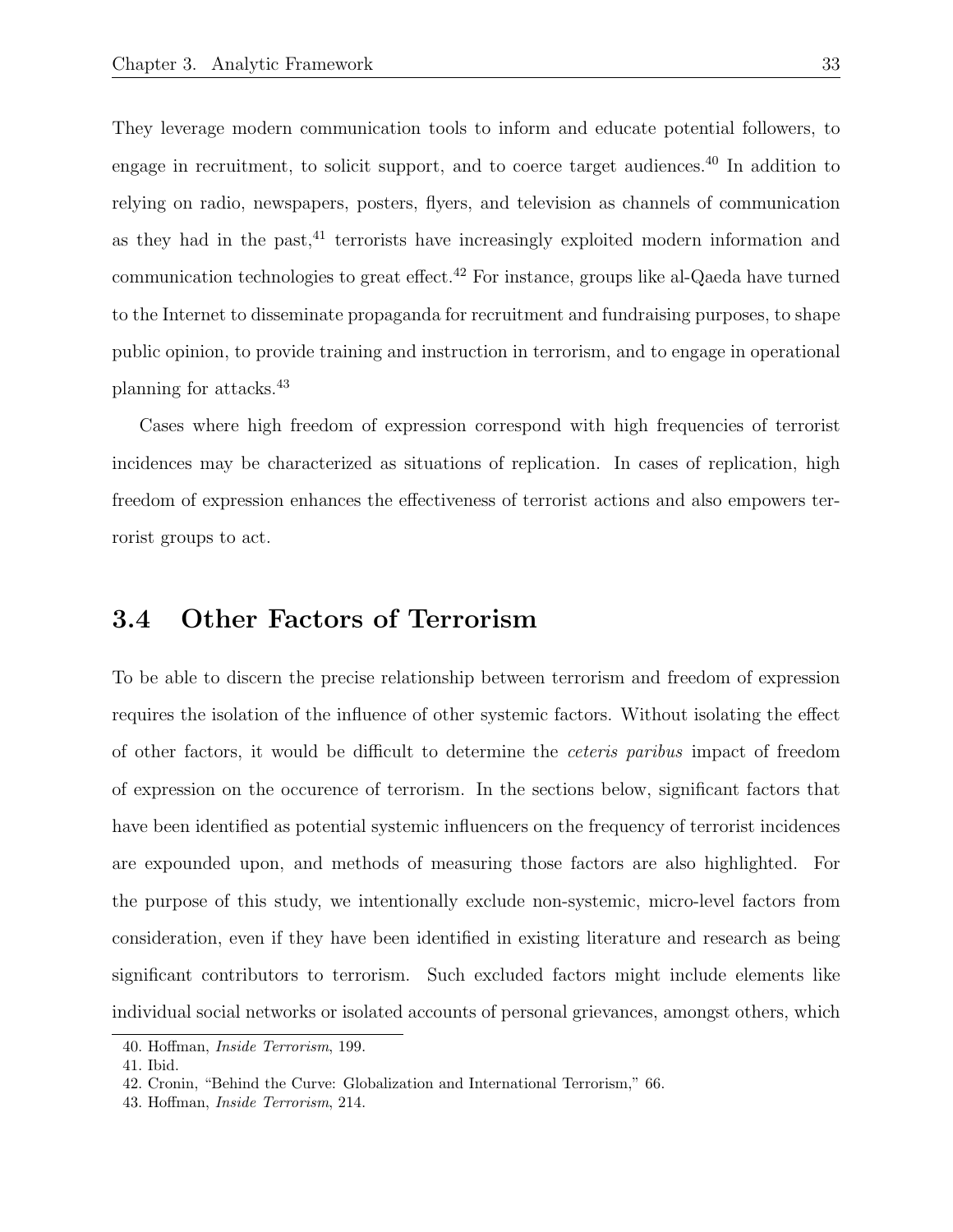They leverage modern communication tools to inform and educate potential followers, to engage in recruitment, to solicit support, and to coerce target audiences.[40] In addition to relying on radio, newspapers, posters, flyers, and television as channels of communication as they had in the past,[41] terrorists have increasingly exploited modern information and communication technologies to great effect.[42] For instance, groups like al-Qaeda have turned to the Internet to disseminate propaganda for recruitment and fundraising purposes, to shape public opinion, to provide training and instruction in terrorism, and to engage in operational planning for attacks.[43]

Cases where high freedom of expression correspond with high frequencies of terrorist incidences may be characterized as situations of replication. In cases of replication, high freedom of expression enhances the effectiveness of terrorist actions and also empowers terrorist groups to act.

## 3.4 Other Factors of Terrorism

To be able to discern the precise relationship between terrorism and freedom of expression requires the isolation of the influence of other systemic factors. Without isolating the effect of other factors, it would be difficult to determine the *ceteris paribus* impact of freedom of expression on the occurence of terrorism. In the sections below, significant factors that have been identified as potential systemic influencers on the frequency of terrorist incidences are expounded upon, and methods of measuring those factors are also highlighted. For the purpose of this study, we intentionally exclude non-systemic, micro-level factors from consideration, even if they have been identified in existing literature and research as being significant contributors to terrorism. Such excluded factors might include elements like individual social networks or isolated accounts of personal grievances, amongst others, which

40. Hoffman, *Inside Terrorism*, 199.
41. Ibid.
42. Cronin, "Behind the Curve: Globalization and International Terrorism," 66.
43. Hoffman, *Inside Terrorism*, 214.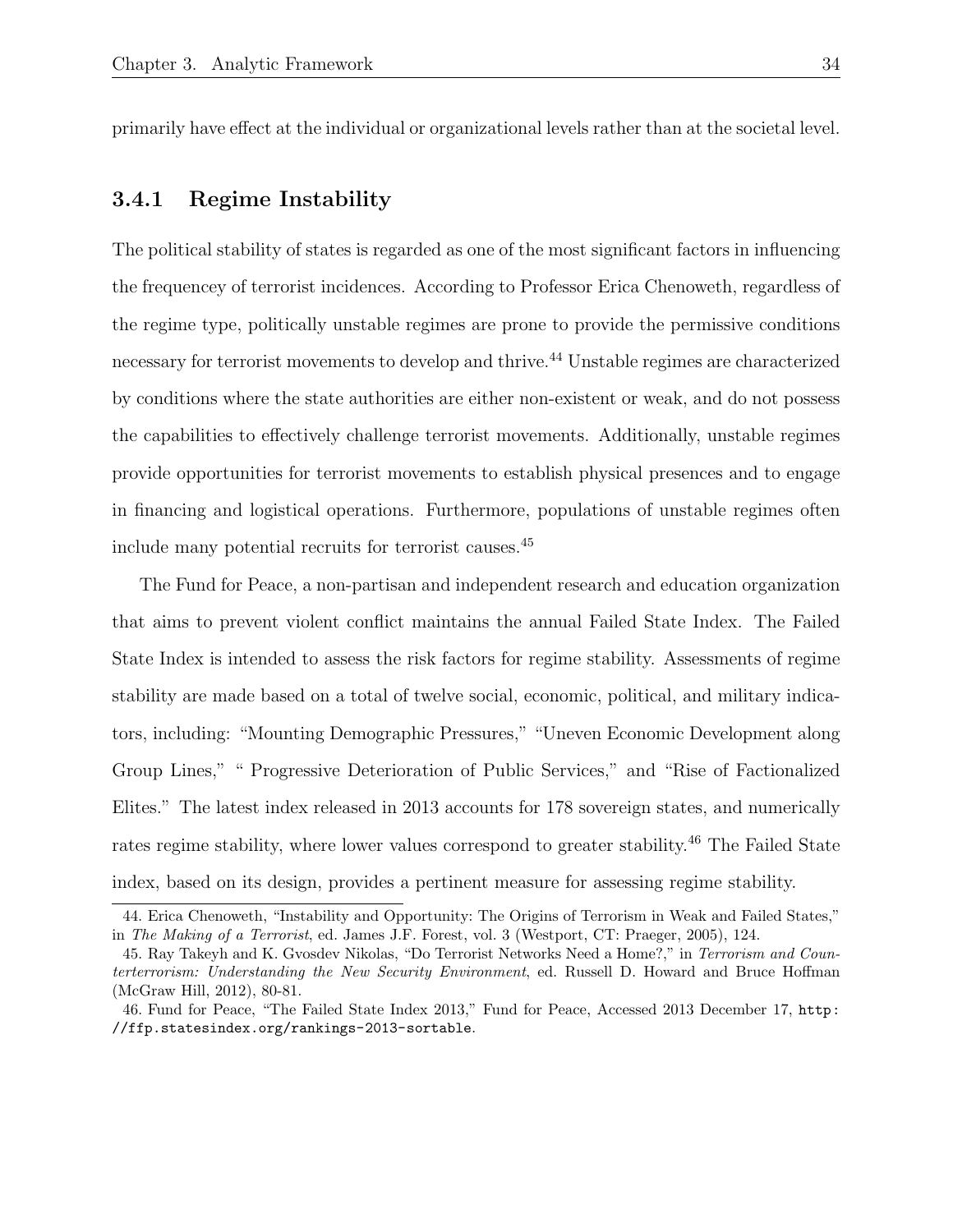primarily have effect at the individual or organizational levels rather than at the societal level.

### 3.4.1 Regime Instability

The political stability of states is regarded as one of the most significant factors in influencing the frequencey of terrorist incidences. According to Professor Erica Chenoweth, regardless of the regime type, politically unstable regimes are prone to provide the permissive conditions necessary for terrorist movements to develop and thrive.[44] Unstable regimes are characterized by conditions where the state authorities are either non-existent or weak, and do not possess the capabilities to effectively challenge terrorist movements. Additionally, unstable regimes provide opportunities for terrorist movements to establish physical presences and to engage in financing and logistical operations. Furthermore, populations of unstable regimes often include many potential recruits for terrorist causes.[45]

The Fund for Peace, a non-partisan and independent research and education organization that aims to prevent violent conflict maintains the annual Failed State Index. The Failed State Index is intended to assess the risk factors for regime stability. Assessments of regime stability are made based on a total of twelve social, economic, political, and military indicators, including: "Mounting Demographic Pressures," "Uneven Economic Development along Group Lines," " Progressive Deterioration of Public Services," and "Rise of Factionalized Elites." The latest index released in 2013 accounts for 178 sovereign states, and numerically rates regime stability, where lower values correspond to greater stability.[46] The Failed State index, based on its design, provides a pertinent measure for assessing regime stability.

44. Erica Chenoweth, "Instability and Opportunity: The Origins of Terrorism in Weak and Failed States," in *The Making of a Terrorist*, ed. James J.F. Forest, vol. 3 (Westport, CT: Praeger, 2005), 124.

45. Ray Takeyh and K. Gvosdev Nikolas, "Do Terrorist Networks Need a Home?," in *Terrorism and Counterterrorism: Understanding the New Security Environment*, ed. Russell D. Howard and Bruce Hoffman (McGraw Hill, 2012), 80-81.

46. Fund for Peace, "The Failed State Index 2013," Fund for Peace, Accessed 2013 December 17, `http://ffp.statesindex.org/rankings-2013-sortable`.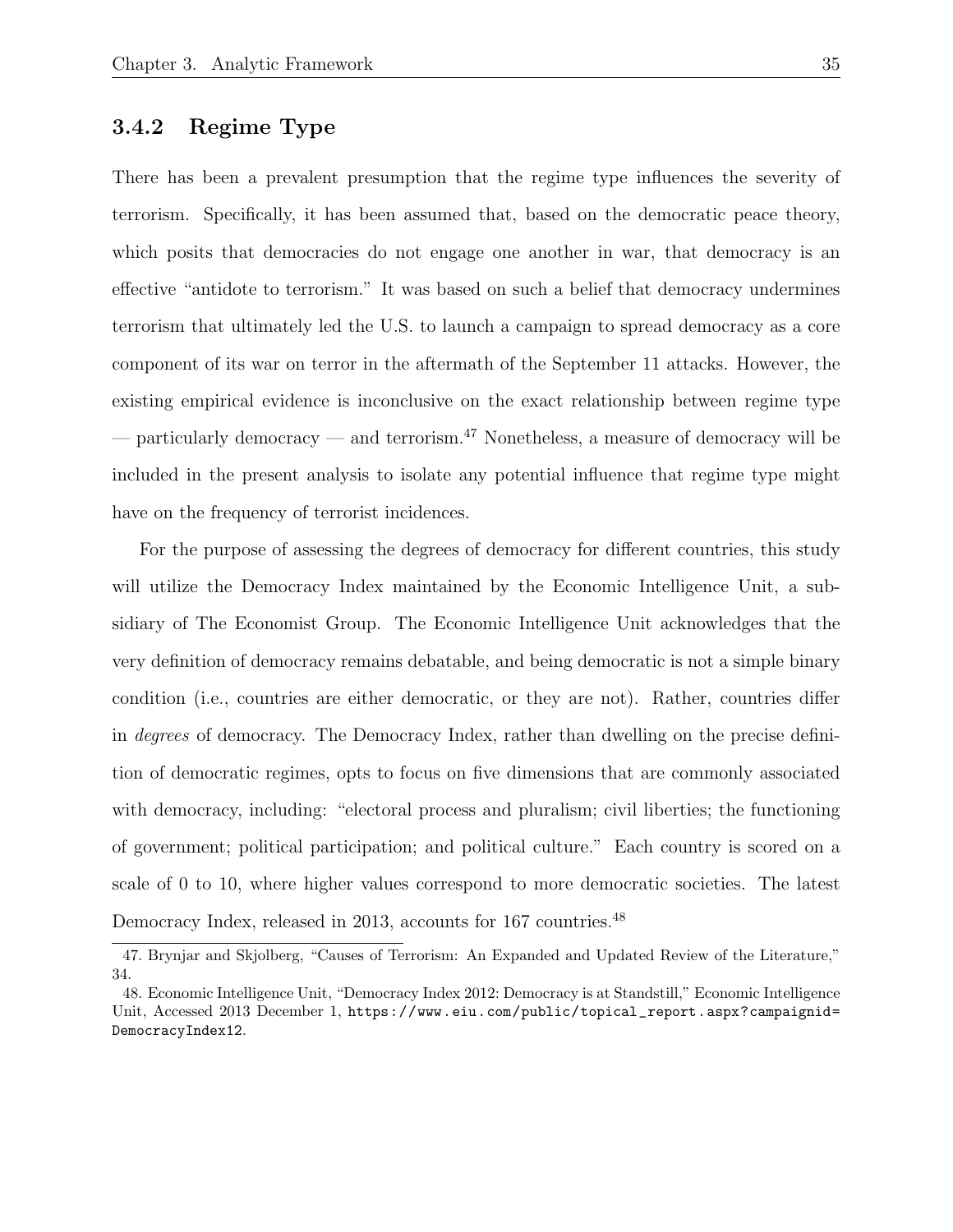### 3.4.2 Regime Type

There has been a prevalent presumption that the regime type influences the severity of terrorism. Specifically, it has been assumed that, based on the democratic peace theory, which posits that democracies do not engage one another in war, that democracy is an effective "antidote to terrorism." It was based on such a belief that democracy undermines terrorism that ultimately led the U.S. to launch a campaign to spread democracy as a core component of its war on terror in the aftermath of the September 11 attacks. However, the existing empirical evidence is inconclusive on the exact relationship between regime type — particularly democracy — and terrorism.[47] Nonetheless, a measure of democracy will be included in the present analysis to isolate any potential influence that regime type might have on the frequency of terrorist incidences.

For the purpose of assessing the degrees of democracy for different countries, this study will utilize the Democracy Index maintained by the Economic Intelligence Unit, a subsidiary of The Economist Group. The Economic Intelligence Unit acknowledges that the very definition of democracy remains debatable, and being democratic is not a simple binary condition (i.e., countries are either democratic, or they are not). Rather, countries differ in *degrees* of democracy. The Democracy Index, rather than dwelling on the precise definition of democratic regimes, opts to focus on five dimensions that are commonly associated with democracy, including: "electoral process and pluralism; civil liberties; the functioning of government; political participation; and political culture." Each country is scored on a scale of 0 to 10, where higher values correspond to more democratic societies. The latest Democracy Index, released in 2013, accounts for 167 countries.[48]

---

47. Brynjar and Skjolberg, "Causes of Terrorism: An Expanded and Updated Review of the Literature," 34.

48. Economic Intelligence Unit, "Democracy Index 2012: Democracy is at Standstill," Economic Intelligence Unit, Accessed 2013 December 1, `https://www.eiu.com/public/topical_report.aspx?campaignid=DemocracyIndex12`.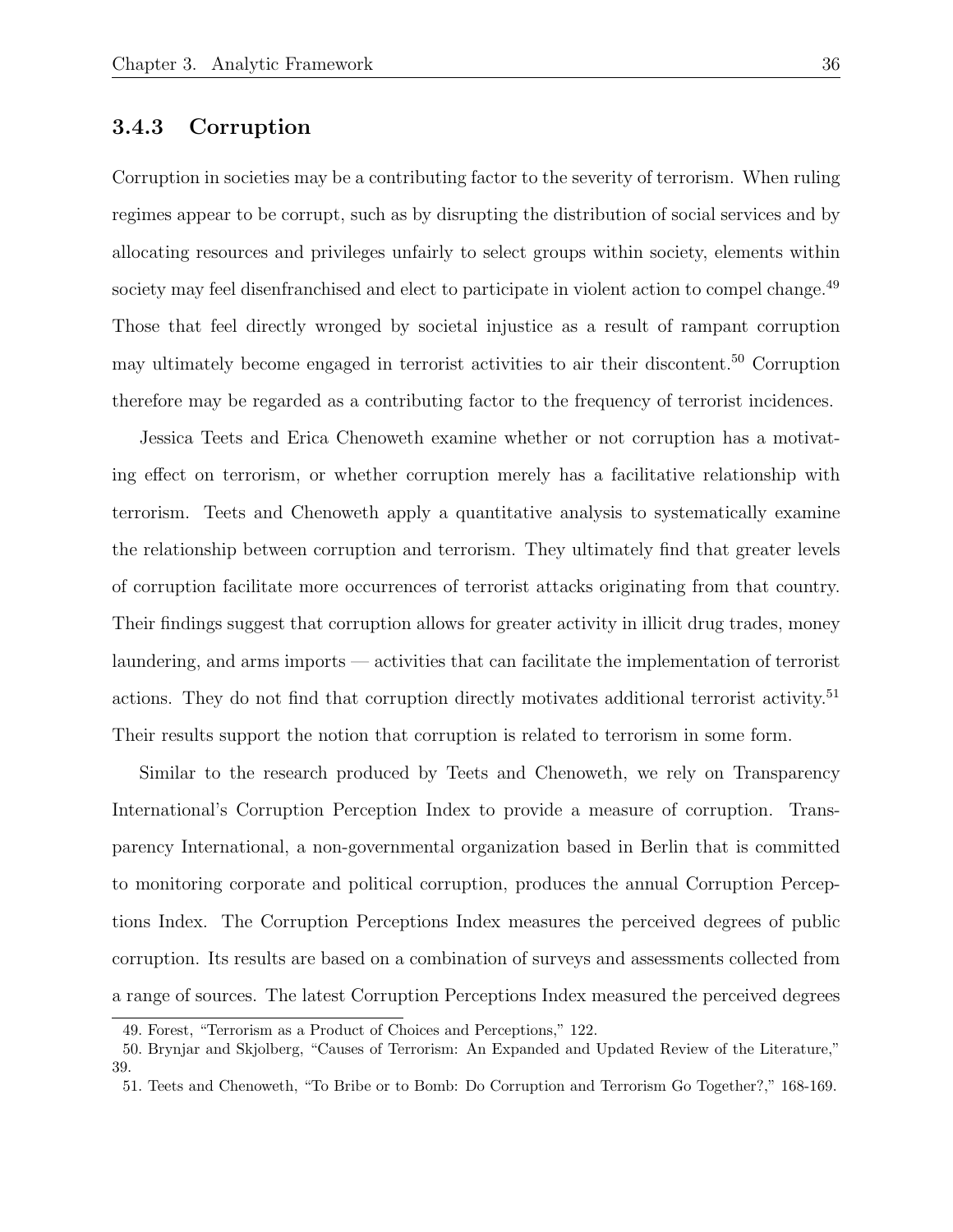### 3.4.3 Corruption

Corruption in societies may be a contributing factor to the severity of terrorism. When ruling regimes appear to be corrupt, such as by disrupting the distribution of social services and by allocating resources and privileges unfairly to select groups within society, elements within society may feel disenfranchised and elect to participate in violent action to compel change.[49] Those that feel directly wronged by societal injustice as a result of rampant corruption may ultimately become engaged in terrorist activities to air their discontent.[50] Corruption therefore may be regarded as a contributing factor to the frequency of terrorist incidences.

Jessica Teets and Erica Chenoweth examine whether or not corruption has a motivating effect on terrorism, or whether corruption merely has a facilitative relationship with terrorism. Teets and Chenoweth apply a quantitative analysis to systematically examine the relationship between corruption and terrorism. They ultimately find that greater levels of corruption facilitate more occurrences of terrorist attacks originating from that country. Their findings suggest that corruption allows for greater activity in illicit drug trades, money laundering, and arms imports — activities that can facilitate the implementation of terrorist actions. They do not find that corruption directly motivates additional terrorist activity.[51] Their results support the notion that corruption is related to terrorism in some form.

Similar to the research produced by Teets and Chenoweth, we rely on Transparency International's Corruption Perception Index to provide a measure of corruption. Transparency International, a non-governmental organization based in Berlin that is committed to monitoring corporate and political corruption, produces the annual Corruption Perceptions Index. The Corruption Perceptions Index measures the perceived degrees of public corruption. Its results are based on a combination of surveys and assessments collected from a range of sources. The latest Corruption Perceptions Index measured the perceived degrees

49. Forest, "Terrorism as a Product of Choices and Perceptions," 122.

50. Brynjar and Skjolberg, "Causes of Terrorism: An Expanded and Updated Review of the Literature," 39.

51. Teets and Chenoweth, "To Bribe or to Bomb: Do Corruption and Terrorism Go Together?," 168-169.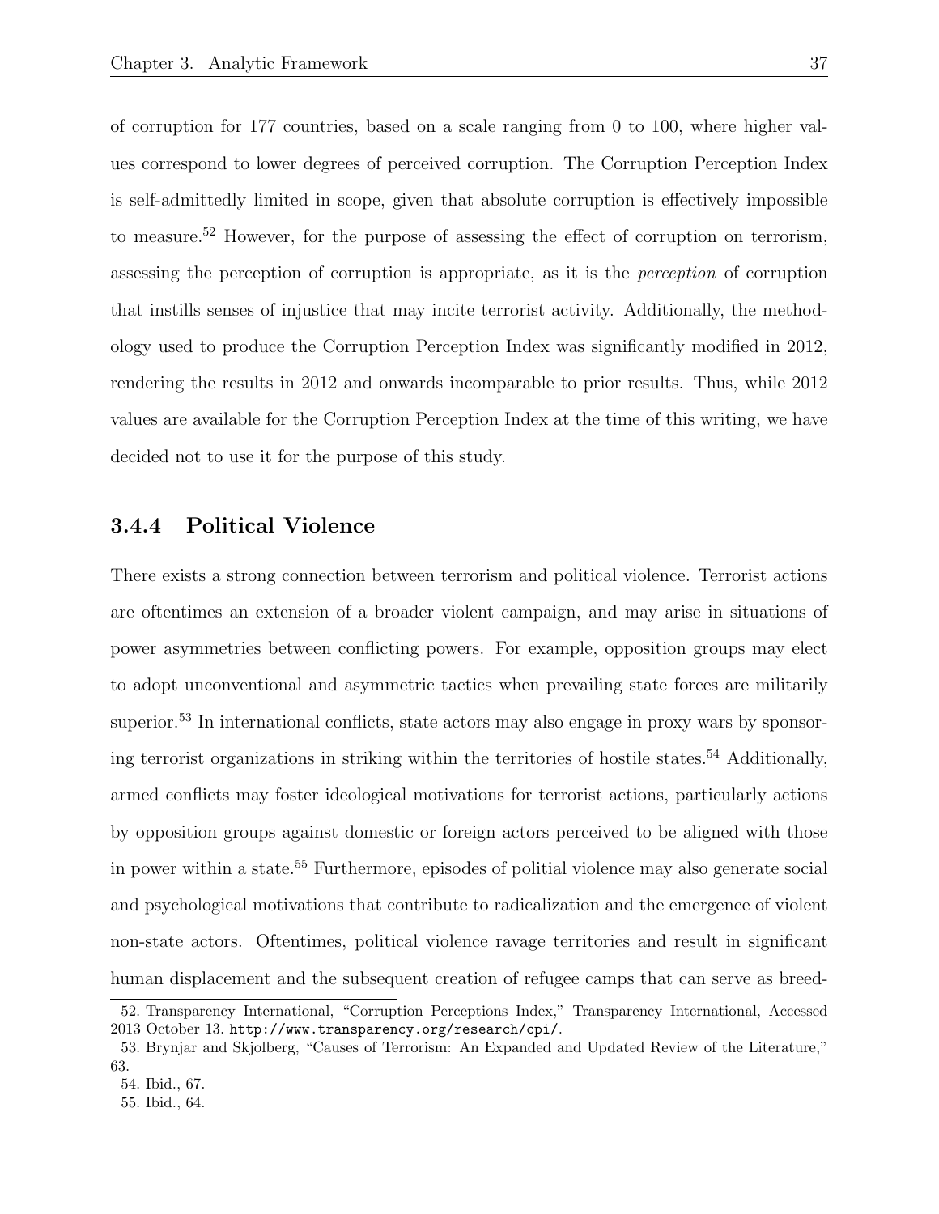of corruption for 177 countries, based on a scale ranging from 0 to 100, where higher values correspond to lower degrees of perceived corruption. The Corruption Perception Index is self-admittedly limited in scope, given that absolute corruption is effectively impossible to measure.[52] However, for the purpose of assessing the effect of corruption on terrorism, assessing the perception of corruption is appropriate, as it is the *perception* of corruption that instills senses of injustice that may incite terrorist activity. Additionally, the methodology used to produce the Corruption Perception Index was significantly modified in 2012, rendering the results in 2012 and onwards incomparable to prior results. Thus, while 2012 values are available for the Corruption Perception Index at the time of this writing, we have decided not to use it for the purpose of this study.

### 3.4.4 Political Violence

There exists a strong connection between terrorism and political violence. Terrorist actions are oftentimes an extension of a broader violent campaign, and may arise in situations of power asymmetries between conflicting powers. For example, opposition groups may elect to adopt unconventional and asymmetric tactics when prevailing state forces are militarily superior.[53] In international conflicts, state actors may also engage in proxy wars by sponsoring terrorist organizations in striking within the territories of hostile states.[54] Additionally, armed conflicts may foster ideological motivations for terrorist actions, particularly actions by opposition groups against domestic or foreign actors perceived to be aligned with those in power within a state.[55] Furthermore, episodes of politial violence may also generate social and psychological motivations that contribute to radicalization and the emergence of violent non-state actors. Oftentimes, political violence ravage territories and result in significant human displacement and the subsequent creation of refugee camps that can serve as breed-

52. Transparency International, "Corruption Perceptions Index," Transparency International, Accessed 2013 October 13. `http://www.transparency.org/research/cpi/`.

53. Brynjar and Skjolberg, "Causes of Terrorism: An Expanded and Updated Review of the Literature," 63.

54. Ibid., 67.

55. Ibid., 64.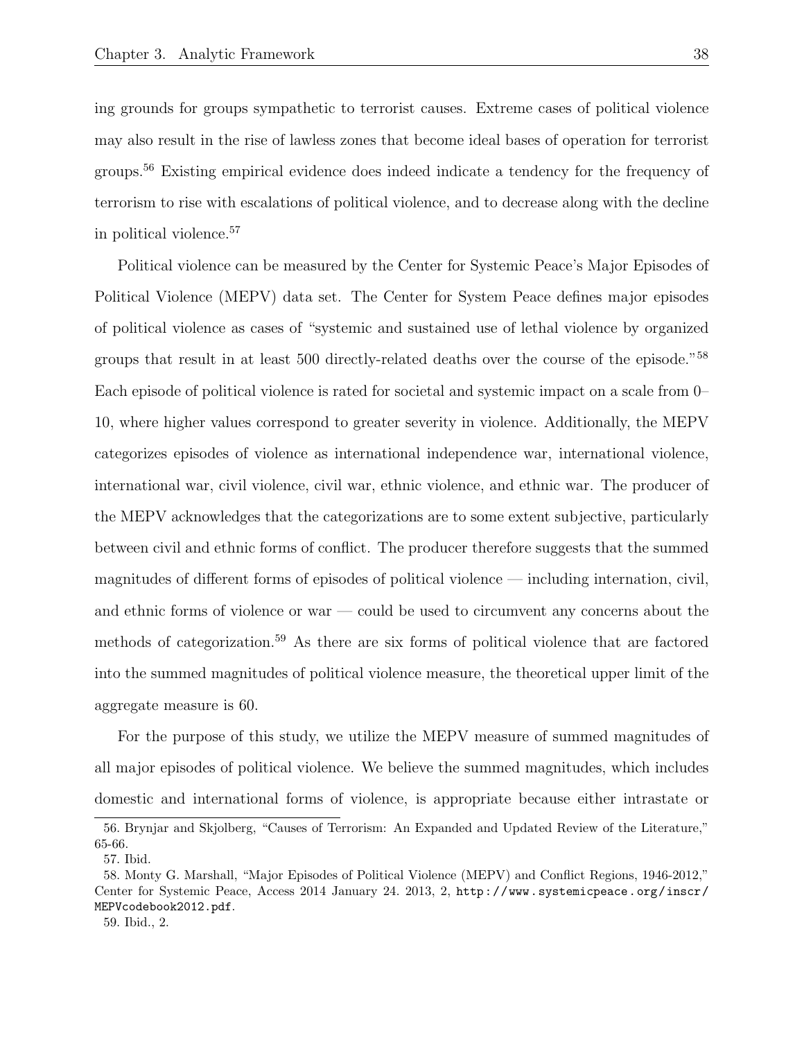ing grounds for groups sympathetic to terrorist causes. Extreme cases of political violence may also result in the rise of lawless zones that become ideal bases of operation for terrorist groups.[56] Existing empirical evidence does indeed indicate a tendency for the frequency of terrorism to rise with escalations of political violence, and to decrease along with the decline in political violence.[57]

Political violence can be measured by the Center for Systemic Peace's Major Episodes of Political Violence (MEPV) data set. The Center for System Peace defines major episodes of political violence as cases of "systemic and sustained use of lethal violence by organized groups that result in at least 500 directly-related deaths over the course of the episode."[58] Each episode of political violence is rated for societal and systemic impact on a scale from 0–10, where higher values correspond to greater severity in violence. Additionally, the MEPV categorizes episodes of violence as international independence war, international violence, international war, civil violence, civil war, ethnic violence, and ethnic war. The producer of the MEPV acknowledges that the categorizations are to some extent subjective, particularly between civil and ethnic forms of conflict. The producer therefore suggests that the summed magnitudes of different forms of episodes of political violence — including internation, civil, and ethnic forms of violence or war — could be used to circumvent any concerns about the methods of categorization.[59] As there are six forms of political violence that are factored into the summed magnitudes of political violence measure, the theoretical upper limit of the aggregate measure is 60.

For the purpose of this study, we utilize the MEPV measure of summed magnitudes of all major episodes of political violence. We believe the summed magnitudes, which includes domestic and international forms of violence, is appropriate because either intrastate or

56. Brynjar and Skjolberg, "Causes of Terrorism: An Expanded and Updated Review of the Literature," 65-66.

57. Ibid.

58. Monty G. Marshall, "Major Episodes of Political Violence (MEPV) and Conflict Regions, 1946-2012," Center for Systemic Peace, Access 2014 January 24. 2013, 2, http://www.systemicpeace.org/inscr/MEPVcodebook2012.pdf.

59. Ibid., 2.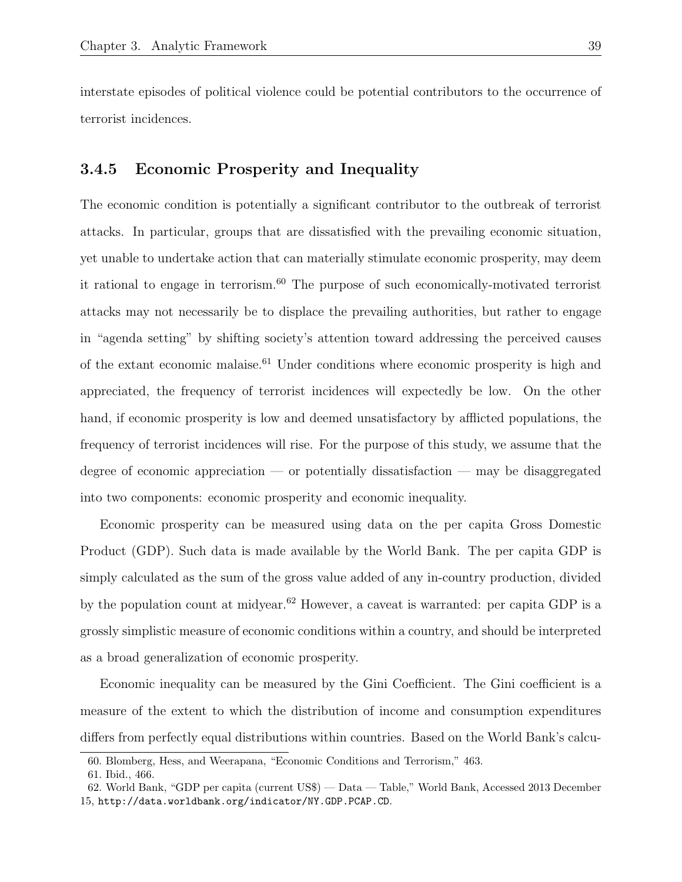interstate episodes of political violence could be potential contributors to the occurrence of terrorist incidences.

### 3.4.5 Economic Prosperity and Inequality

The economic condition is potentially a significant contributor to the outbreak of terrorist attacks. In particular, groups that are dissatisfied with the prevailing economic situation, yet unable to undertake action that can materially stimulate economic prosperity, may deem it rational to engage in terrorism.[60] The purpose of such economically-motivated terrorist attacks may not necessarily be to displace the prevailing authorities, but rather to engage in "agenda setting" by shifting society's attention toward addressing the perceived causes of the extant economic malaise.[61] Under conditions where economic prosperity is high and appreciated, the frequency of terrorist incidences will expectedly be low. On the other hand, if economic prosperity is low and deemed unsatisfactory by afflicted populations, the frequency of terrorist incidences will rise. For the purpose of this study, we assume that the degree of economic appreciation — or potentially dissatisfaction — may be disaggregated into two components: economic prosperity and economic inequality.

Economic prosperity can be measured using data on the per capita Gross Domestic Product (GDP). Such data is made available by the World Bank. The per capita GDP is simply calculated as the sum of the gross value added of any in-country production, divided by the population count at midyear.[62] However, a caveat is warranted: per capita GDP is a grossly simplistic measure of economic conditions within a country, and should be interpreted as a broad generalization of economic prosperity.

Economic inequality can be measured by the Gini Coefficient. The Gini coefficient is a measure of the extent to which the distribution of income and consumption expenditures differs from perfectly equal distributions within countries. Based on the World Bank's calcu-

60. Blomberg, Hess, and Weerapana, "Economic Conditions and Terrorism," 463.

61. Ibid., 466.

62. World Bank, "GDP per capita (current US$) — Data — Table," World Bank, Accessed 2013 December 15, `http://data.worldbank.org/indicator/NY.GDP.PCAP.CD`.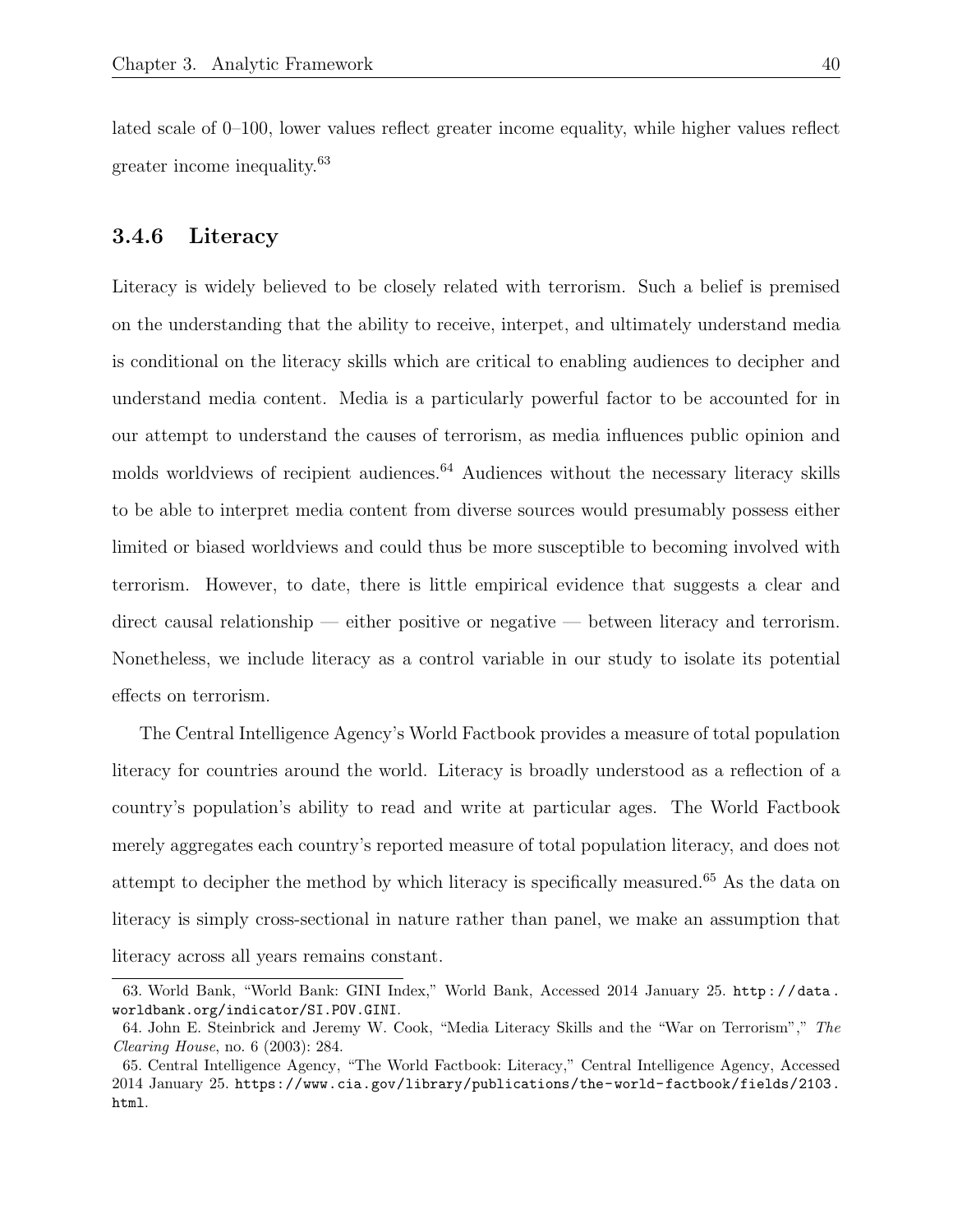lated scale of 0–100, lower values reflect greater income equality, while higher values reflect greater income inequality.[63]

### 3.4.6 Literacy

Literacy is widely believed to be closely related with terrorism. Such a belief is premised on the understanding that the ability to receive, interpet, and ultimately understand media is conditional on the literacy skills which are critical to enabling audiences to decipher and understand media content. Media is a particularly powerful factor to be accounted for in our attempt to understand the causes of terrorism, as media influences public opinion and molds worldviews of recipient audiences.[64] Audiences without the necessary literacy skills to be able to interpret media content from diverse sources would presumably possess either limited or biased worldviews and could thus be more susceptible to becoming involved with terrorism. However, to date, there is little empirical evidence that suggests a clear and direct causal relationship — either positive or negative — between literacy and terrorism. Nonetheless, we include literacy as a control variable in our study to isolate its potential effects on terrorism.

The Central Intelligence Agency's World Factbook provides a measure of total population literacy for countries around the world. Literacy is broadly understood as a reflection of a country's population's ability to read and write at particular ages. The World Factbook merely aggregates each country's reported measure of total population literacy, and does not attempt to decipher the method by which literacy is specifically measured.[65] As the data on literacy is simply cross-sectional in nature rather than panel, we make an assumption that literacy across all years remains constant.

---

63. World Bank, "World Bank: GINI Index," World Bank, Accessed 2014 January 25. `http://data.worldbank.org/indicator/SI.POV.GINI`.

64. John E. Steinbrick and Jeremy W. Cook, "Media Literacy Skills and the "War on Terrorism"," *The Clearing House*, no. 6 (2003): 284.

65. Central Intelligence Agency, "The World Factbook: Literacy," Central Intelligence Agency, Accessed 2014 January 25. `https://www.cia.gov/library/publications/the-world-factbook/fields/2103.html`.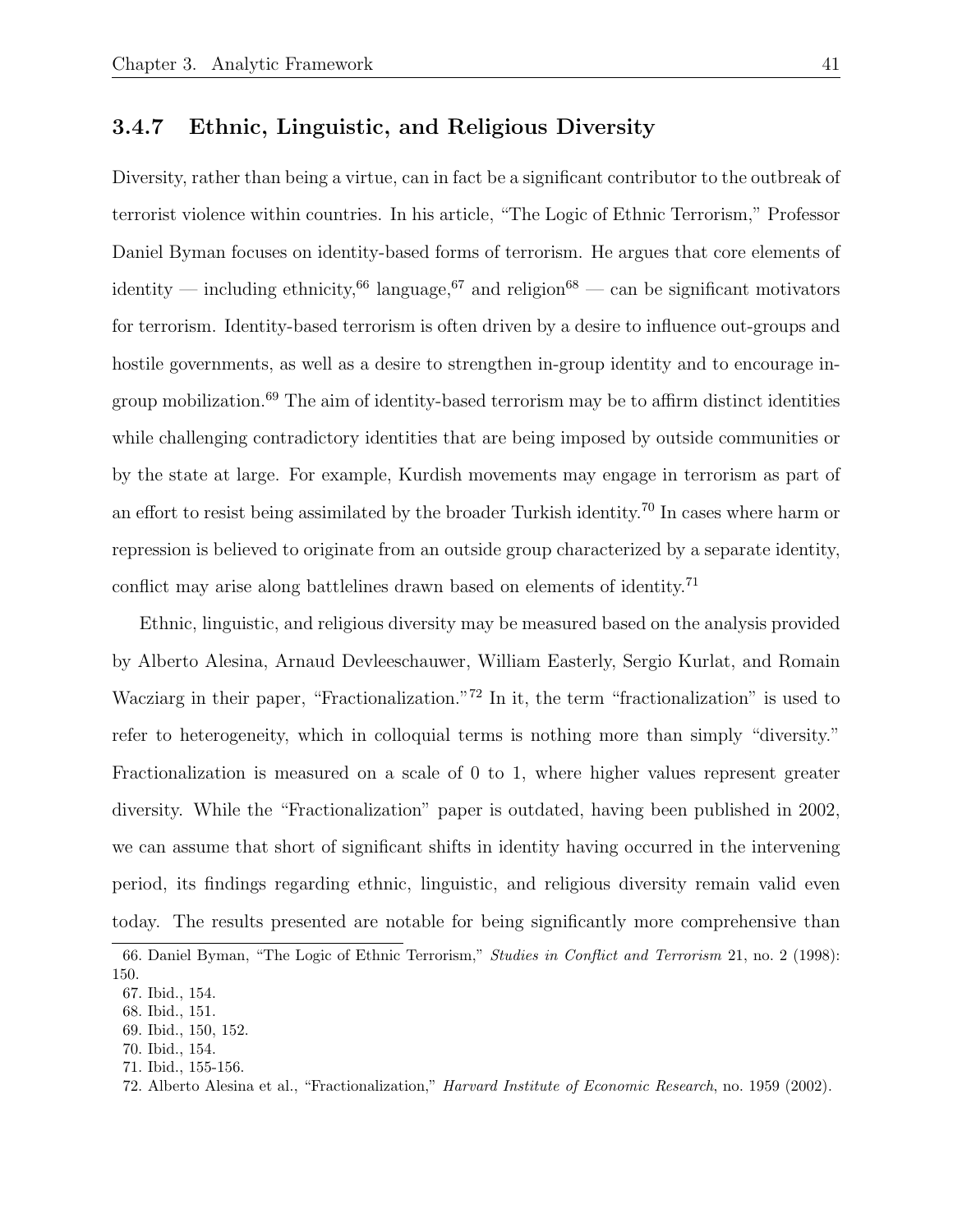### 3.4.7 Ethnic, Linguistic, and Religious Diversity

Diversity, rather than being a virtue, can in fact be a significant contributor to the outbreak of terrorist violence within countries. In his article, "The Logic of Ethnic Terrorism," Professor Daniel Byman focuses on identity-based forms of terrorism. He argues that core elements of identity — including ethnicity,[66] language,[67] and religion[68] — can be significant motivators for terrorism. Identity-based terrorism is often driven by a desire to influence out-groups and hostile governments, as well as a desire to strengthen in-group identity and to encourage in-group mobilization.[69] The aim of identity-based terrorism may be to affirm distinct identities while challenging contradictory identities that are being imposed by outside communities or by the state at large. For example, Kurdish movements may engage in terrorism as part of an effort to resist being assimilated by the broader Turkish identity.[70] In cases where harm or repression is believed to originate from an outside group characterized by a separate identity, conflict may arise along battlelines drawn based on elements of identity.[71]

Ethnic, linguistic, and religious diversity may be measured based on the analysis provided by Alberto Alesina, Arnaud Devleeschauwer, William Easterly, Sergio Kurlat, and Romain Wacziarg in their paper, "Fractionalization."[72] In it, the term "fractionalization" is used to refer to heterogeneity, which in colloquial terms is nothing more than simply "diversity." Fractionalization is measured on a scale of 0 to 1, where higher values represent greater diversity. While the "Fractionalization" paper is outdated, having been published in 2002, we can assume that short of significant shifts in identity having occurred in the intervening period, its findings regarding ethnic, linguistic, and religious diversity remain valid even today. The results presented are notable for being significantly more comprehensive than

---

66. Daniel Byman, "The Logic of Ethnic Terrorism," *Studies in Conflict and Terrorism* 21, no. 2 (1998): 150.
67. Ibid., 154.
68. Ibid., 151.
69. Ibid., 150, 152.
70. Ibid., 154.
71. Ibid., 155-156.
72. Alberto Alesina et al., "Fractionalization," *Harvard Institute of Economic Research*, no. 1959 (2002).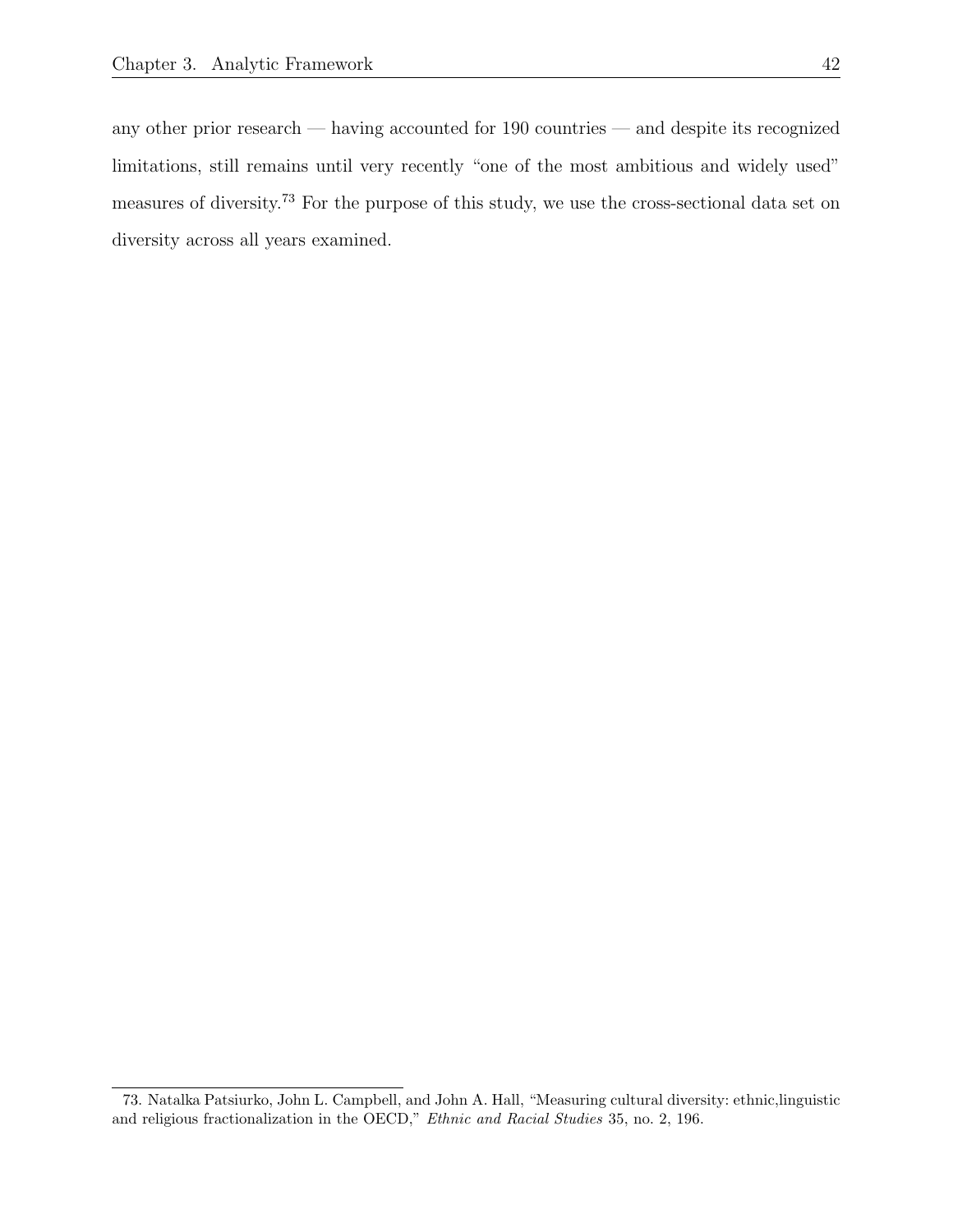any other prior research — having accounted for 190 countries — and despite its recognized limitations, still remains until very recently "one of the most ambitious and widely used" measures of diversity.[73] For the purpose of this study, we use the cross-sectional data set on diversity across all years examined.

---

73. Natalka Patsiurko, John L. Campbell, and John A. Hall, "Measuring cultural diversity: ethnic,linguistic and religious fractionalization in the OECD," *Ethnic and Racial Studies* 35, no. 2, 196.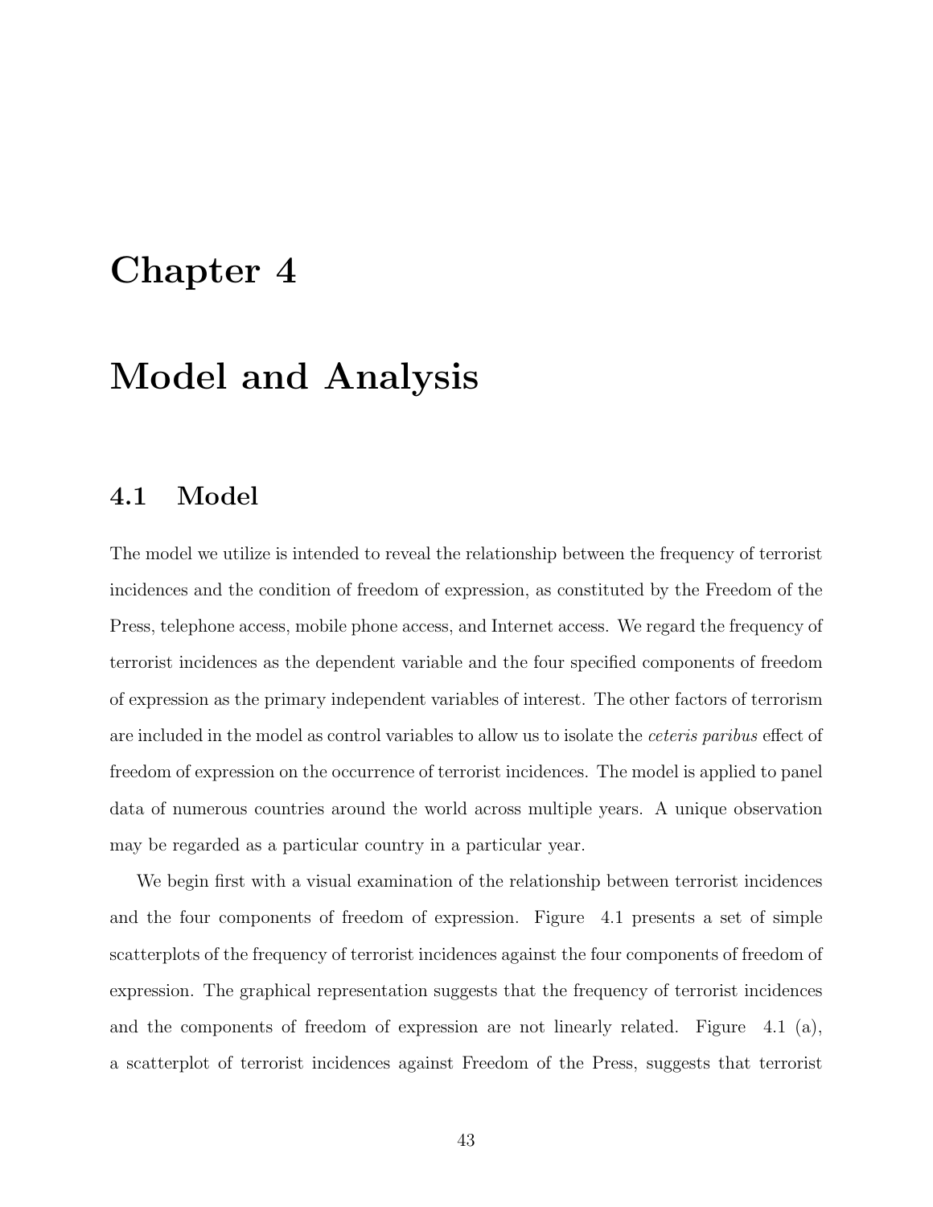# Chapter 4

# Model and Analysis

## 4.1 Model

The model we utilize is intended to reveal the relationship between the frequency of terrorist incidences and the condition of freedom of expression, as constituted by the Freedom of the Press, telephone access, mobile phone access, and Internet access. We regard the frequency of terrorist incidences as the dependent variable and the four specified components of freedom of expression as the primary independent variables of interest. The other factors of terrorism are included in the model as control variables to allow us to isolate the *ceteris paribus* effect of freedom of expression on the occurrence of terrorist incidences. The model is applied to panel data of numerous countries around the world across multiple years. A unique observation may be regarded as a particular country in a particular year.

We begin first with a visual examination of the relationship between terrorist incidences and the four components of freedom of expression. Figure 4.1 presents a set of simple scatterplots of the frequency of terrorist incidences against the four components of freedom of expression. The graphical representation suggests that the frequency of terrorist incidences and the components of freedom of expression are not linearly related. Figure 4.1 (a), a scatterplot of terrorist incidences against Freedom of the Press, suggests that terrorist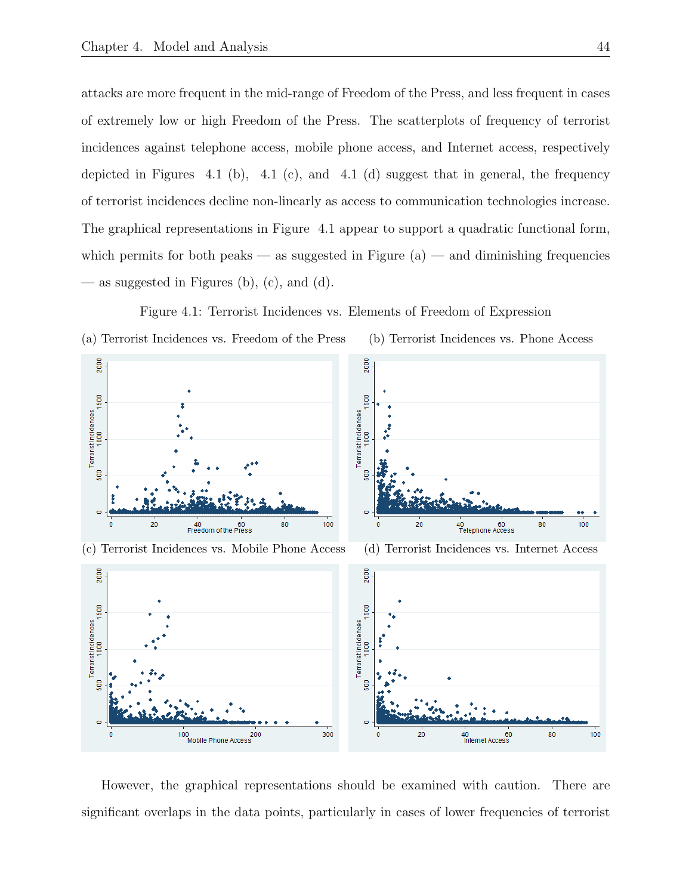attacks are more frequent in the mid-range of Freedom of the Press, and less frequent in cases of extremely low or high Freedom of the Press. The scatterplots of frequency of terrorist incidences against telephone access, mobile phone access, and Internet access, respectively depicted in Figures 4.1 (b), 4.1 (c), and 4.1 (d) suggest that in general, the frequency of terrorist incidences decline non-linearly as access to communication technologies increase. The graphical representations in Figure 4.1 appear to support a quadratic functional form, which permits for both peaks — as suggested in Figure (a) — and diminishing frequencies — as suggested in Figures (b), (c), and (d).

Figure 4.1: Terrorist Incidences vs. Elements of Freedom of Expression

(a) Terrorist Incidences vs. Freedom of the Press

(b) Terrorist Incidences vs. Phone Access

(c) Terrorist Incidences vs. Mobile Phone Access

(d) Terrorist Incidences vs. Internet Access

However, the graphical representations should be examined with caution. There are significant overlaps in the data points, particularly in cases of lower frequencies of terrorist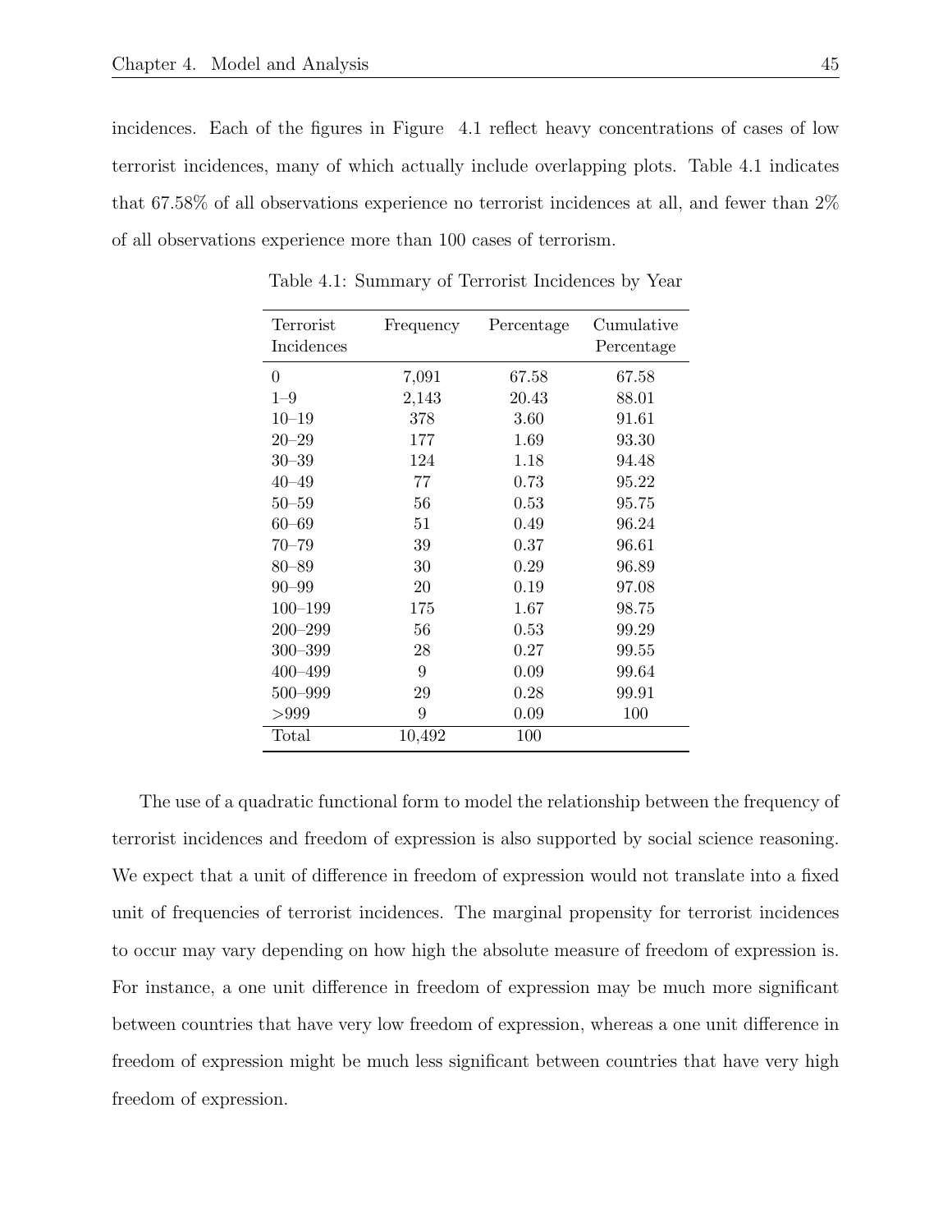incidences. Each of the figures in Figure 4.1 reflect heavy concentrations of cases of low terrorist incidences, many of which actually include overlapping plots. Table 4.1 indicates that 67.58% of all observations experience no terrorist incidences at all, and fewer than 2% of all observations experience more than 100 cases of terrorism.

Table 4.1: Summary of Terrorist Incidences by Year

| Terrorist Incidences | Frequency | Percentage | Cumulative Percentage |
|---|---|---|---|
| 0 | 7,091 | 67.58 | 67.58 |
| 1–9 | 2,143 | 20.43 | 88.01 |
| 10–19 | 378 | 3.60 | 91.61 |
| 20–29 | 177 | 1.69 | 93.30 |
| 30–39 | 124 | 1.18 | 94.48 |
| 40–49 | 77 | 0.73 | 95.22 |
| 50–59 | 56 | 0.53 | 95.75 |
| 60–69 | 51 | 0.49 | 96.24 |
| 70–79 | 39 | 0.37 | 96.61 |
| 80–89 | 30 | 0.29 | 96.89 |
| 90–99 | 20 | 0.19 | 97.08 |
| 100–199 | 175 | 1.67 | 98.75 |
| 200–299 | 56 | 0.53 | 99.29 |
| 300–399 | 28 | 0.27 | 99.55 |
| 400–499 | 9 | 0.09 | 99.64 |
| 500–999 | 29 | 0.28 | 99.91 |
| >999 | 9 | 0.09 | 100 |
| Total | 10,492 | 100 | |

The use of a quadratic functional form to model the relationship between the frequency of terrorist incidences and freedom of expression is also supported by social science reasoning. We expect that a unit of difference in freedom of expression would not translate into a fixed unit of frequencies of terrorist incidences. The marginal propensity for terrorist incidences to occur may vary depending on how high the absolute measure of freedom of expression is. For instance, a one unit difference in freedom of expression may be much more significant between countries that have very low freedom of expression, whereas a one unit difference in freedom of expression might be much less significant between countries that have very high freedom of expression.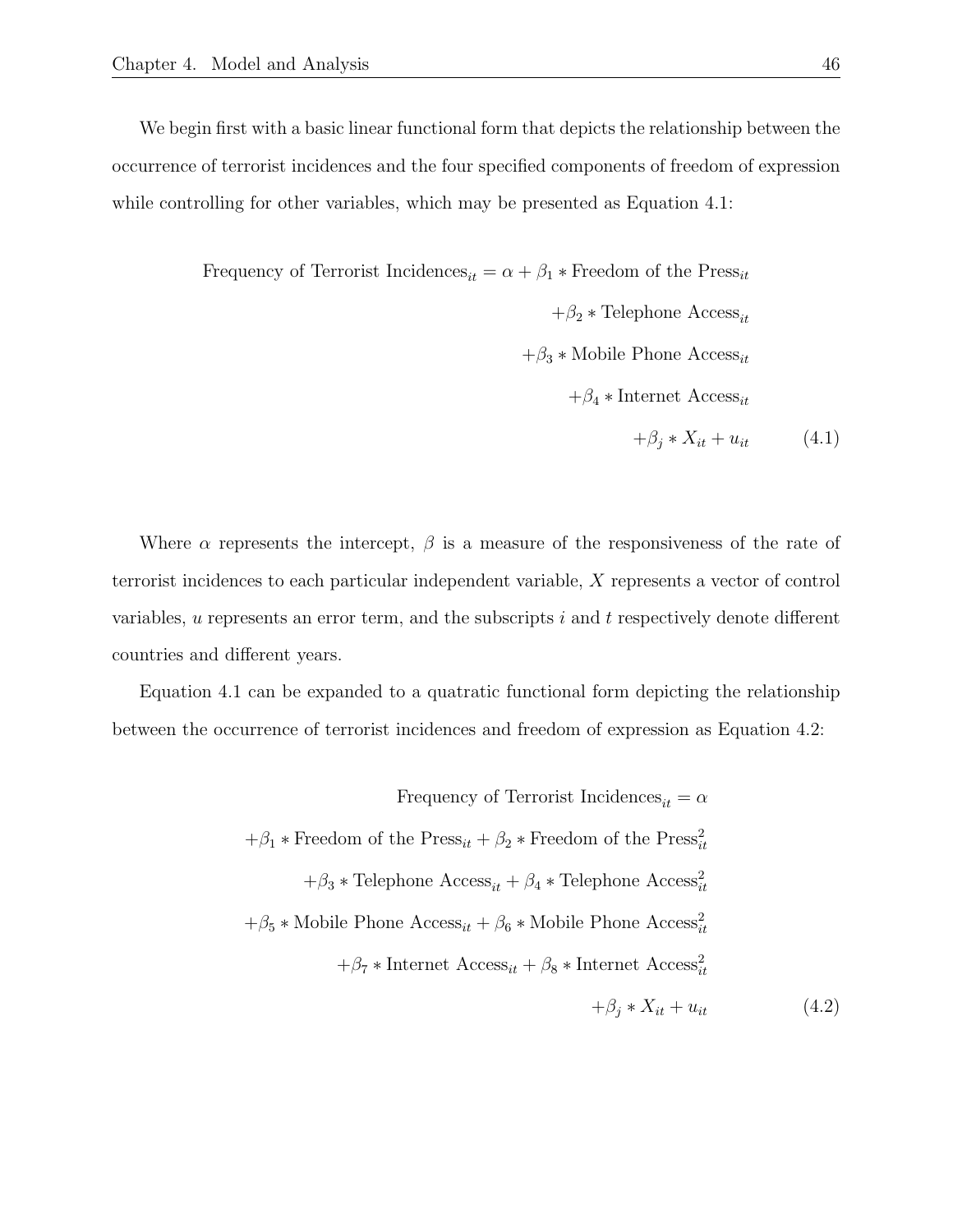We begin first with a basic linear functional form that depicts the relationship between the occurrence of terrorist incidences and the four specified components of freedom of expression while controlling for other variables, which may be presented as Equation 4.1:

$$
\begin{aligned}
\text{Frequency of Terrorist Incidences}_{it} = \alpha + \beta_1 * \text{Freedom of the Press}_{it} \\
+\beta_2 * \text{Telephone Access}_{it} \\
+\beta_3 * \text{Mobile Phone Access}_{it} \\
+\beta_4 * \text{Internet Access}_{it} \\
+\beta_j * X_{it} + u_{it}
\end{aligned}
\tag{4.1}
$$

Where $\alpha$ represents the intercept, $\beta$ is a measure of the responsiveness of the rate of terrorist incidences to each particular independent variable, $X$ represents a vector of control variables, $u$ represents an error term, and the subscripts $i$ and $t$ respectively denote different countries and different years.

Equation 4.1 can be expanded to a quatratic functional form depicting the relationship between the occurrence of terrorist incidences and freedom of expression as Equation 4.2:

$$
\begin{aligned}
\text{Frequency of Terrorist Incidences}_{it} = \alpha \\
+\beta_1 * \text{Freedom of the Press}_{it} + \beta_2 * \text{Freedom of the Press}_{it}^2 \\
+\beta_3 * \text{Telephone Access}_{it} + \beta_4 * \text{Telephone Access}_{it}^2 \\
+\beta_5 * \text{Mobile Phone Access}_{it} + \beta_6 * \text{Mobile Phone Access}_{it}^2 \\
+\beta_7 * \text{Internet Access}_{it} + \beta_8 * \text{Internet Access}_{it}^2 \\
+\beta_j * X_{it} + u_{it}
\end{aligned}
\tag{4.2}
$$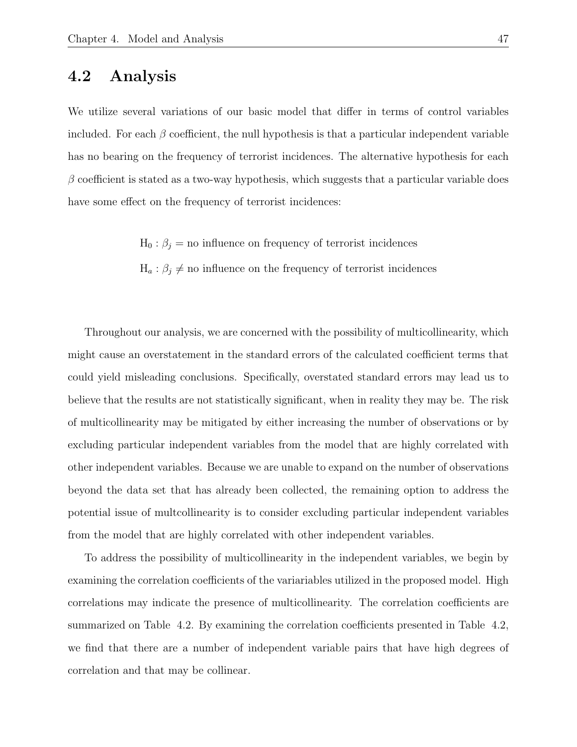## 4.2 Analysis

We utilize several variations of our basic model that differ in terms of control variables included. For each $\beta$ coefficient, the null hypothesis is that a particular independent variable has no bearing on the frequency of terrorist incidences. The alternative hypothesis for each $\beta$ coefficient is stated as a two-way hypothesis, which suggests that a particular variable does have some effect on the frequency of terrorist incidences:

$$\text{H}_0 : \beta_j = \text{no influence on frequency of terrorist incidences}$$

$$\text{H}_a : \beta_j \neq \text{no influence on the frequency of terrorist incidences}$$

Throughout our analysis, we are concerned with the possibility of multicollinearity, which might cause an overstatement in the standard errors of the calculated coefficient terms that could yield misleading conclusions. Specifically, overstated standard errors may lead us to believe that the results are not statistically significant, when in reality they may be. The risk of multicollinearity may be mitigated by either increasing the number of observations or by excluding particular independent variables from the model that are highly correlated with other independent variables. Because we are unable to expand on the number of observations beyond the data set that has already been collected, the remaining option to address the potential issue of multcollinearity is to consider excluding particular independent variables from the model that are highly correlated with other independent variables.

To address the possibility of multicollinearity in the independent variables, we begin by examining the correlation coefficients of the variariables utilized in the proposed model. High correlations may indicate the presence of multicollinearity. The correlation coefficients are summarized on Table 4.2. By examining the correlation coefficients presented in Table 4.2, we find that there are a number of independent variable pairs that have high degrees of correlation and that may be collinear.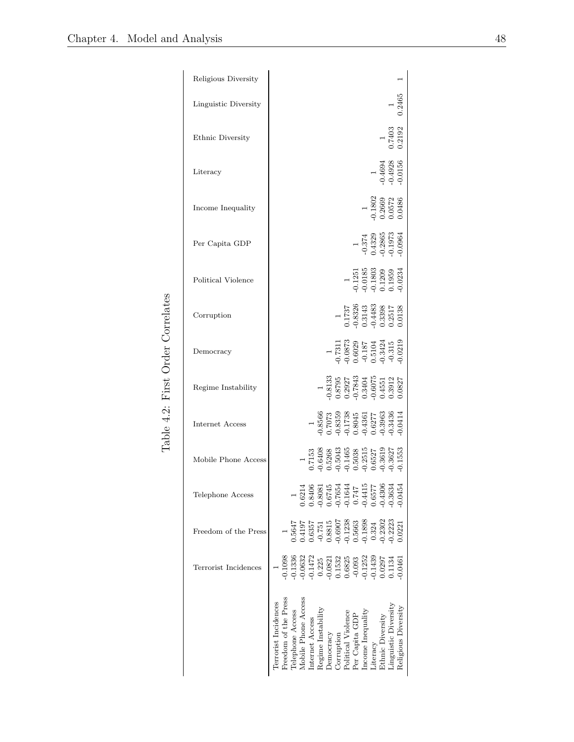Table 4.2: First Order Correlates

| | Terrorist Incidences | Freedom of the Press | Telephone Access | Mobile Phone Access | Internet Access | Regime Instability | Democracy | Corruption | Political Violence | Per Capita GDP | Income Inequality | Literacy | Ethnic Diversity | Linguistic Diversity | Religious Diversity |
|---|---|---|---|---|---|---|---|---|---|---|---|---|---|---|---|
| Terrorist Incidences | 1 | | | | | | | | | | | | | | |
| Freedom of the Press | -0.1098 | 1 | | | | | | | | | | | | | |
| Telephone Access | -0.1336 | 0.5647 | 1 | | | | | | | | | | | | |
| Mobile Phone Access | -0.0632 | 0.4197 | 0.6214 | 1 | | | | | | | | | | | |
| Internet Access | -0.1472 | 0.6357 | 0.8406 | 0.7153 | 1 | | | | | | | | | | |
| Regime Instability | 0.225 | -0.751 | -0.8081 | -0.6408 | -0.8566 | 1 | | | | | | | | | |
| Democracy | -0.0821 | 0.8815 | 0.6745 | 0.5268 | 0.7073 | -0.8133 | 1 | | | | | | | | |
| Corruption | 0.1532 | -0.6907 | -0.7654 | -0.5043 | -0.8359 | 0.8795 | -0.7311 | 1 | | | | | | | |
| Political Violence | 0.6825 | -0.1238 | -0.1644 | -0.1465 | -0.1738 | 0.2927 | -0.0873 | 0.1737 | 1 | | | | | | |
| Per Capita GDP | -0.093 | 0.5663 | 0.747 | 0.5038 | 0.8045 | -0.7843 | 0.6029 | -0.8326 | -0.1251 | 1 | | | | | |
| Income Inequality | -0.1252 | -0.1898 | -0.4415 | -0.2515 | -0.4361 | 0.3404 | -0.187 | 0.3143 | -0.0185 | -0.374 | 1 | | | | |
| Literacy | -0.1439 | 0.324 | 0.6577 | 0.6527 | 0.6277 | -0.6075 | 0.5104 | -0.4483 | -0.1803 | 0.4329 | -0.1802 | 1 | | | |
| Ethnic Diversity | 0.0297 | -0.2302 | -0.4306 | -0.3619 | -0.3963 | 0.4551 | -0.3424 | 0.3398 | 0.1209 | -0.2865 | 0.2669 | -0.4694 | 1 | | |
| Linguistic Diversity | 0.1134 | -0.2223 | -0.3634 | -0.3627 | -0.3436 | 0.3912 | -0.315 | 0.2517 | 0.1959 | -0.1973 | 0.0572 | -0.4928 | 0.7403 | 1 | |
| Religious Diversity | -0.0461 | 0.0221 | -0.0454 | -0.1553 | -0.0414 | 0.0827 | -0.0219 | 0.0138 | -0.0234 | -0.0964 | 0.0486 | -0.0156 | 0.2192 | 0.2465 | 1 |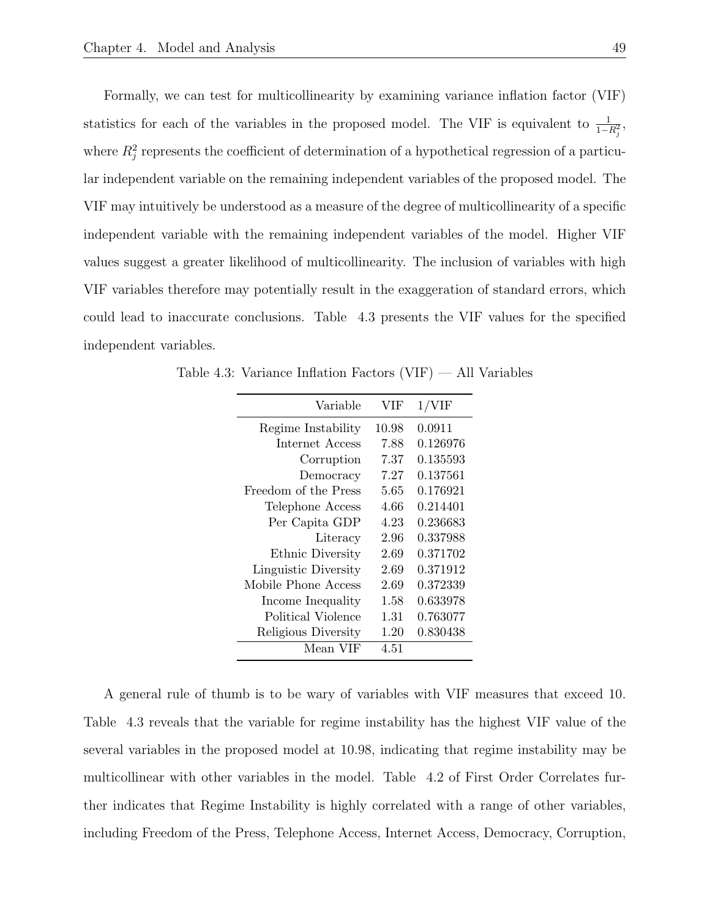Formally, we can test for multicollinearity by examining variance inflation factor (VIF) statistics for each of the variables in the proposed model. The VIF is equivalent to $\frac{1}{1-R_j^2}$, where $R_j^2$ represents the coefficient of determination of a hypothetical regression of a particular independent variable on the remaining independent variables of the proposed model. The VIF may intuitively be understood as a measure of the degree of multicollinearity of a specific independent variable with the remaining independent variables of the model. Higher VIF values suggest a greater likelihood of multicollinearity. The inclusion of variables with high VIF variables therefore may potentially result in the exaggeration of standard errors, which could lead to inaccurate conclusions. Table 4.3 presents the VIF values for the specified independent variables.

Table 4.3: Variance Inflation Factors (VIF) — All Variables

| Variable | VIF | 1/VIF |
|---:|---|---|
| Regime Instability | 10.98 | 0.0911 |
| Internet Access | 7.88 | 0.126976 |
| Corruption | 7.37 | 0.135593 |
| Democracy | 7.27 | 0.137561 |
| Freedom of the Press | 5.65 | 0.176921 |
| Telephone Access | 4.66 | 0.214401 |
| Per Capita GDP | 4.23 | 0.236683 |
| Literacy | 2.96 | 0.337988 |
| Ethnic Diversity | 2.69 | 0.371702 |
| Linguistic Diversity | 2.69 | 0.371912 |
| Mobile Phone Access | 2.69 | 0.372339 |
| Income Inequality | 1.58 | 0.633978 |
| Political Violence | 1.31 | 0.763077 |
| Religious Diversity | 1.20 | 0.830438 |
| Mean VIF | 4.51 | |

A general rule of thumb is to be wary of variables with VIF measures that exceed 10. Table 4.3 reveals that the variable for regime instability has the highest VIF value of the several variables in the proposed model at 10.98, indicating that regime instability may be multicollinear with other variables in the model. Table 4.2 of First Order Correlates further indicates that Regime Instability is highly correlated with a range of other variables, including Freedom of the Press, Telephone Access, Internet Access, Democracy, Corruption,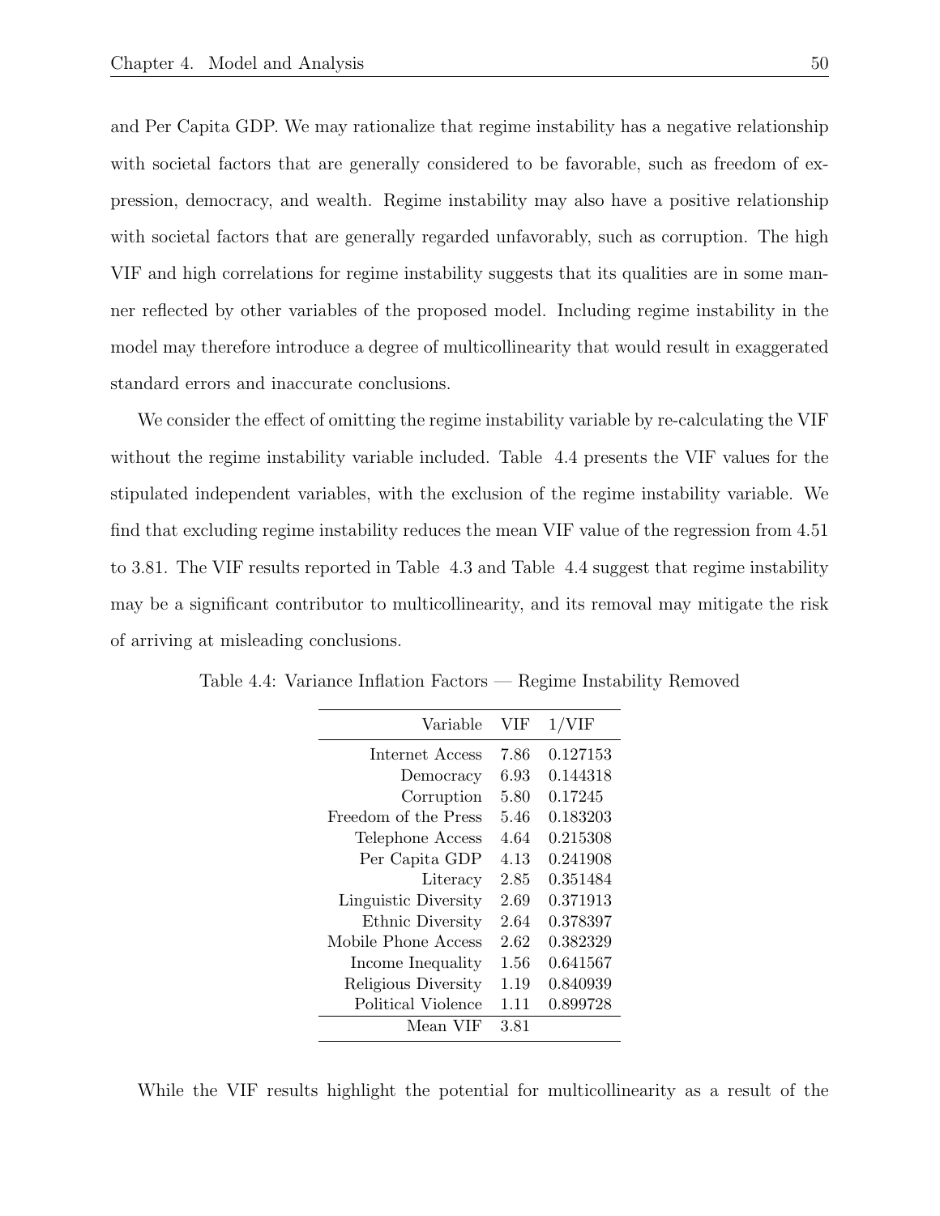and Per Capita GDP. We may rationalize that regime instability has a negative relationship with societal factors that are generally considered to be favorable, such as freedom of expression, democracy, and wealth. Regime instability may also have a positive relationship with societal factors that are generally regarded unfavorably, such as corruption. The high VIF and high correlations for regime instability suggests that its qualities are in some manner reflected by other variables of the proposed model. Including regime instability in the model may therefore introduce a degree of multicollinearity that would result in exaggerated standard errors and inaccurate conclusions.

We consider the effect of omitting the regime instability variable by re-calculating the VIF without the regime instability variable included. Table 4.4 presents the VIF values for the stipulated independent variables, with the exclusion of the regime instability variable. We find that excluding regime instability reduces the mean VIF value of the regression from 4.51 to 3.81. The VIF results reported in Table 4.3 and Table 4.4 suggest that regime instability may be a significant contributor to multicollinearity, and its removal may mitigate the risk of arriving at misleading conclusions.

Table 4.4: Variance Inflation Factors — Regime Instability Removed

| Variable | VIF | 1/VIF |
|---:|---|---|
| Internet Access | 7.86 | 0.127153 |
| Democracy | 6.93 | 0.144318 |
| Corruption | 5.80 | 0.17245 |
| Freedom of the Press | 5.46 | 0.183203 |
| Telephone Access | 4.64 | 0.215308 |
| Per Capita GDP | 4.13 | 0.241908 |
| Literacy | 2.85 | 0.351484 |
| Linguistic Diversity | 2.69 | 0.371913 |
| Ethnic Diversity | 2.64 | 0.378397 |
| Mobile Phone Access | 2.62 | 0.382329 |
| Income Inequality | 1.56 | 0.641567 |
| Religious Diversity | 1.19 | 0.840939 |
| Political Violence | 1.11 | 0.899728 |
| Mean VIF | 3.81 | |

While the VIF results highlight the potential for multicollinearity as a result of the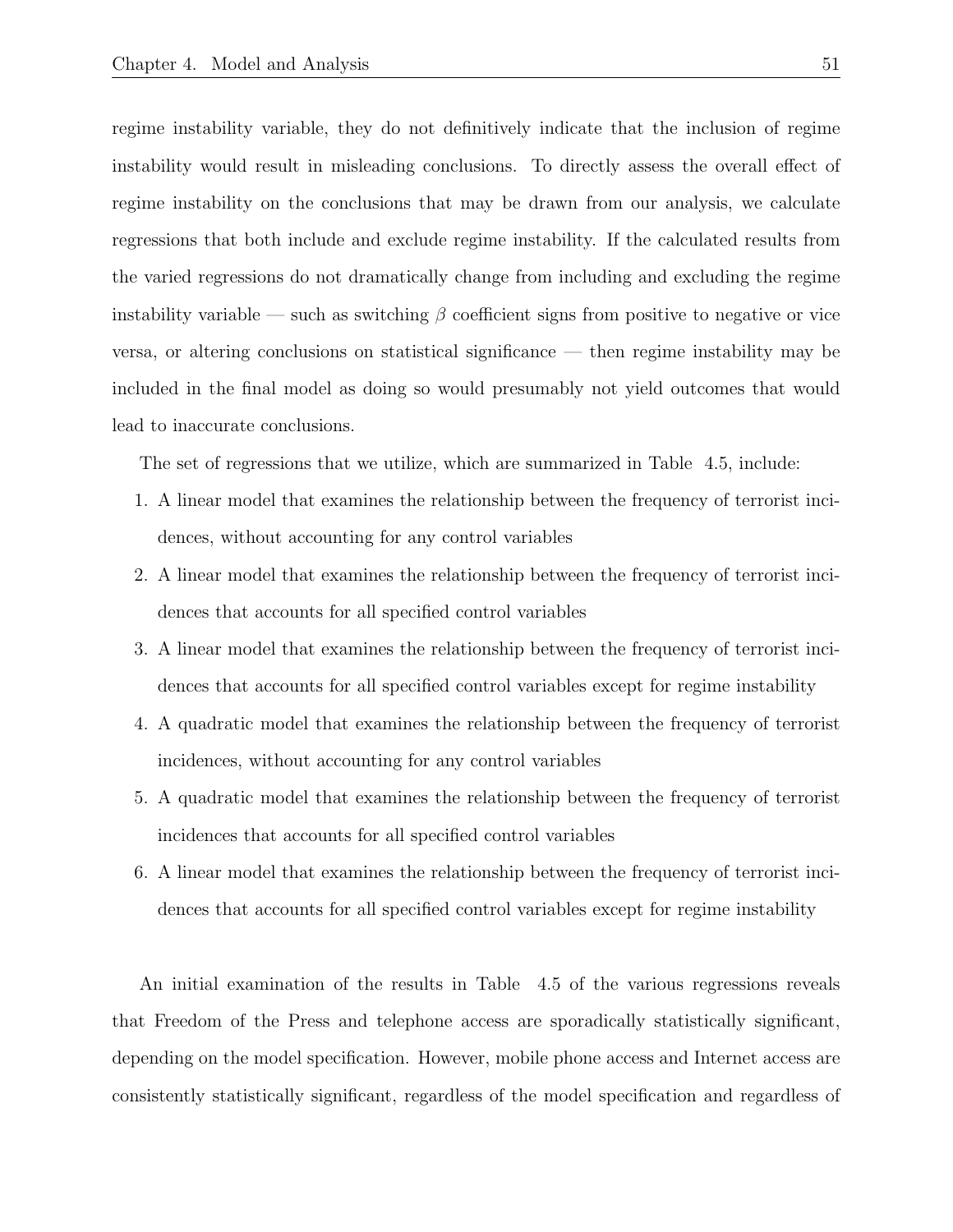regime instability variable, they do not definitively indicate that the inclusion of regime instability would result in misleading conclusions. To directly assess the overall effect of regime instability on the conclusions that may be drawn from our analysis, we calculate regressions that both include and exclude regime instability. If the calculated results from the varied regressions do not dramatically change from including and excluding the regime instability variable — such as switching $\beta$ coefficient signs from positive to negative or vice versa, or altering conclusions on statistical significance — then regime instability may be included in the final model as doing so would presumably not yield outcomes that would lead to inaccurate conclusions.

The set of regressions that we utilize, which are summarized in Table 4.5, include:

1. A linear model that examines the relationship between the frequency of terrorist incidences, without accounting for any control variables
2. A linear model that examines the relationship between the frequency of terrorist incidences that accounts for all specified control variables
3. A linear model that examines the relationship between the frequency of terrorist incidences that accounts for all specified control variables except for regime instability
4. A quadratic model that examines the relationship between the frequency of terrorist incidences, without accounting for any control variables
5. A quadratic model that examines the relationship between the frequency of terrorist incidences that accounts for all specified control variables
6. A linear model that examines the relationship between the frequency of terrorist incidences that accounts for all specified control variables except for regime instability

An initial examination of the results in Table 4.5 of the various regressions reveals that Freedom of the Press and telephone access are sporadically statistically significant, depending on the model specification. However, mobile phone access and Internet access are consistently statistically significant, regardless of the model specification and regardless of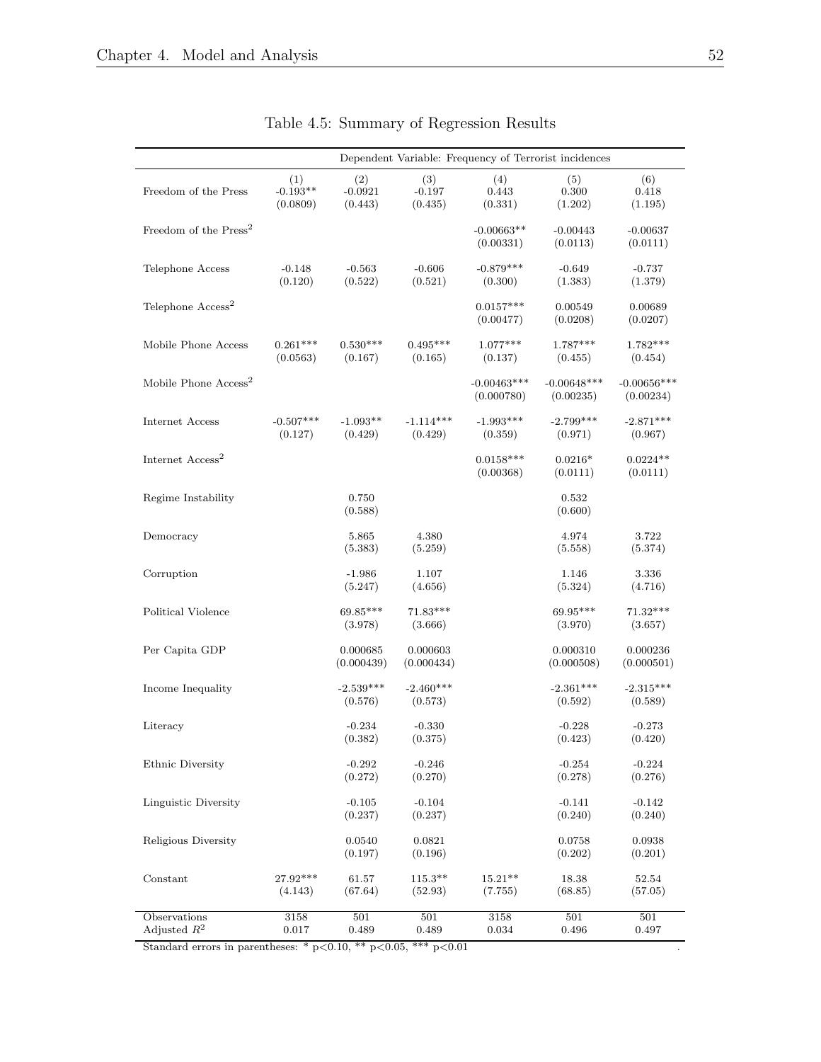Table 4.5: Summary of Regression Results

| | Dependent Variable: Frequency of Terrorist incidences | | | | | |
|---|---|---|---|---|---|---|
| | (1) | (2) | (3) | (4) | (5) | (6) |
| Freedom of the Press | -0.193** | -0.0921 | -0.197 | 0.443 | 0.300 | 0.418 |
| | (0.0809) | (0.443) | (0.435) | (0.331) | (1.202) | (1.195) |
| Freedom of the Press$^2$ | | | | -0.00663** | -0.00443 | -0.00637 |
| | | | | (0.00331) | (0.0113) | (0.0111) |
| Telephone Access | -0.148 | -0.563 | -0.606 | -0.879*** | -0.649 | -0.737 |
| | (0.120) | (0.522) | (0.521) | (0.300) | (1.383) | (1.379) |
| Telephone Access$^2$ | | | | 0.0157*** | 0.00549 | 0.00689 |
| | | | | (0.00477) | (0.0208) | (0.0207) |
| Mobile Phone Access | 0.261*** | 0.530*** | 0.495*** | 1.077*** | 1.787*** | 1.782*** |
| | (0.0563) | (0.167) | (0.165) | (0.137) | (0.455) | (0.454) |
| Mobile Phone Access$^2$ | | | | -0.00463*** | -0.00648*** | -0.00656*** |
| | | | | (0.000780) | (0.00235) | (0.00234) |
| Internet Access | -0.507*** | -1.093** | -1.114*** | -1.993*** | -2.799*** | -2.871*** |
| | (0.127) | (0.429) | (0.429) | (0.359) | (0.971) | (0.967) |
| Internet Access$^2$ | | | | 0.0158*** | 0.0216* | 0.0224** |
| | | | | (0.00368) | (0.0111) | (0.0111) |
| Regime Instability | | 0.750 | | | 0.532 | |
| | | (0.588) | | | (0.600) | |
| Democracy | | 5.865 | 4.380 | | 4.974 | 3.722 |
| | | (5.383) | (5.259) | | (5.558) | (5.374) |
| Corruption | | -1.986 | 1.107 | | 1.146 | 3.336 |
| | | (5.247) | (4.656) | | (5.324) | (4.716) |
| Political Violence | | 69.85*** | 71.83*** | | 69.95*** | 71.32*** |
| | | (3.978) | (3.666) | | (3.970) | (3.657) |
| Per Capita GDP | | 0.000685 | 0.000603 | | 0.000310 | 0.000236 |
| | | (0.000439) | (0.000434) | | (0.000508) | (0.000501) |
| Income Inequality | | -2.539*** | -2.460*** | | -2.361*** | -2.315*** |
| | | (0.576) | (0.573) | | (0.592) | (0.589) |
| Literacy | | -0.234 | -0.330 | | -0.228 | -0.273 |
| | | (0.382) | (0.375) | | (0.423) | (0.420) |
| Ethnic Diversity | | -0.292 | -0.246 | | -0.254 | -0.224 |
| | | (0.272) | (0.270) | | (0.278) | (0.276) |
| Linguistic Diversity | | -0.105 | -0.104 | | -0.141 | -0.142 |
| | | (0.237) | (0.237) | | (0.240) | (0.240) |
| Religious Diversity | | 0.0540 | 0.0821 | | 0.0758 | 0.0938 |
| | | (0.197) | (0.196) | | (0.202) | (0.201) |
| Constant | 27.92*** | 61.57 | 115.3** | 15.21** | 18.38 | 52.54 |
| | (4.143) | (67.64) | (52.93) | (7.755) | (68.85) | (57.05) |
| Observations | 3158 | 501 | 501 | 3158 | 501 | 501 |
| Adjusted $R^2$ | 0.017 | 0.489 | 0.489 | 0.034 | 0.496 | 0.497 |

Standard errors in parentheses: * $p<0.10$, ** $p<0.05$, *** $p<0.01$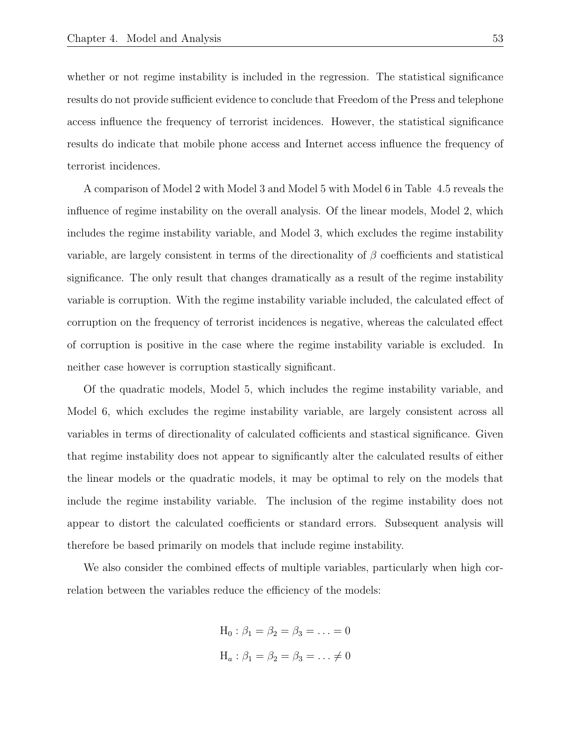whether or not regime instability is included in the regression. The statistical significance results do not provide sufficient evidence to conclude that Freedom of the Press and telephone access influence the frequency of terrorist incidences. However, the statistical significance results do indicate that mobile phone access and Internet access influence the frequency of terrorist incidences.

A comparison of Model 2 with Model 3 and Model 5 with Model 6 in Table 4.5 reveals the influence of regime instability on the overall analysis. Of the linear models, Model 2, which includes the regime instability variable, and Model 3, which excludes the regime instability variable, are largely consistent in terms of the directionality of $\beta$ coefficients and statistical significance. The only result that changes dramatically as a result of the regime instability variable is corruption. With the regime instability variable included, the calculated effect of corruption on the frequency of terrorist incidences is negative, whereas the calculated effect of corruption is positive in the case where the regime instability variable is excluded. In neither case however is corruption stastically significant.

Of the quadratic models, Model 5, which includes the regime instability variable, and Model 6, which excludes the regime instability variable, are largely consistent across all variables in terms of directionality of calculated cofficients and stastical significance. Given that regime instability does not appear to significantly alter the calculated results of either the linear models or the quadratic models, it may be optimal to rely on the models that include the regime instability variable. The inclusion of the regime instability does not appear to distort the calculated coefficients or standard errors. Subsequent analysis will therefore be based primarily on models that include regime instability.

We also consider the combined effects of multiple variables, particularly when high correlation between the variables reduce the efficiency of the models:

$$\text{H}_0 : \beta_1 = \beta_2 = \beta_3 = \ldots = 0$$

$$\text{H}_a : \beta_1 = \beta_2 = \beta_3 = \ldots \neq 0$$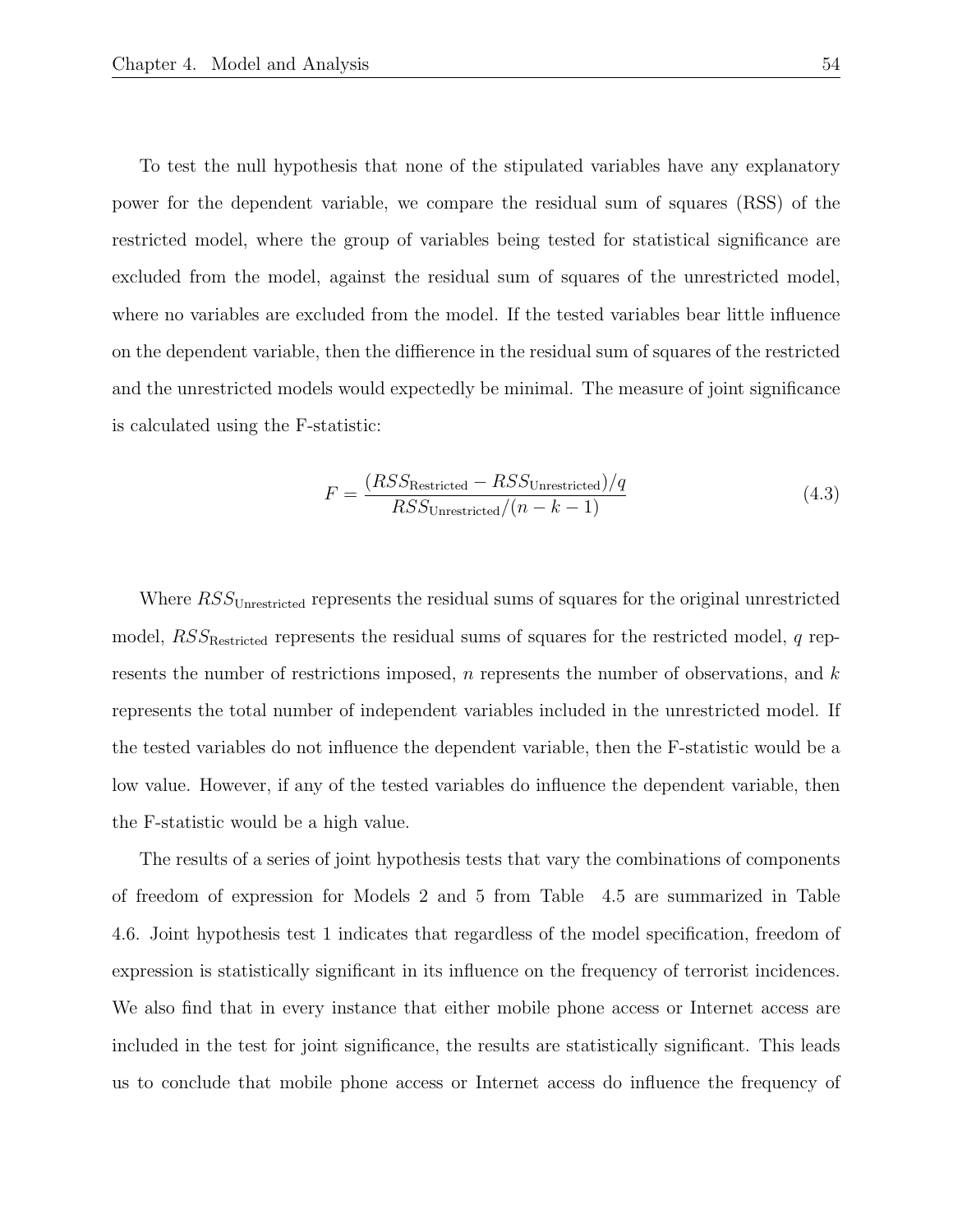To test the null hypothesis that none of the stipulated variables have any explanatory power for the dependent variable, we compare the residual sum of squares (RSS) of the restricted model, where the group of variables being tested for statistical significance are excluded from the model, against the residual sum of squares of the unrestricted model, where no variables are excluded from the model. If the tested variables bear little influence on the dependent variable, then the diffierence in the residual sum of squares of the restricted and the unrestricted models would expectedly be minimal. The measure of joint significance is calculated using the F-statistic:

$$F = \frac{(RSS_{\text{Restricted}} - RSS_{\text{Unrestricted}})/q}{RSS_{\text{Unrestricted}}/(n-k-1)} \tag{4.3}$$

Where $RSS_{\text{Unrestricted}}$ represents the residual sums of squares for the original unrestricted model, $RSS_{\text{Restricted}}$ represents the residual sums of squares for the restricted model, $q$ represents the number of restrictions imposed, $n$ represents the number of observations, and $k$ represents the total number of independent variables included in the unrestricted model. If the tested variables do not influence the dependent variable, then the F-statistic would be a low value. However, if any of the tested variables do influence the dependent variable, then the F-statistic would be a high value.

The results of a series of joint hypothesis tests that vary the combinations of components of freedom of expression for Models 2 and 5 from Table 4.5 are summarized in Table 4.6. Joint hypothesis test 1 indicates that regardless of the model specification, freedom of expression is statistically significant in its influence on the frequency of terrorist incidences. We also find that in every instance that either mobile phone access or Internet access are included in the test for joint significance, the results are statistically significant. This leads us to conclude that mobile phone access or Internet access do influence the frequency of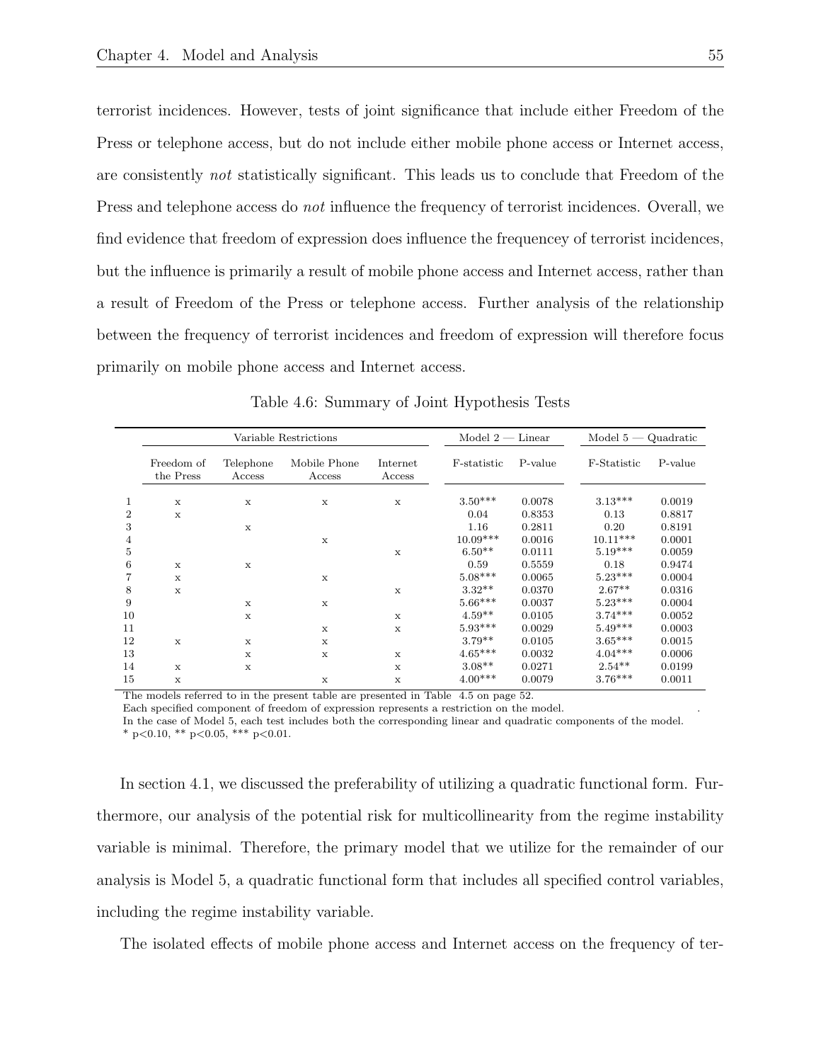terrorist incidences. However, tests of joint significance that include either Freedom of the Press or telephone access, but do not include either mobile phone access or Internet access, are consistently *not* statistically significant. This leads us to conclude that Freedom of the Press and telephone access do *not* influence the frequency of terrorist incidences. Overall, we find evidence that freedom of expression does influence the frequencey of terrorist incidences, but the influence is primarily a result of mobile phone access and Internet access, rather than a result of Freedom of the Press or telephone access. Further analysis of the relationship between the frequency of terrorist incidences and freedom of expression will therefore focus primarily on mobile phone access and Internet access.

Table 4.6: Summary of Joint Hypothesis Tests

| | Variable Restrictions | | | | Model 2 — Linear | | Model 5 — Quadratic | |
|---|---|---|---|---|---|---|---|---|
| | Freedom of the Press | Telephone Access | Mobile Phone Access | Internet Access | F-statistic | P-value | F-Statistic | P-value |
| 1 | x | x | x | x | 3.50*** | 0.0078 | 3.13*** | 0.0019 |
| 2 | x | | | | 0.04 | 0.8353 | 0.13 | 0.8817 |
| 3 | | x | | | 1.16 | 0.2811 | 0.20 | 0.8191 |
| 4 | | | x | | 10.09*** | 0.0016 | 10.11*** | 0.0001 |
| 5 | | | | x | 6.50** | 0.0111 | 5.19*** | 0.0059 |
| 6 | x | x | | | 0.59 | 0.5559 | 0.18 | 0.9474 |
| 7 | x | | x | | 5.08*** | 0.0065 | 5.23*** | 0.0004 |
| 8 | x | | | x | 3.32** | 0.0370 | 2.67** | 0.0316 |
| 9 | | x | x | | 5.66*** | 0.0037 | 5.23*** | 0.0004 |
| 10 | | x | | x | 4.59** | 0.0105 | 3.74*** | 0.0052 |
| 11 | | | x | x | 5.93*** | 0.0029 | 5.49*** | 0.0003 |
| 12 | x | x | x | | 3.79** | 0.0105 | 3.65*** | 0.0015 |
| 13 | | x | x | x | 4.65*** | 0.0032 | 4.04*** | 0.0006 |
| 14 | x | x | | x | 3.08** | 0.0271 | 2.54** | 0.0199 |
| 15 | x | | x | x | 4.00*** | 0.0079 | 3.76*** | 0.0011 |

The models referred to in the present table are presented in Table 4.5 on page 52.
Each specified component of freedom of expression represents a restriction on the model.
In the case of Model 5, each test includes both the corresponding linear and quadratic components of the model.
* p<0.10, ** p<0.05, *** p<0.01.

In section 4.1, we discussed the preferability of utilizing a quadratic functional form. Furthermore, our analysis of the potential risk for multicollinearity from the regime instability variable is minimal. Therefore, the primary model that we utilize for the remainder of our analysis is Model 5, a quadratic functional form that includes all specified control variables, including the regime instability variable.

The isolated effects of mobile phone access and Internet access on the frequency of ter-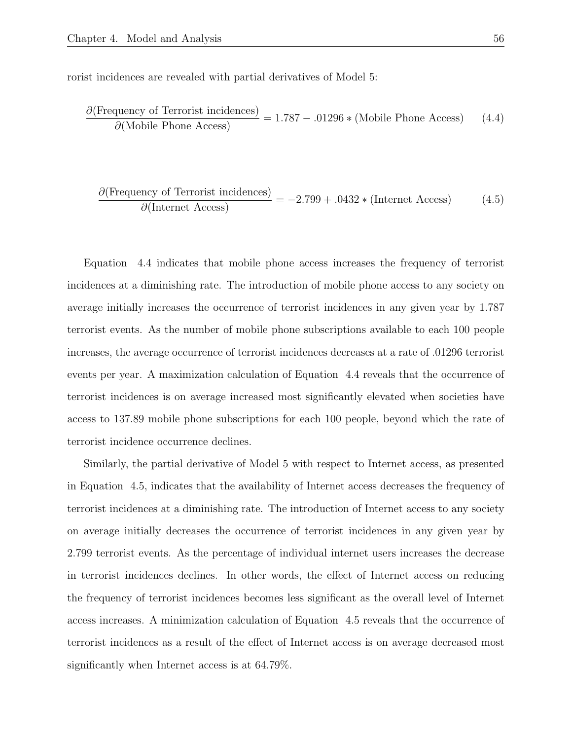rorist incidences are revealed with partial derivatives of Model 5:

$$\frac{\partial(\text{Frequency of Terrorist incidences})}{\partial(\text{Mobile Phone Access})} = 1.787 - .01296 * (\text{Mobile Phone Access}) \tag{4.4}$$

$$\frac{\partial(\text{Frequency of Terrorist incidences})}{\partial(\text{Internet Access})} = -2.799 + .0432 * (\text{Internet Access}) \tag{4.5}$$

Equation 4.4 indicates that mobile phone access increases the frequency of terrorist incidences at a diminishing rate. The introduction of mobile phone access to any society on average initially increases the occurrence of terrorist incidences in any given year by 1.787 terrorist events. As the number of mobile phone subscriptions available to each 100 people increases, the average occurrence of terrorist incidences decreases at a rate of .01296 terrorist events per year. A maximization calculation of Equation 4.4 reveals that the occurrence of terrorist incidences is on average increased most significantly elevated when societies have access to 137.89 mobile phone subscriptions for each 100 people, beyond which the rate of terrorist incidence occurrence declines.

Similarly, the partial derivative of Model 5 with respect to Internet access, as presented in Equation 4.5, indicates that the availability of Internet access decreases the frequency of terrorist incidences at a diminishing rate. The introduction of Internet access to any society on average initially decreases the occurrence of terrorist incidences in any given year by 2.799 terrorist events. As the percentage of individual internet users increases the decrease in terrorist incidences declines. In other words, the effect of Internet access on reducing the frequency of terrorist incidences becomes less significant as the overall level of Internet access increases. A minimization calculation of Equation 4.5 reveals that the occurrence of terrorist incidences as a result of the effect of Internet access is on average decreased most significantly when Internet access is at 64.79%.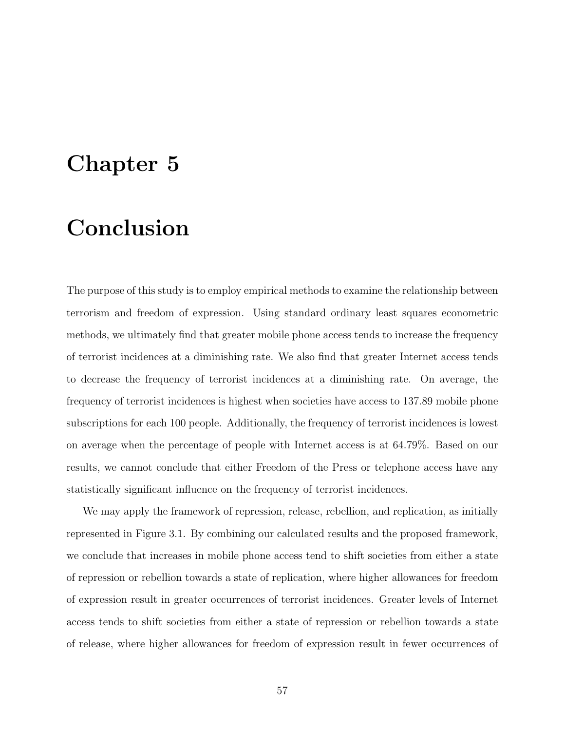# Chapter 5

# Conclusion

The purpose of this study is to employ empirical methods to examine the relationship between terrorism and freedom of expression. Using standard ordinary least squares econometric methods, we ultimately find that greater mobile phone access tends to increase the frequency of terrorist incidences at a diminishing rate. We also find that greater Internet access tends to decrease the frequency of terrorist incidences at a diminishing rate. On average, the frequency of terrorist incidences is highest when societies have access to 137.89 mobile phone subscriptions for each 100 people. Additionally, the frequency of terrorist incidences is lowest on average when the percentage of people with Internet access is at 64.79%. Based on our results, we cannot conclude that either Freedom of the Press or telephone access have any statistically significant influence on the frequency of terrorist incidences.

We may apply the framework of repression, release, rebellion, and replication, as initially represented in Figure 3.1. By combining our calculated results and the proposed framework, we conclude that increases in mobile phone access tend to shift societies from either a state of repression or rebellion towards a state of replication, where higher allowances for freedom of expression result in greater occurrences of terrorist incidences. Greater levels of Internet access tends to shift societies from either a state of repression or rebellion towards a state of release, where higher allowances for freedom of expression result in fewer occurrences of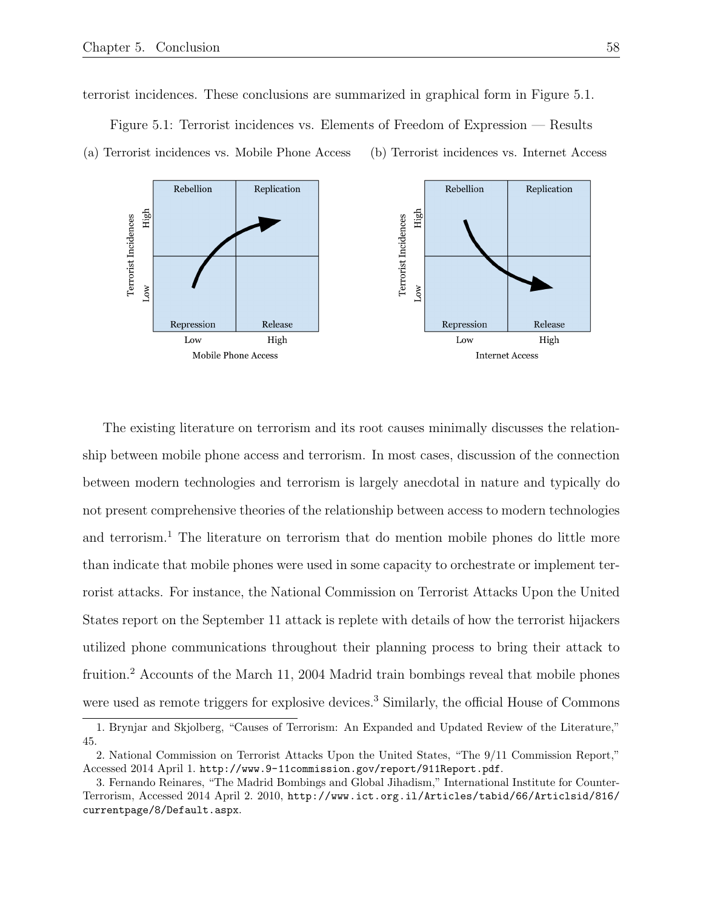terrorist incidences. These conclusions are summarized in graphical form in Figure 5.1.

Figure 5.1: Terrorist incidences vs. Elements of Freedom of Expression — Results

(a) Terrorist incidences vs. Mobile Phone Access

(b) Terrorist incidences vs. Internet Access

The existing literature on terrorism and its root causes minimally discusses the relationship between mobile phone access and terrorism. In most cases, discussion of the connection between modern technologies and terrorism is largely anecdotal in nature and typically do not present comprehensive theories of the relationship between access to modern technologies and terrorism.[1] The literature on terrorism that do mention mobile phones do little more than indicate that mobile phones were used in some capacity to orchestrate or implement terrorist attacks. For instance, the National Commission on Terrorist Attacks Upon the United States report on the September 11 attack is replete with details of how the terrorist hijackers utilized phone communications throughout their planning process to bring their attack to fruition.[2] Accounts of the March 11, 2004 Madrid train bombings reveal that mobile phones were used as remote triggers for explosive devices.[3] Similarly, the official House of Commons

1. Brynjar and Skjolberg, "Causes of Terrorism: An Expanded and Updated Review of the Literature," 45.

2. National Commission on Terrorist Attacks Upon the United States, "The 9/11 Commission Report," Accessed 2014 April 1. http://www.9-11commission.gov/report/911Report.pdf.

3. Fernando Reinares, "The Madrid Bombings and Global Jihadism," International Institute for Counter-Terrorism, Accessed 2014 April 2. 2010, http://www.ict.org.il/Articles/tabid/66/Articlsid/816/currentpage/8/Default.aspx.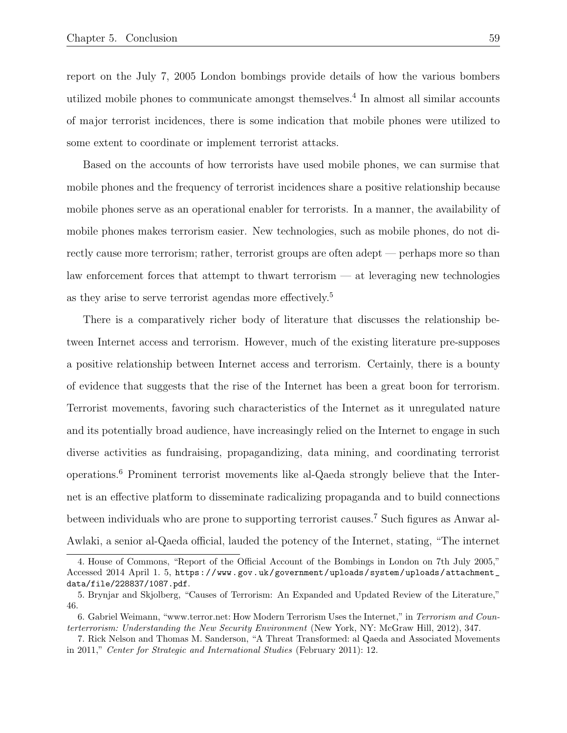report on the July 7, 2005 London bombings provide details of how the various bombers utilized mobile phones to communicate amongst themselves.[4] In almost all similar accounts of major terrorist incidences, there is some indication that mobile phones were utilized to some extent to coordinate or implement terrorist attacks.

Based on the accounts of how terrorists have used mobile phones, we can surmise that mobile phones and the frequency of terrorist incidences share a positive relationship because mobile phones serve as an operational enabler for terrorists. In a manner, the availability of mobile phones makes terrorism easier. New technologies, such as mobile phones, do not directly cause more terrorism; rather, terrorist groups are often adept — perhaps more so than law enforcement forces that attempt to thwart terrorism — at leveraging new technologies as they arise to serve terrorist agendas more effectively.[5]

There is a comparatively richer body of literature that discusses the relationship between Internet access and terrorism. However, much of the existing literature pre-supposes a positive relationship between Internet access and terrorism. Certainly, there is a bounty of evidence that suggests that the rise of the Internet has been a great boon for terrorism. Terrorist movements, favoring such characteristics of the Internet as it unregulated nature and its potentially broad audience, have increasingly relied on the Internet to engage in such diverse activities as fundraising, propagandizing, data mining, and coordinating terrorist operations.[6] Prominent terrorist movements like al-Qaeda strongly believe that the Internet is an effective platform to disseminate radicalizing propaganda and to build connections between individuals who are prone to supporting terrorist causes.[7] Such figures as Anwar al-Awlaki, a senior al-Qaeda official, lauded the potency of the Internet, stating, "The internet

---

4. House of Commons, "Report of the Official Account of the Bombings in London on 7th July 2005," Accessed 2014 April 1. 5, `https://www.gov.uk/government/uploads/system/uploads/attachment_data/file/228837/1087.pdf`.

5. Brynjar and Skjolberg, "Causes of Terrorism: An Expanded and Updated Review of the Literature," 46.

6. Gabriel Weimann, "www.terror.net: How Modern Terrorism Uses the Internet," in *Terrorism and Counterterrorism: Understanding the New Security Environment* (New York, NY: McGraw Hill, 2012), 347.

7. Rick Nelson and Thomas M. Sanderson, "A Threat Transformed: al Qaeda and Associated Movements in 2011," *Center for Strategic and International Studies* (February 2011): 12.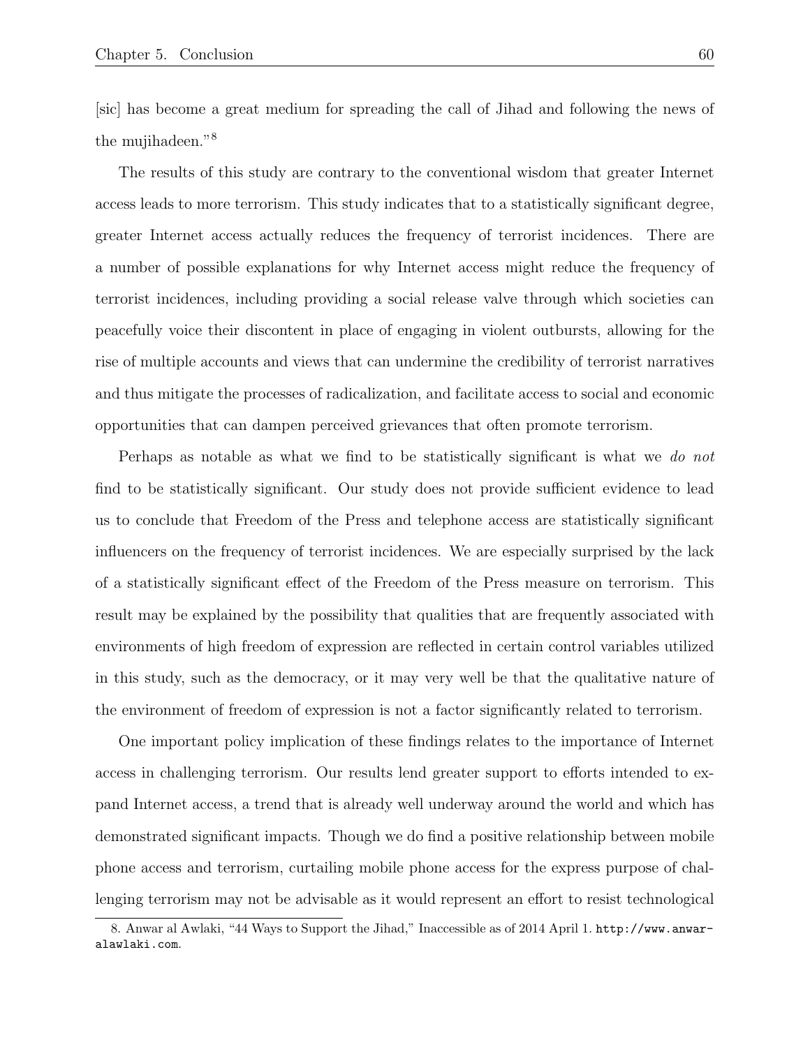[sic] has become a great medium for spreading the call of Jihad and following the news of the mujihadeen."[8]

The results of this study are contrary to the conventional wisdom that greater Internet access leads to more terrorism. This study indicates that to a statistically significant degree, greater Internet access actually reduces the frequency of terrorist incidences. There are a number of possible explanations for why Internet access might reduce the frequency of terrorist incidences, including providing a social release valve through which societies can peacefully voice their discontent in place of engaging in violent outbursts, allowing for the rise of multiple accounts and views that can undermine the credibility of terrorist narratives and thus mitigate the processes of radicalization, and facilitate access to social and economic opportunities that can dampen perceived grievances that often promote terrorism.

Perhaps as notable as what we find to be statistically significant is what we *do not* find to be statistically significant. Our study does not provide sufficient evidence to lead us to conclude that Freedom of the Press and telephone access are statistically significant influencers on the frequency of terrorist incidences. We are especially surprised by the lack of a statistically significant effect of the Freedom of the Press measure on terrorism. This result may be explained by the possibility that qualities that are frequently associated with environments of high freedom of expression are reflected in certain control variables utilized in this study, such as the democracy, or it may very well be that the qualitative nature of the environment of freedom of expression is not a factor significantly related to terrorism.

One important policy implication of these findings relates to the importance of Internet access in challenging terrorism. Our results lend greater support to efforts intended to expand Internet access, a trend that is already well underway around the world and which has demonstrated significant impacts. Though we do find a positive relationship between mobile phone access and terrorism, curtailing mobile phone access for the express purpose of challenging terrorism may not be advisable as it would represent an effort to resist technological

8. Anwar al Awlaki, "44 Ways to Support the Jihad," Inaccessible as of 2014 April 1. `http://www.anwar-alawlaki.com`.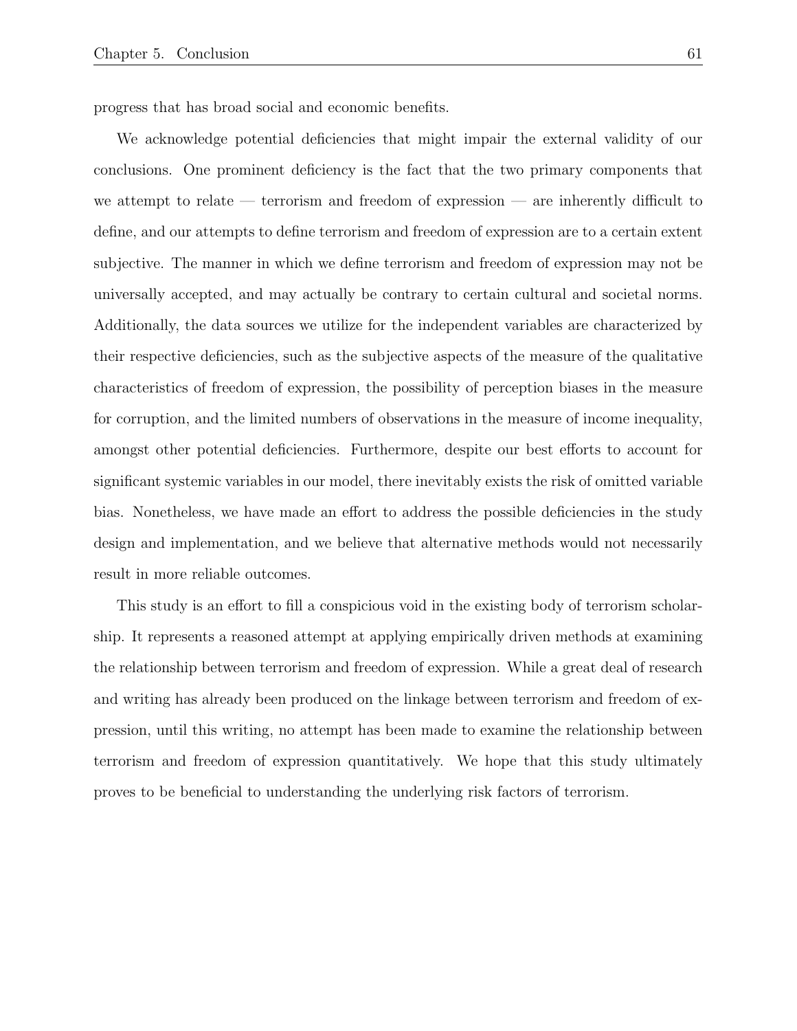progress that has broad social and economic benefits.

We acknowledge potential deficiencies that might impair the external validity of our conclusions. One prominent deficiency is the fact that the two primary components that we attempt to relate — terrorism and freedom of expression — are inherently difficult to define, and our attempts to define terrorism and freedom of expression are to a certain extent subjective. The manner in which we define terrorism and freedom of expression may not be universally accepted, and may actually be contrary to certain cultural and societal norms. Additionally, the data sources we utilize for the independent variables are characterized by their respective deficiencies, such as the subjective aspects of the measure of the qualitative characteristics of freedom of expression, the possibility of perception biases in the measure for corruption, and the limited numbers of observations in the measure of income inequality, amongst other potential deficiencies. Furthermore, despite our best efforts to account for significant systemic variables in our model, there inevitably exists the risk of omitted variable bias. Nonetheless, we have made an effort to address the possible deficiencies in the study design and implementation, and we believe that alternative methods would not necessarily result in more reliable outcomes.

This study is an effort to fill a conspicuous void in the existing body of terrorism scholarship. It represents a reasoned attempt at applying empirically driven methods at examining the relationship between terrorism and freedom of expression. While a great deal of research and writing has already been produced on the linkage between terrorism and freedom of expression, until this writing, no attempt has been made to examine the relationship between terrorism and freedom of expression quantitatively. We hope that this study ultimately proves to be beneficial to understanding the underlying risk factors of terrorism.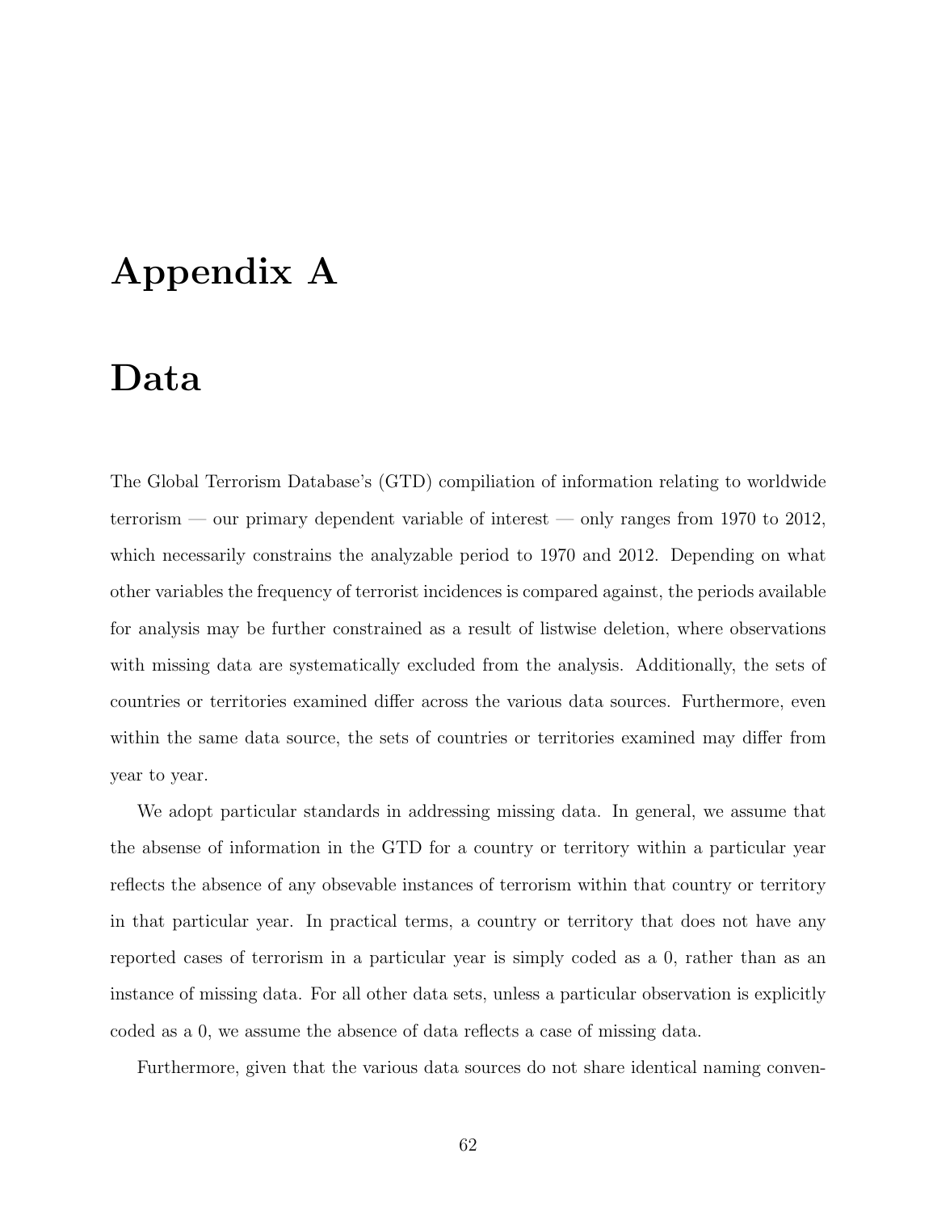# Appendix A

# Data

The Global Terrorism Database's (GTD) compiliation of information relating to worldwide terrorism — our primary dependent variable of interest — only ranges from 1970 to 2012, which necessarily constrains the analyzable period to 1970 and 2012. Depending on what other variables the frequency of terrorist incidences is compared against, the periods available for analysis may be further constrained as a result of listwise deletion, where observations with missing data are systematically excluded from the analysis. Additionally, the sets of countries or territories examined differ across the various data sources. Furthermore, even within the same data source, the sets of countries or territories examined may differ from year to year.

We adopt particular standards in addressing missing data. In general, we assume that the absense of information in the GTD for a country or territory within a particular year reflects the absence of any obsevable instances of terrorism within that country or territory in that particular year. In practical terms, a country or territory that does not have any reported cases of terrorism in a particular year is simply coded as a 0, rather than as an instance of missing data. For all other data sets, unless a particular observation is explicitly coded as a 0, we assume the absence of data reflects a case of missing data.

Furthermore, given that the various data sources do not share identical naming conven-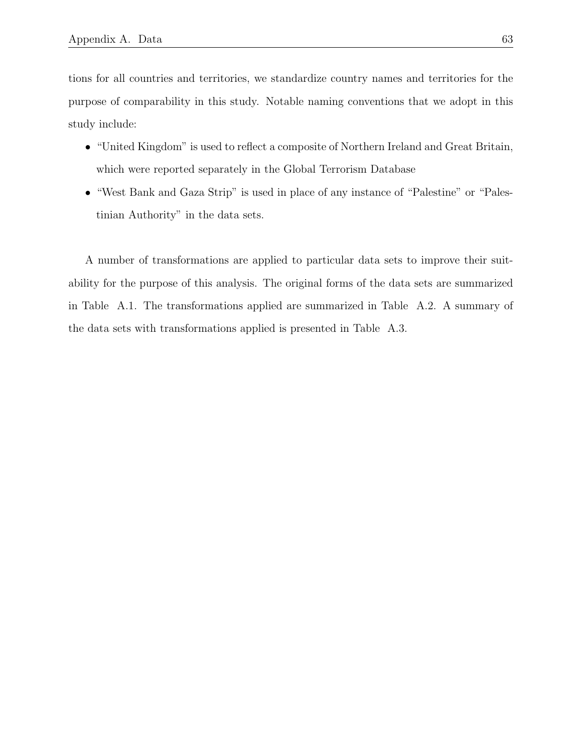tions for all countries and territories, we standardize country names and territories for the purpose of comparability in this study. Notable naming conventions that we adopt in this study include:

- "United Kingdom" is used to reflect a composite of Northern Ireland and Great Britain, which were reported separately in the Global Terrorism Database
- "West Bank and Gaza Strip" is used in place of any instance of "Palestine" or "Palestinian Authority" in the data sets.

A number of transformations are applied to particular data sets to improve their suitability for the purpose of this analysis. The original forms of the data sets are summarized in Table A.1. The transformations applied are summarized in Table A.2. A summary of the data sets with transformations applied is presented in Table A.3.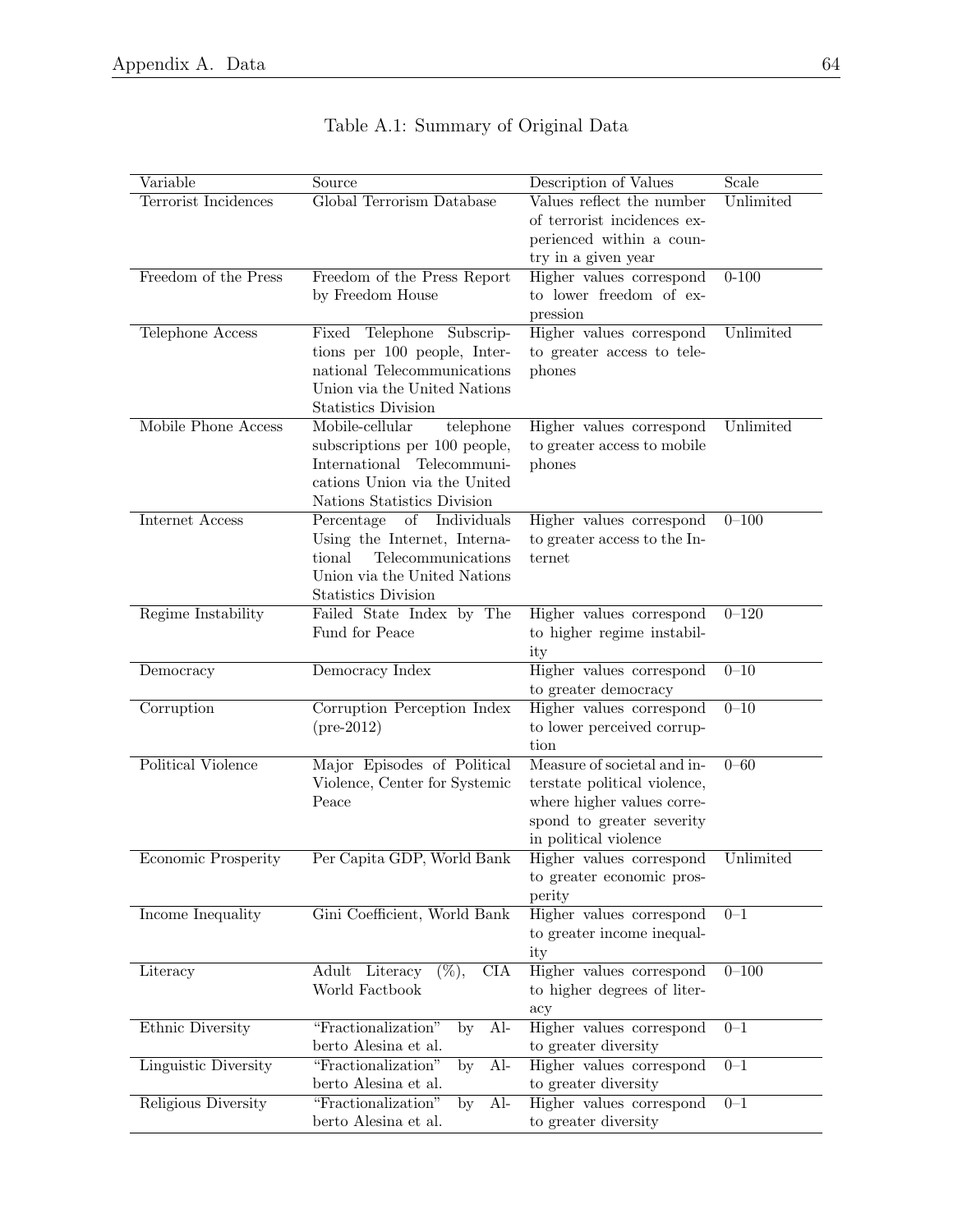Table A.1: Summary of Original Data

| Variable | Source | Description of Values | Scale |
|---|---|---|---|
| Terrorist Incidences | Global Terrorism Database | Values reflect the number of terrorist incidences experienced within a country in a given year | Unlimited |
| Freedom of the Press | Freedom of the Press Report by Freedom House | Higher values correspond to lower freedom of expression | 0-100 |
| Telephone Access | Fixed Telephone Subscriptions per 100 people, International Telecommunications Union via the United Nations Statistics Division | Higher values correspond to greater access to telephones | Unlimited |
| Mobile Phone Access | Mobile-cellular telephone subscriptions per 100 people, International Telecommunications Union via the United Nations Statistics Division | Higher values correspond to greater access to mobile phones | Unlimited |
| Internet Access | Percentage of Individuals Using the Internet, International Telecommunications Union via the United Nations Statistics Division | Higher values correspond to greater access to the Internet | 0–100 |
| Regime Instability | Failed State Index by The Fund for Peace | Higher values correspond to higher regime instability | 0–120 |
| Democracy | Democracy Index | Higher values correspond to greater democracy | 0–10 |
| Corruption | Corruption Perception Index (pre-2012) | Higher values correspond to lower perceived corruption | 0–10 |
| Political Violence | Major Episodes of Political Violence, Center for Systemic Peace | Measure of societal and interstate political violence, where higher values correspond to greater severity in political violence | 0–60 |
| Economic Prosperity | Per Capita GDP, World Bank | Higher values correspond to greater economic prosperity | Unlimited |
| Income Inequality | Gini Coefficient, World Bank | Higher values correspond to greater income inequality | 0–1 |
| Literacy | Adult Literacy (%), CIA World Factbook | Higher values correspond to higher degrees of literacy | 0–100 |
| Ethnic Diversity | "Fractionalization" by Alberto Alesina et al. | Higher values correspond to greater diversity | 0–1 |
| Linguistic Diversity | "Fractionalization" by Alberto Alesina et al. | Higher values correspond to greater diversity | 0–1 |
| Religious Diversity | "Fractionalization" by Alberto Alesina et al. | Higher values correspond to greater diversity | 0–1 |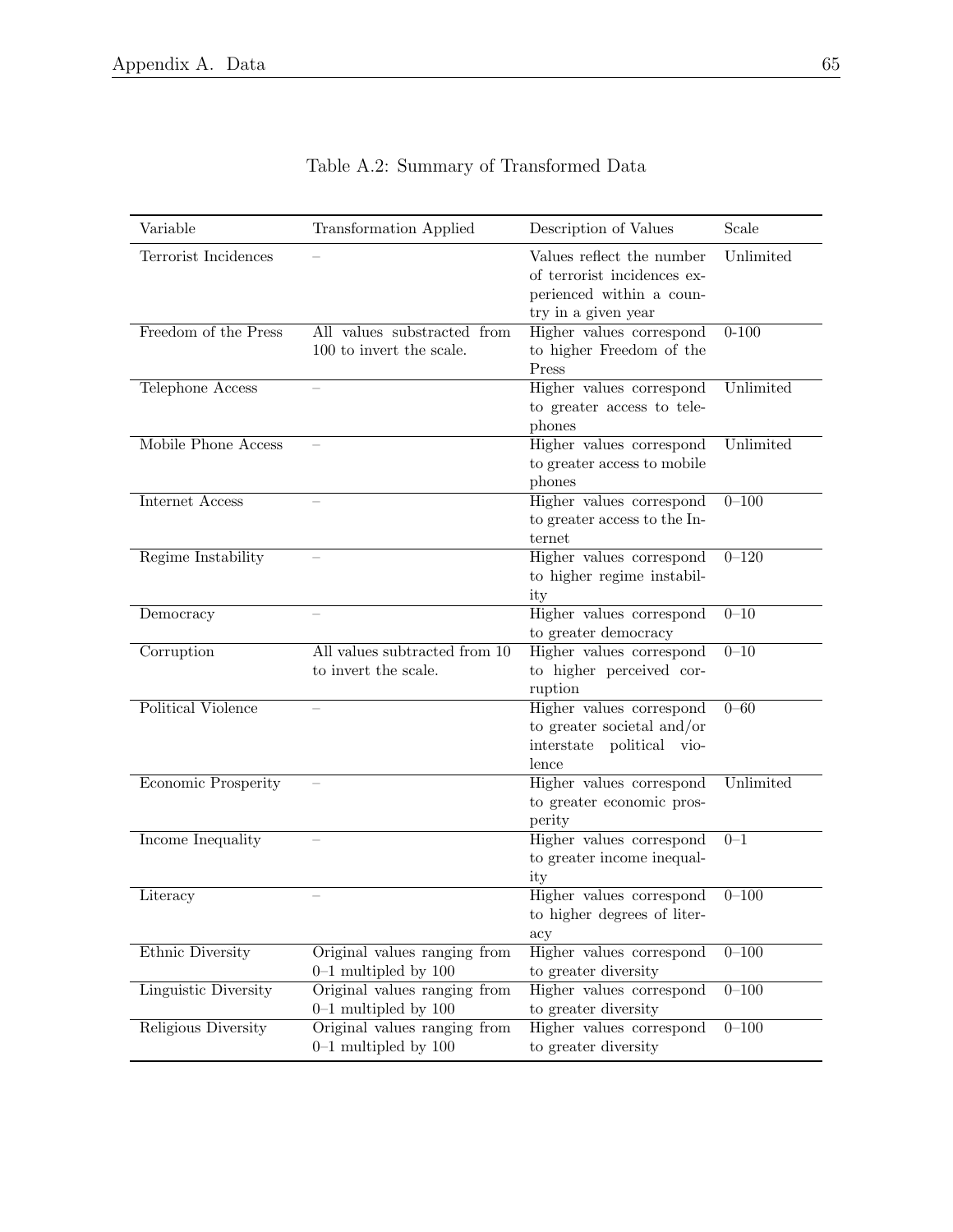Table A.2: Summary of Transformed Data

| Variable | Transformation Applied | Description of Values | Scale |
|---|---|---|---|
| Terrorist Incidences | – | Values reflect the number of terrorist incidences experienced within a country in a given year | Unlimited |
| Freedom of the Press | All values substracted from 100 to invert the scale. | Higher values correspond to higher Freedom of the Press | 0-100 |
| Telephone Access | – | Higher values correspond to greater access to telephones | Unlimited |
| Mobile Phone Access | – | Higher values correspond to greater access to mobile phones | Unlimited |
| Internet Access | – | Higher values correspond to greater access to the Internet | 0–100 |
| Regime Instability | – | Higher values correspond to higher regime instability | 0–120 |
| Democracy | – | Higher values correspond to greater democracy | 0–10 |
| Corruption | All values subtracted from 10 to invert the scale. | Higher values correspond to higher perceived corruption | 0–10 |
| Political Violence | – | Higher values correspond to greater societal and/or interstate political violence | 0–60 |
| Economic Prosperity | – | Higher values correspond to greater economic prosperity | Unlimited |
| Income Inequality | – | Higher values correspond to greater income inequality | 0–1 |
| Literacy | – | Higher values correspond to higher degrees of literacy | 0–100 |
| Ethnic Diversity | Original values ranging from 0–1 multipled by 100 | Higher values correspond to greater diversity | 0–100 |
| Linguistic Diversity | Original values ranging from 0–1 multipled by 100 | Higher values correspond to greater diversity | 0–100 |
| Religious Diversity | Original values ranging from 0–1 multipled by 100 | Higher values correspond to greater diversity | 0–100 |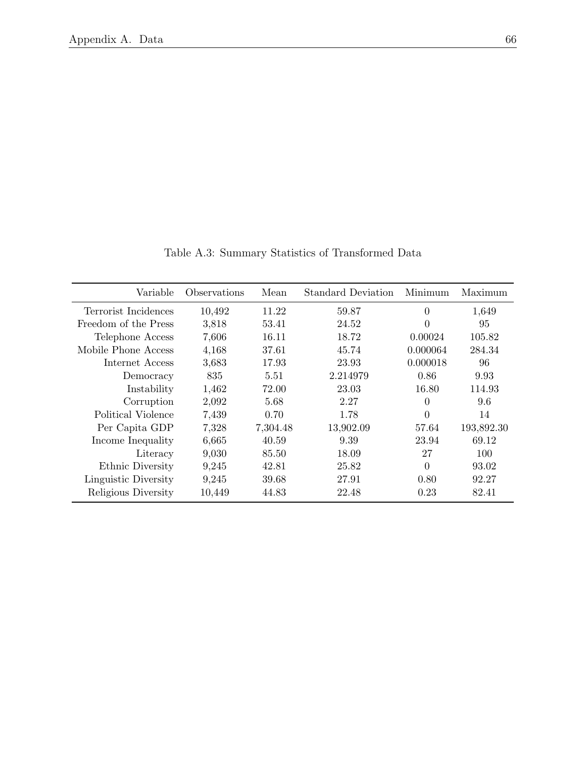Table A.3: Summary Statistics of Transformed Data

| Variable | Observations | Mean | Standard Deviation | Minimum | Maximum |
|---|---|---|---|---|---|
| Terrorist Incidences | 10,492 | 11.22 | 59.87 | 0 | 1,649 |
| Freedom of the Press | 3,818 | 53.41 | 24.52 | 0 | 95 |
| Telephone Access | 7,606 | 16.11 | 18.72 | 0.00024 | 105.82 |
| Mobile Phone Access | 4,168 | 37.61 | 45.74 | 0.000064 | 284.34 |
| Internet Access | 3,683 | 17.93 | 23.93 | 0.000018 | 96 |
| Democracy | 835 | 5.51 | 2.214979 | 0.86 | 9.93 |
| Instability | 1,462 | 72.00 | 23.03 | 16.80 | 114.93 |
| Corruption | 2,092 | 5.68 | 2.27 | 0 | 9.6 |
| Political Violence | 7,439 | 0.70 | 1.78 | 0 | 14 |
| Per Capita GDP | 7,328 | 7,304.48 | 13,902.09 | 57.64 | 193,892.30 |
| Income Inequality | 6,665 | 40.59 | 9.39 | 23.94 | 69.12 |
| Literacy | 9,030 | 85.50 | 18.09 | 27 | 100 |
| Ethnic Diversity | 9,245 | 42.81 | 25.82 | 0 | 93.02 |
| Linguistic Diversity | 9,245 | 39.68 | 27.91 | 0.80 | 92.27 |
| Religious Diversity | 10,449 | 44.83 | 22.48 | 0.23 | 82.41 |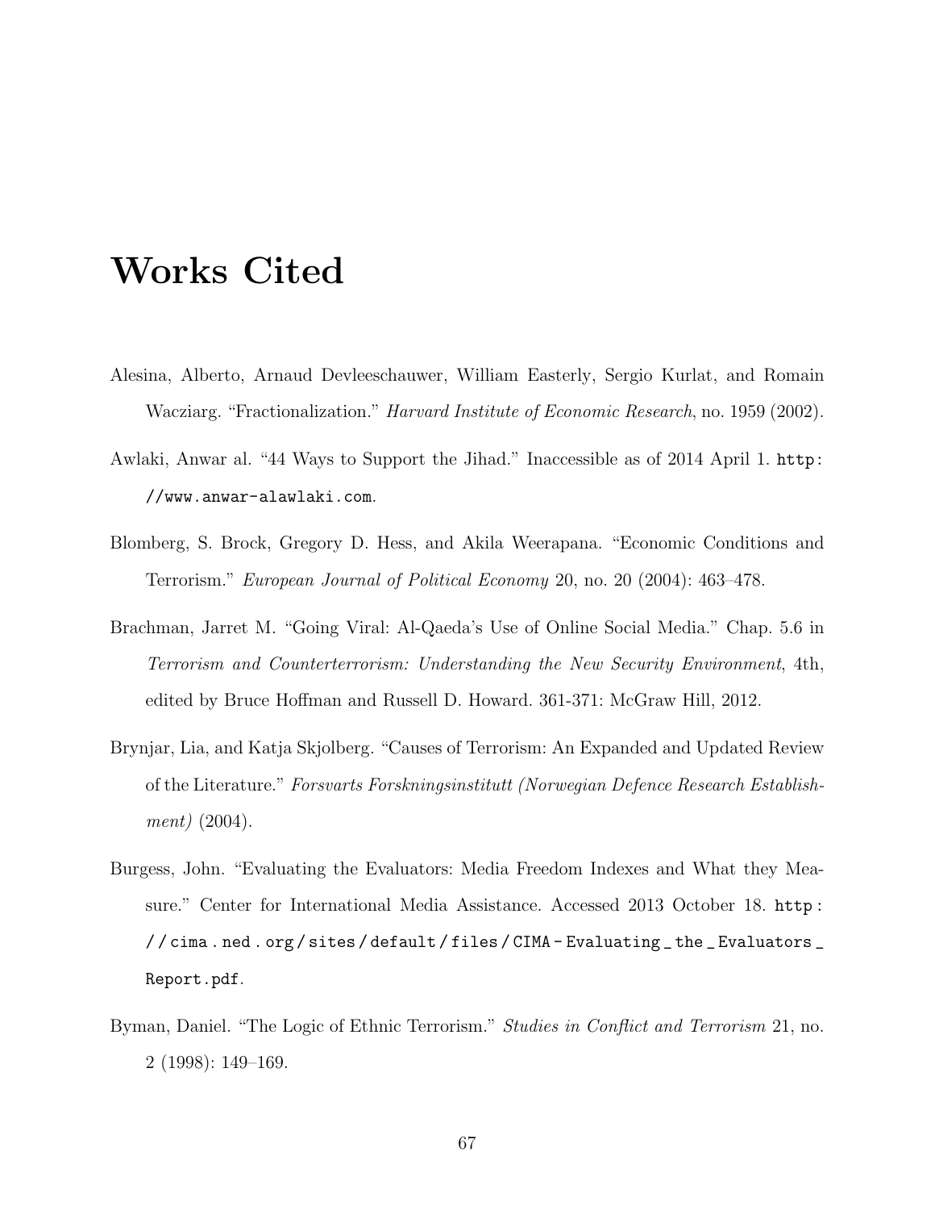# Works Cited

Alesina, Alberto, Arnaud Devleeschauwer, William Easterly, Sergio Kurlat, and Romain Wacziarg. "Fractionalization." *Harvard Institute of Economic Research*, no. 1959 (2002).

Awlaki, Anwar al. "44 Ways to Support the Jihad." Inaccessible as of 2014 April 1. `http://www.anwar-alawlaki.com`.

Blomberg, S. Brock, Gregory D. Hess, and Akila Weerapana. "Economic Conditions and Terrorism." *European Journal of Political Economy* 20, no. 20 (2004): 463–478.

Brachman, Jarret M. "Going Viral: Al-Qaeda's Use of Online Social Media." Chap. 5.6 in *Terrorism and Counterterrorism: Understanding the New Security Environment*, 4th, edited by Bruce Hoffman and Russell D. Howard. 361-371: McGraw Hill, 2012.

Brynjar, Lia, and Katja Skjolberg. "Causes of Terrorism: An Expanded and Updated Review of the Literature." *Forsvarts Forskningsinstitutt (Norwegian Defence Research Establishment)* (2004).

Burgess, John. "Evaluating the Evaluators: Media Freedom Indexes and What they Measure." Center for International Media Assistance. Accessed 2013 October 18. `http://cima.ned.org/sites/default/files/CIMA-Evaluating_the_Evaluators_Report.pdf`.

Byman, Daniel. "The Logic of Ethnic Terrorism." *Studies in Conflict and Terrorism* 21, no. 2 (1998): 149–169.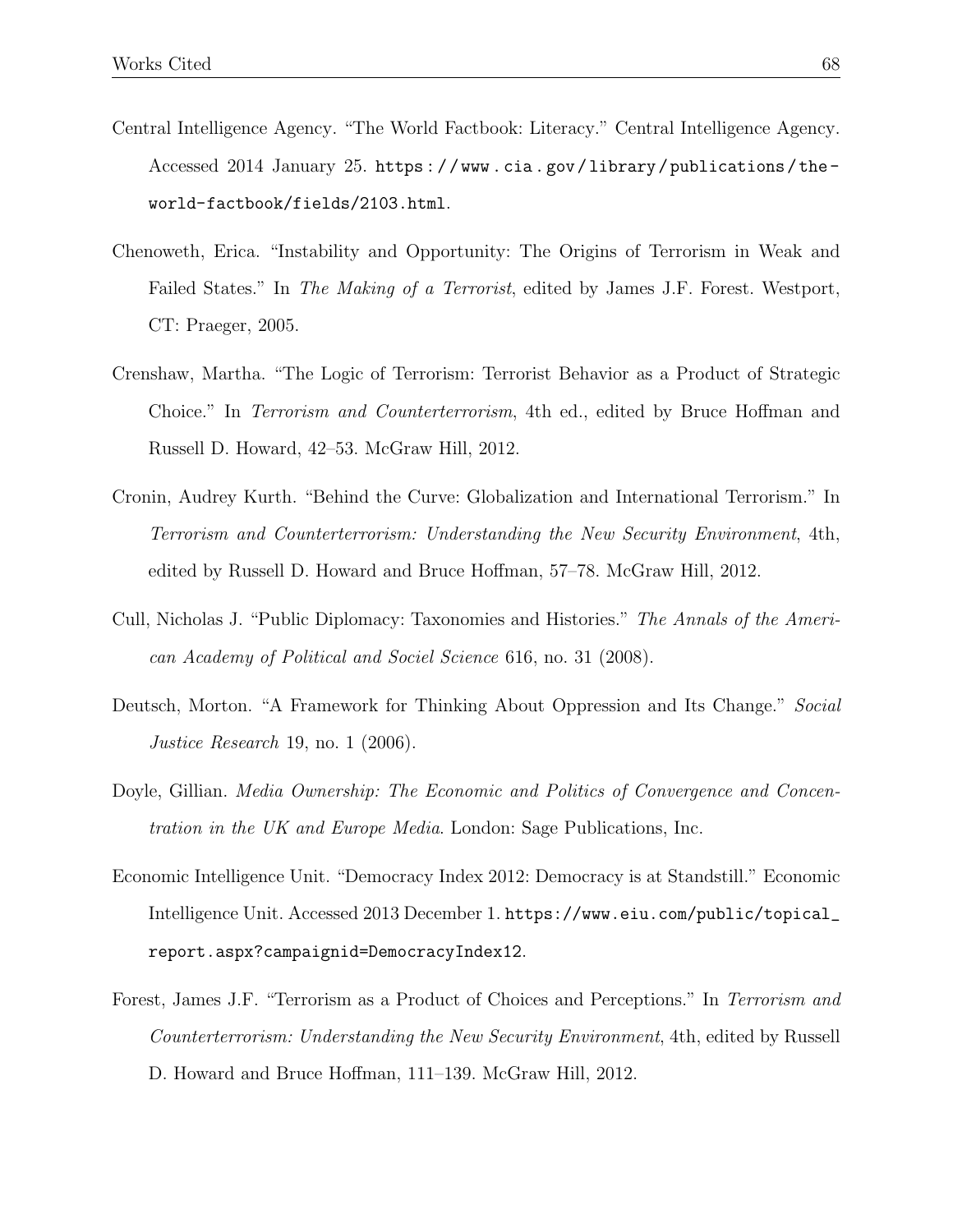Central Intelligence Agency. "The World Factbook: Literacy." Central Intelligence Agency. Accessed 2014 January 25. https://www.cia.gov/library/publications/the-world-factbook/fields/2103.html.

Chenoweth, Erica. "Instability and Opportunity: The Origins of Terrorism in Weak and Failed States." In *The Making of a Terrorist*, edited by James J.F. Forest. Westport, CT: Praeger, 2005.

Crenshaw, Martha. "The Logic of Terrorism: Terrorist Behavior as a Product of Strategic Choice." In *Terrorism and Counterterrorism*, 4th ed., edited by Bruce Hoffman and Russell D. Howard, 42–53. McGraw Hill, 2012.

Cronin, Audrey Kurth. "Behind the Curve: Globalization and International Terrorism." In *Terrorism and Counterterrorism: Understanding the New Security Environment*, 4th, edited by Russell D. Howard and Bruce Hoffman, 57–78. McGraw Hill, 2012.

Cull, Nicholas J. "Public Diplomacy: Taxonomies and Histories." *The Annals of the American Academy of Political and Sociel Science* 616, no. 31 (2008).

Deutsch, Morton. "A Framework for Thinking About Oppression and Its Change." *Social Justice Research* 19, no. 1 (2006).

Doyle, Gillian. *Media Ownership: The Economic and Politics of Convergence and Concentration in the UK and Europe Media*. London: Sage Publications, Inc.

Economic Intelligence Unit. "Democracy Index 2012: Democracy is at Standstill." Economic Intelligence Unit. Accessed 2013 December 1. https://www.eiu.com/public/topical_report.aspx?campaignid=DemocracyIndex12.

Forest, James J.F. "Terrorism as a Product of Choices and Perceptions." In *Terrorism and Counterterrorism: Understanding the New Security Environment*, 4th, edited by Russell D. Howard and Bruce Hoffman, 111–139. McGraw Hill, 2012.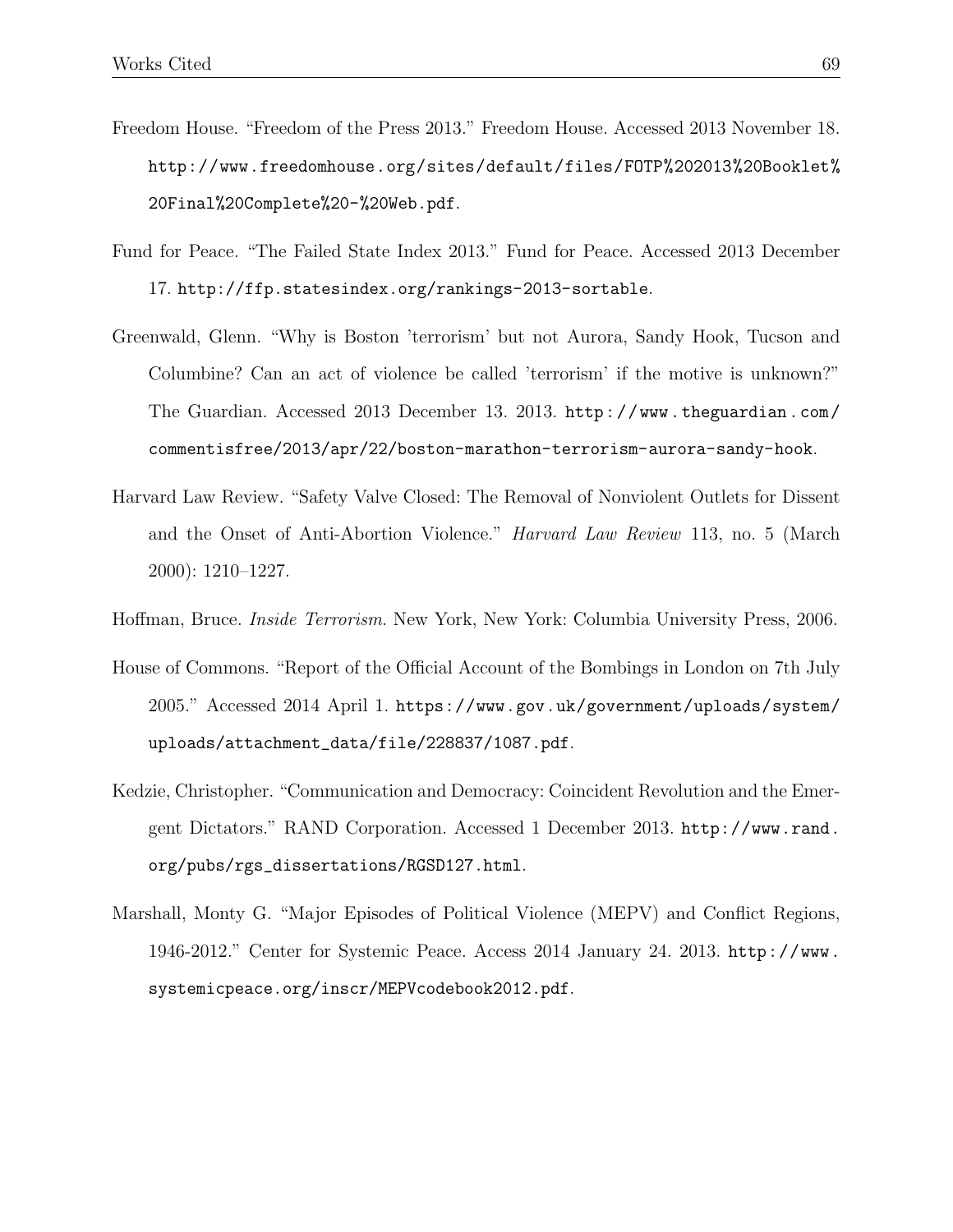Freedom House. "Freedom of the Press 2013." Freedom House. Accessed 2013 November 18. http://www.freedomhouse.org/sites/default/files/FOTP%202013%20Booklet%20Final%20Complete%20-%20Web.pdf.

Fund for Peace. "The Failed State Index 2013." Fund for Peace. Accessed 2013 December 17. http://ffp.statesindex.org/rankings-2013-sortable.

Greenwald, Glenn. "Why is Boston 'terrorism' but not Aurora, Sandy Hook, Tucson and Columbine? Can an act of violence be called 'terrorism' if the motive is unknown?" The Guardian. Accessed 2013 December 13. 2013. http://www.theguardian.com/commentisfree/2013/apr/22/boston-marathon-terrorism-aurora-sandy-hook.

Harvard Law Review. "Safety Valve Closed: The Removal of Nonviolent Outlets for Dissent and the Onset of Anti-Abortion Violence." *Harvard Law Review* 113, no. 5 (March 2000): 1210–1227.

Hoffman, Bruce. *Inside Terrorism*. New York, New York: Columbia University Press, 2006.

House of Commons. "Report of the Official Account of the Bombings in London on 7th July 2005." Accessed 2014 April 1. https://www.gov.uk/government/uploads/system/uploads/attachment_data/file/228837/1087.pdf.

Kedzie, Christopher. "Communication and Democracy: Coincident Revolution and the Emergent Dictators." RAND Corporation. Accessed 1 December 2013. http://www.rand.org/pubs/rgs_dissertations/RGSD127.html.

Marshall, Monty G. "Major Episodes of Political Violence (MEPV) and Conflict Regions, 1946-2012." Center for Systemic Peace. Access 2014 January 24. 2013. http://www.systemicpeace.org/inscr/MEPVcodebook2012.pdf.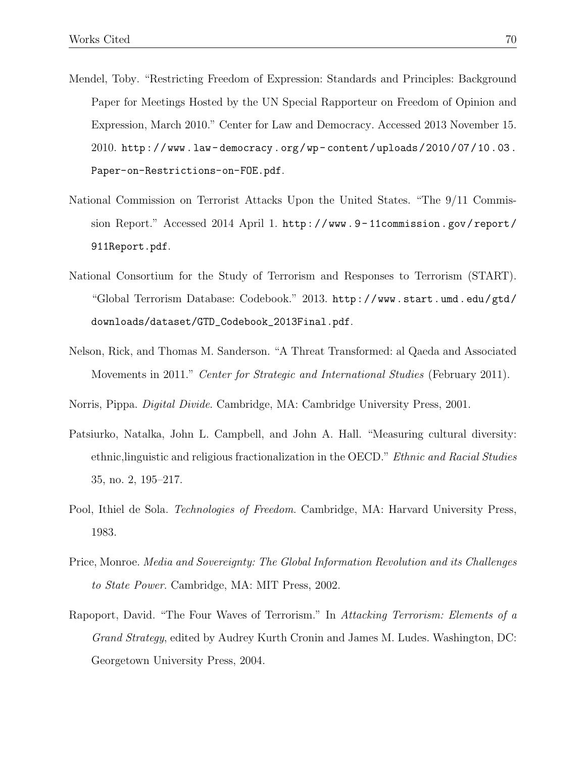Mendel, Toby. "Restricting Freedom of Expression: Standards and Principles: Background Paper for Meetings Hosted by the UN Special Rapporteur on Freedom of Opinion and Expression, March 2010." Center for Law and Democracy. Accessed 2013 November 15. 2010. http://www.law-democracy.org/wp-content/uploads/2010/07/10.03.Paper-on-Restrictions-on-FOE.pdf.

National Commission on Terrorist Attacks Upon the United States. "The 9/11 Commission Report." Accessed 2014 April 1. http://www.9-11commission.gov/report/911Report.pdf.

National Consortium for the Study of Terrorism and Responses to Terrorism (START). "Global Terrorism Database: Codebook." 2013. http://www.start.umd.edu/gtd/downloads/dataset/GTD_Codebook_2013Final.pdf.

Nelson, Rick, and Thomas M. Sanderson. "A Threat Transformed: al Qaeda and Associated Movements in 2011." *Center for Strategic and International Studies* (February 2011).

Norris, Pippa. *Digital Divide*. Cambridge, MA: Cambridge University Press, 2001.

Patsiurko, Natalka, John L. Campbell, and John A. Hall. "Measuring cultural diversity: ethnic,linguistic and religious fractionalization in the OECD." *Ethnic and Racial Studies* 35, no. 2, 195–217.

Pool, Ithiel de Sola. *Technologies of Freedom*. Cambridge, MA: Harvard University Press, 1983.

Price, Monroe. *Media and Sovereignty: The Global Information Revolution and its Challenges to State Power*. Cambridge, MA: MIT Press, 2002.

Rapoport, David. "The Four Waves of Terrorism." In *Attacking Terrorism: Elements of a Grand Strategy*, edited by Audrey Kurth Cronin and James M. Ludes. Washington, DC: Georgetown University Press, 2004.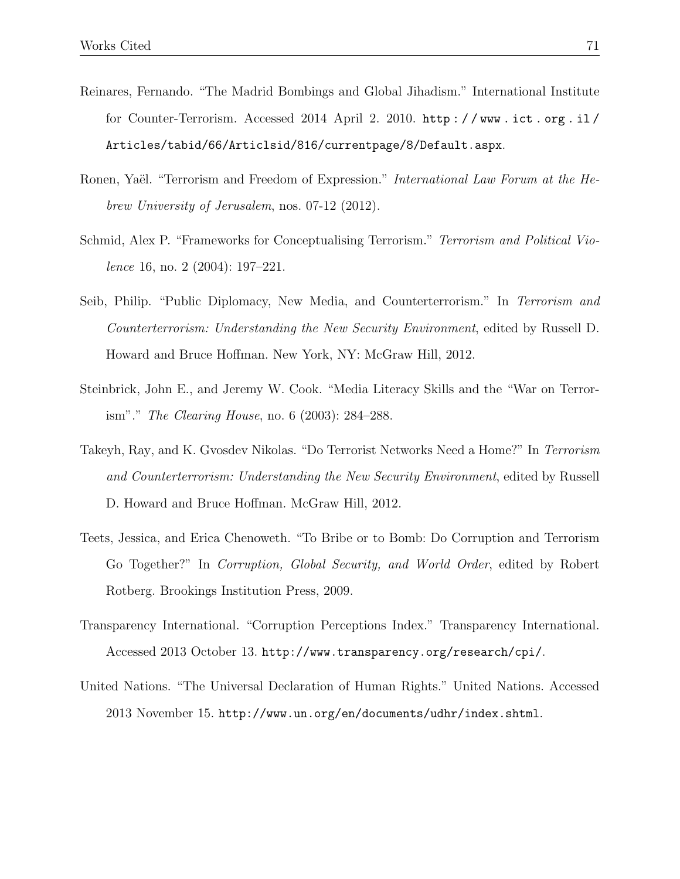Reinares, Fernando. "The Madrid Bombings and Global Jihadism." International Institute for Counter-Terrorism. Accessed 2014 April 2. 2010. http://www.ict.org.il/Articles/tabid/66/Articlsid/816/currentpage/8/Default.aspx.

Ronen, Yaël. "Terrorism and Freedom of Expression." *International Law Forum at the Hebrew University of Jerusalem*, nos. 07-12 (2012).

Schmid, Alex P. "Frameworks for Conceptualising Terrorism." *Terrorism and Political Violence* 16, no. 2 (2004): 197–221.

Seib, Philip. "Public Diplomacy, New Media, and Counterterrorism." In *Terrorism and Counterterrorism: Understanding the New Security Environment*, edited by Russell D. Howard and Bruce Hoffman. New York, NY: McGraw Hill, 2012.

Steinbrick, John E., and Jeremy W. Cook. "Media Literacy Skills and the "War on Terrorism"." *The Clearing House*, no. 6 (2003): 284–288.

Takeyh, Ray, and K. Gvosdev Nikolas. "Do Terrorist Networks Need a Home?" In *Terrorism and Counterterrorism: Understanding the New Security Environment*, edited by Russell D. Howard and Bruce Hoffman. McGraw Hill, 2012.

Teets, Jessica, and Erica Chenoweth. "To Bribe or to Bomb: Do Corruption and Terrorism Go Together?" In *Corruption, Global Security, and World Order*, edited by Robert Rotberg. Brookings Institution Press, 2009.

Transparency International. "Corruption Perceptions Index." Transparency International. Accessed 2013 October 13. http://www.transparency.org/research/cpi/.

United Nations. "The Universal Declaration of Human Rights." United Nations. Accessed 2013 November 15. http://www.un.org/en/documents/udhr/index.shtml.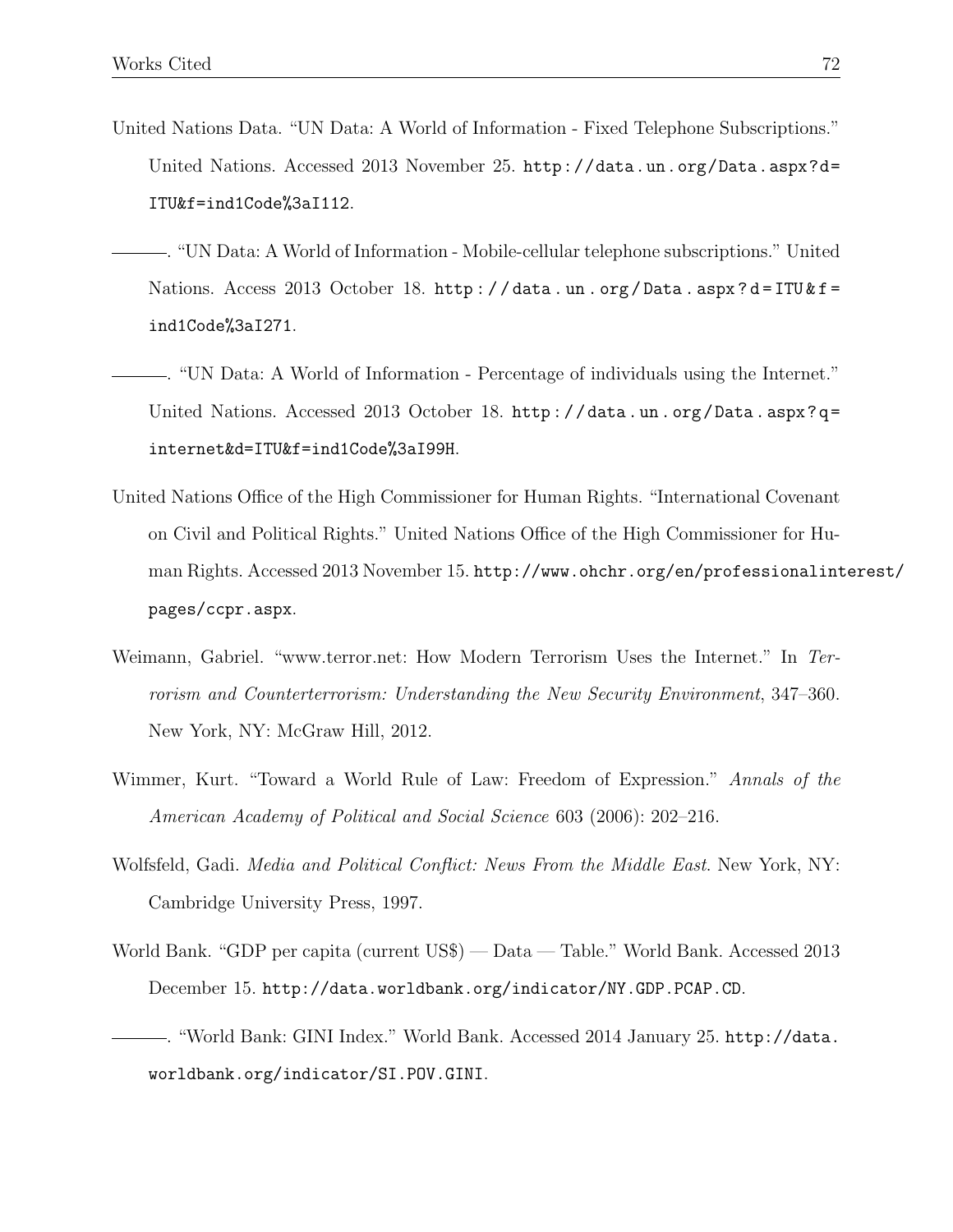United Nations Data. "UN Data: A World of Information - Fixed Telephone Subscriptions." United Nations. Accessed 2013 November 25. http://data.un.org/Data.aspx?d=ITU&f=ind1Code%3aI112.

———. "UN Data: A World of Information - Mobile-cellular telephone subscriptions." United Nations. Access 2013 October 18. http://data.un.org/Data.aspx?d=ITU&f=ind1Code%3aI271.

———. "UN Data: A World of Information - Percentage of individuals using the Internet." United Nations. Accessed 2013 October 18. http://data.un.org/Data.aspx?q=internet&d=ITU&f=ind1Code%3aI99H.

United Nations Office of the High Commissioner for Human Rights. "International Covenant on Civil and Political Rights." United Nations Office of the High Commissioner for Human Rights. Accessed 2013 November 15. http://www.ohchr.org/en/professionalinterest/pages/ccpr.aspx.

Weimann, Gabriel. "www.terror.net: How Modern Terrorism Uses the Internet." In *Terrorism and Counterterrorism: Understanding the New Security Environment*, 347–360. New York, NY: McGraw Hill, 2012.

Wimmer, Kurt. "Toward a World Rule of Law: Freedom of Expression." *Annals of the American Academy of Political and Social Science* 603 (2006): 202–216.

Wolfsfeld, Gadi. *Media and Political Conflict: News From the Middle East.* New York, NY: Cambridge University Press, 1997.

World Bank. "GDP per capita (current US$) — Data — Table." World Bank. Accessed 2013 December 15. http://data.worldbank.org/indicator/NY.GDP.PCAP.CD.

———. "World Bank: GINI Index." World Bank. Accessed 2014 January 25. http://data.worldbank.org/indicator/SI.POV.GINI.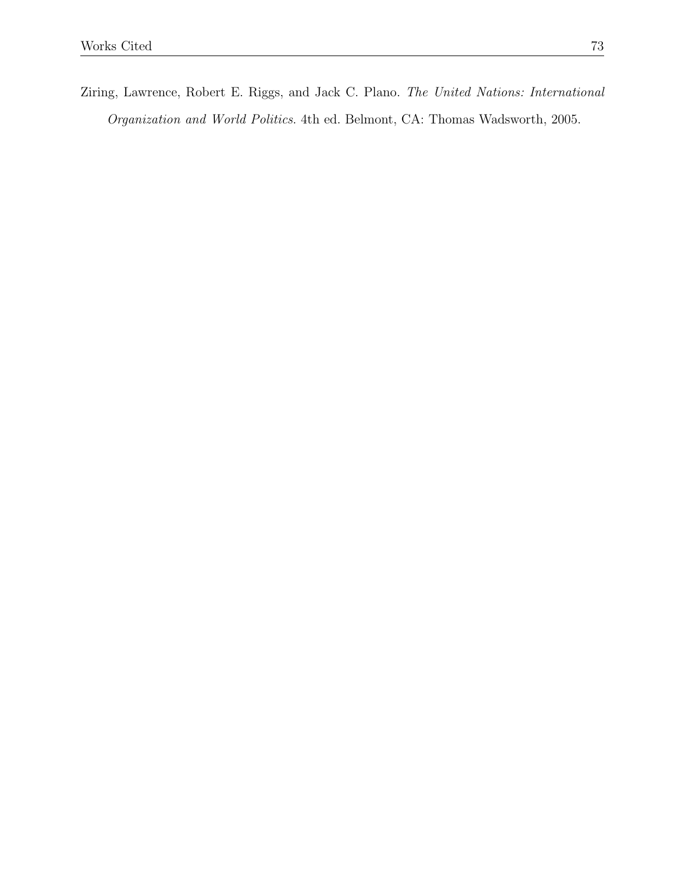Ziring, Lawrence, Robert E. Riggs, and Jack C. Plano. *The United Nations: International Organization and World Politics*. 4th ed. Belmont, CA: Thomas Wadsworth, 2005.